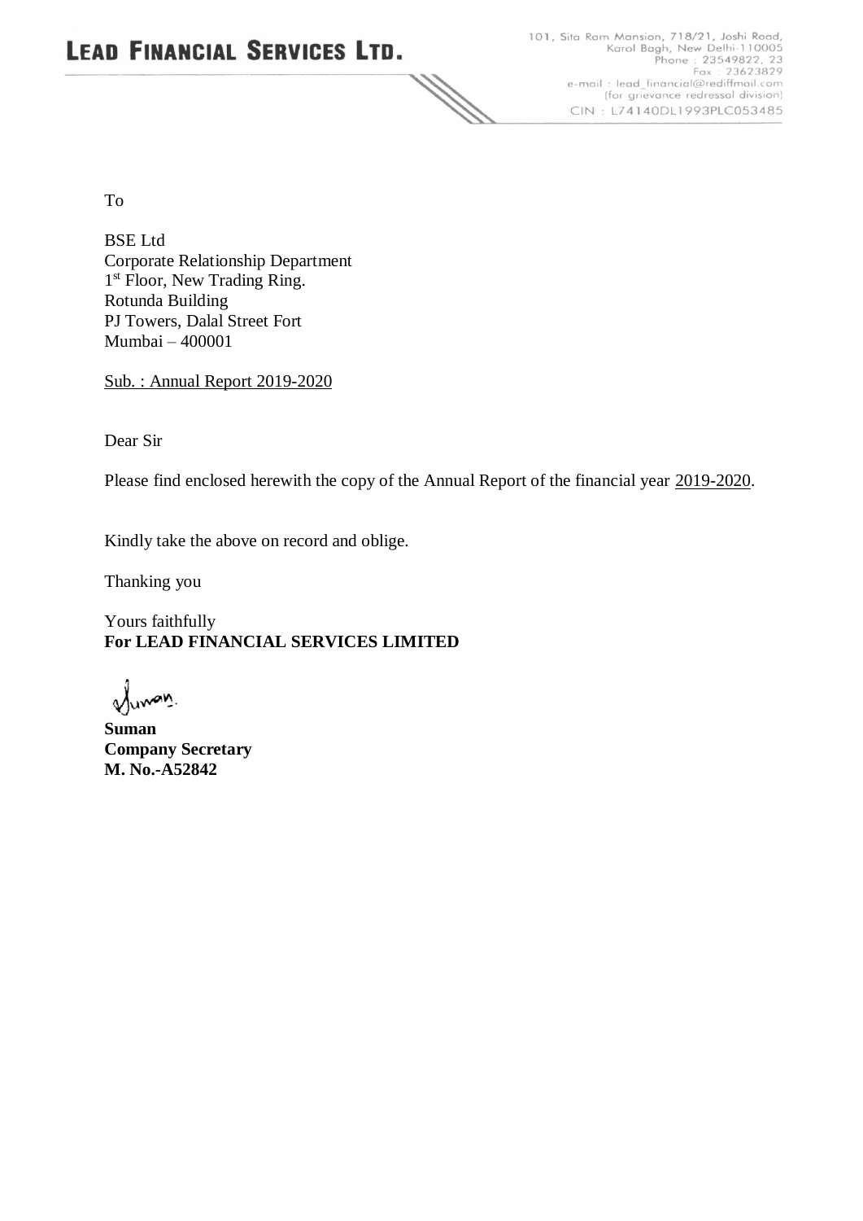# LEAD FINANCIAL SERVICES LTD.

101, Sita Ram Mansion, 718/21, Joshi Road,
Karol Bagh, New Delhi-110005
Phone : 23549822, 23
Fax : 23623829
e-mail : lead_financial@rediffmail.com
(for grievance redressal division)
CIN : L74140DL1993PLC053485

To

BSE Ltd
Corporate Relationship Department
1st Floor, New Trading Ring.
Rotunda Building
PJ Towers, Dalal Street Fort
Mumbai – 400001

Sub. : Annual Report 2019-2020

Dear Sir

Please find enclosed herewith the copy of the Annual Report of the financial year 2019-2020.

Kindly take the above on record and oblige.

Thanking you

Yours faithfully
**For LEAD FINANCIAL SERVICES LIMITED**

**Suman**
**Company Secretary**
**M. No.-A52842**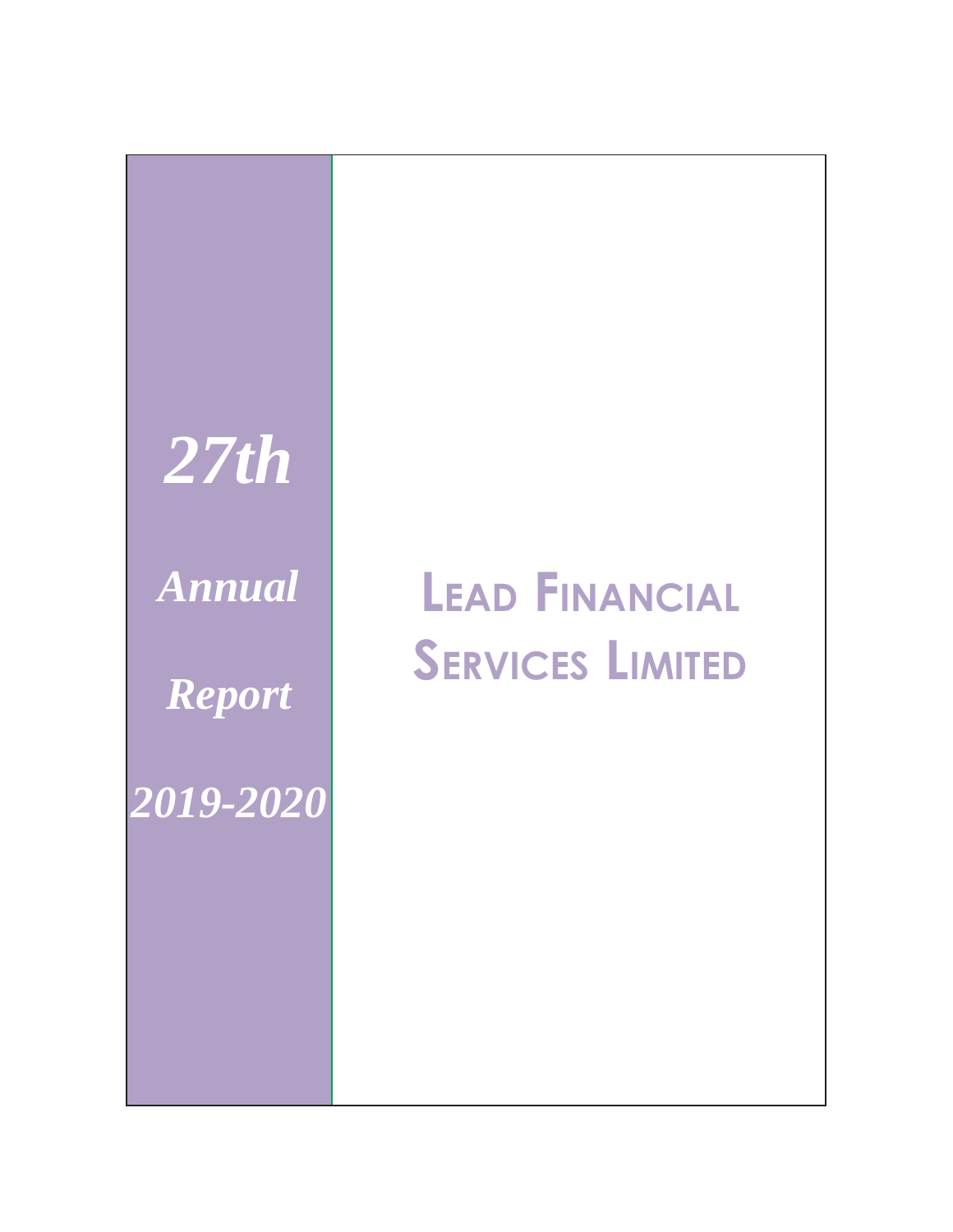*27th*

*Annual*

*Report*

*2019-2020*

# LEAD FINANCIAL SERVICES LIMITED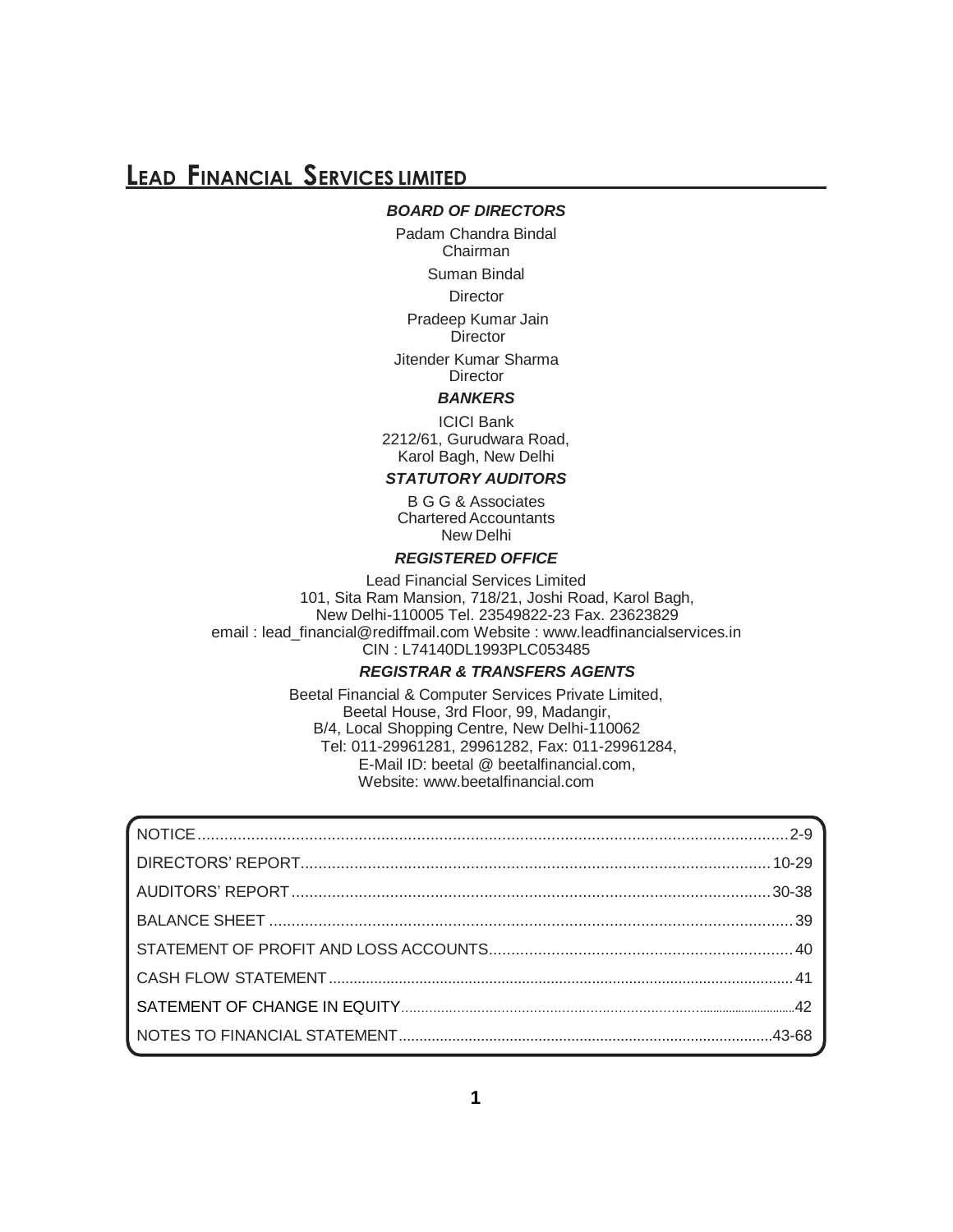# LEAD FINANCIAL SERVICES LIMITED

***BOARD OF DIRECTORS***

Padam Chandra Bindal
Chairman

Suman Bindal
Director

Pradeep Kumar Jain
Director

Jitender Kumar Sharma
Director

***BANKERS***

ICICI Bank
2212/61, Gurudwara Road,
Karol Bagh, New Delhi

***STATUTORY AUDITORS***

B G G & Associates
Chartered Accountants
New Delhi

***REGISTERED OFFICE***

Lead Financial Services Limited
101, Sita Ram Mansion, 718/21, Joshi Road, Karol Bagh,
New Delhi-110005 Tel. 23549822-23 Fax. 23623829
email : lead_financial@rediffmail.com Website : www.leadfinancialservices.in
CIN : L74140DL1993PLC053485

***REGISTRAR & TRANSFERS AGENTS***

Beetal Financial & Computer Services Private Limited,
Beetal House, 3rd Floor, 99, Madangir,
B/4, Local Shopping Centre, New Delhi-110062
Tel: 011-29961281, 29961282, Fax: 011-29961284,
E-Mail ID: beetal @ beetalfinancial.com,
Website: www.beetalfinancial.com

| | |
|---|---|
| NOTICE | 2-9 |
| DIRECTORS' REPORT | 10-29 |
| AUDITORS' REPORT | 30-38 |
| BALANCE SHEET | 39 |
| STATEMENT OF PROFIT AND LOSS ACCOUNTS | 40 |
| CASH FLOW STATEMENT | 41 |
| SATEMENT OF CHANGE IN EQUITY | 42 |
| NOTES TO FINANCIAL STATEMENT | 43-68 |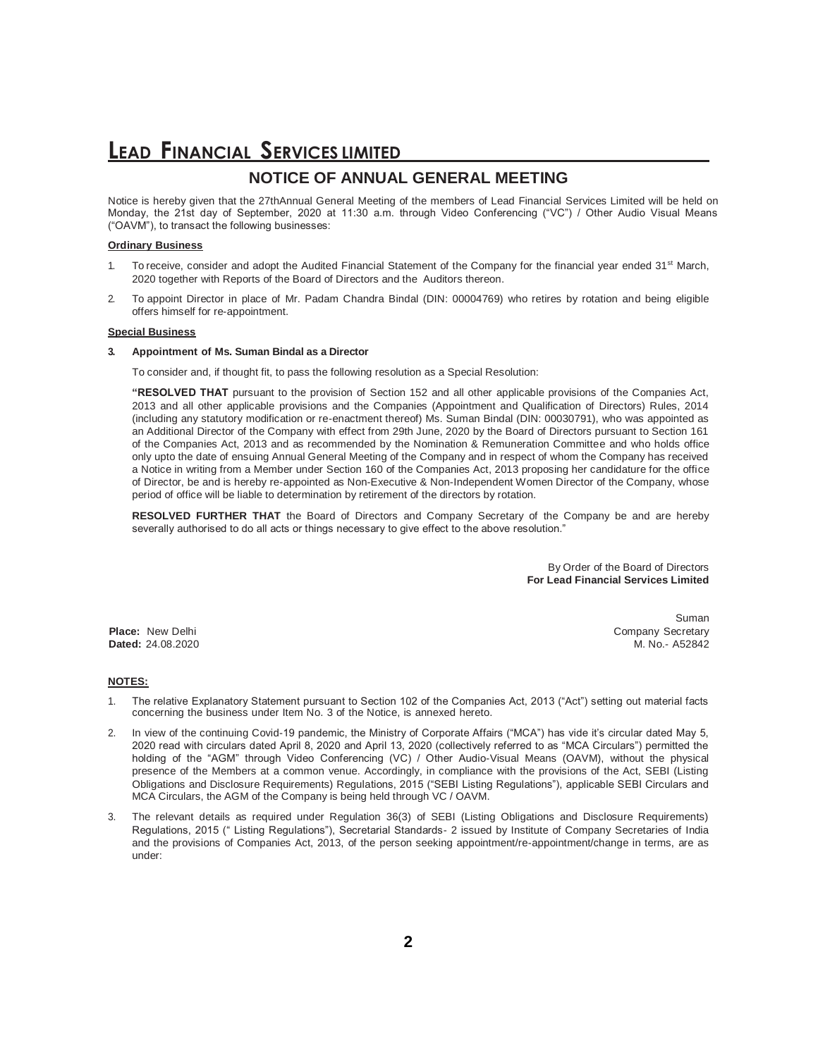# LEAD FINANCIAL SERVICES LIMITED

## NOTICE OF ANNUAL GENERAL MEETING

Notice is hereby given that the 27thAnnual General Meeting of the members of Lead Financial Services Limited will be held on Monday, the 21st day of September, 2020 at 11:30 a.m. through Video Conferencing ("VC") / Other Audio Visual Means ("OAVM"), to transact the following businesses:

**Ordinary Business**

1. To receive, consider and adopt the Audited Financial Statement of the Company for the financial year ended 31st March, 2020 together with Reports of the Board of Directors and the Auditors thereon.
2. To appoint Director in place of Mr. Padam Chandra Bindal (DIN: 00004769) who retires by rotation and being eligible offers himself for re-appointment.

**Special Business**

**3. Appointment of Ms. Suman Bindal as a Director**

To consider and, if thought fit, to pass the following resolution as a Special Resolution:

**"RESOLVED THAT** pursuant to the provision of Section 152 and all other applicable provisions of the Companies Act, 2013 and all other applicable provisions and the Companies (Appointment and Qualification of Directors) Rules, 2014 (including any statutory modification or re-enactment thereof) Ms. Suman Bindal (DIN: 00030791), who was appointed as an Additional Director of the Company with effect from 29th June, 2020 by the Board of Directors pursuant to Section 161 of the Companies Act, 2013 and as recommended by the Nomination & Remuneration Committee and who holds office only upto the date of ensuing Annual General Meeting of the Company and in respect of whom the Company has received a Notice in writing from a Member under Section 160 of the Companies Act, 2013 proposing her candidature for the office of Director, be and is hereby re-appointed as Non-Executive & Non-Independent Women Director of the Company, whose period of office will be liable to determination by retirement of the directors by rotation.

**RESOLVED FURTHER THAT** the Board of Directors and Company Secretary of the Company be and are hereby severally authorised to do all acts or things necessary to give effect to the above resolution."

By Order of the Board of Directors
**For Lead Financial Services Limited**

Suman
Company Secretary
M. No.- A52842

**Place:** New Delhi
**Dated:** 24.08.2020

**NOTES:**

1. The relative Explanatory Statement pursuant to Section 102 of the Companies Act, 2013 ("Act") setting out material facts concerning the business under Item No. 3 of the Notice, is annexed hereto.
2. In view of the continuing Covid-19 pandemic, the Ministry of Corporate Affairs ("MCA") has vide it's circular dated May 5, 2020 read with circulars dated April 8, 2020 and April 13, 2020 (collectively referred to as "MCA Circulars") permitted the holding of the "AGM" through Video Conferencing (VC) / Other Audio-Visual Means (OAVM), without the physical presence of the Members at a common venue. Accordingly, in compliance with the provisions of the Act, SEBI (Listing Obligations and Disclosure Requirements) Regulations, 2015 ("SEBI Listing Regulations"), applicable SEBI Circulars and MCA Circulars, the AGM of the Company is being held through VC / OAVM.
3. The relevant details as required under Regulation 36(3) of SEBI (Listing Obligations and Disclosure Requirements) Regulations, 2015 (" Listing Regulations"), Secretarial Standards- 2 issued by Institute of Company Secretaries of India and the provisions of Companies Act, 2013, of the person seeking appointment/re-appointment/change in terms, are as under: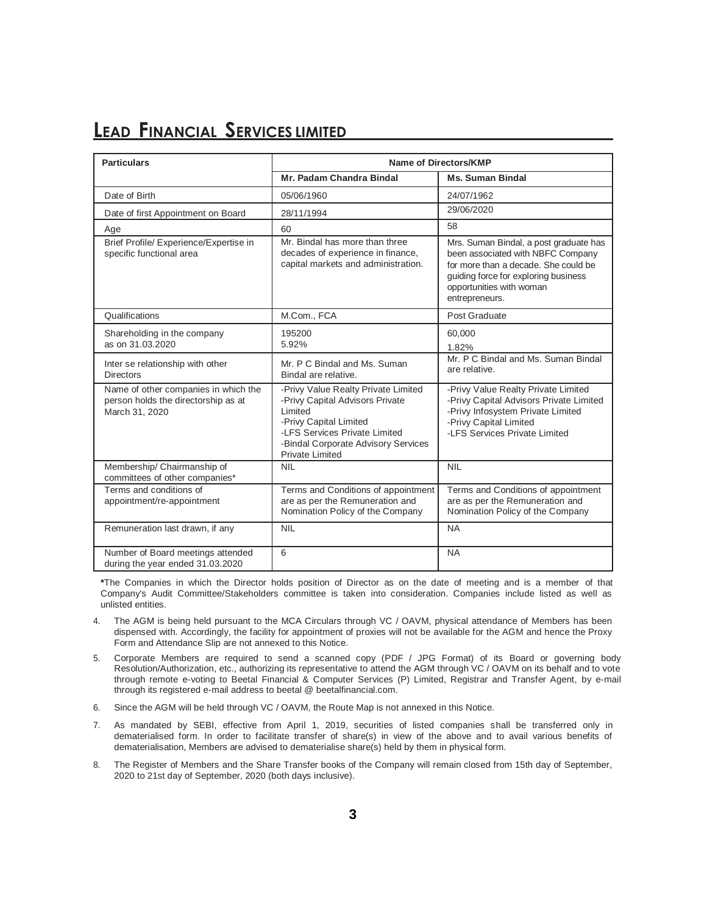| Particulars | Name of Directors/KMP | |
|---|---|---|
| | **Mr. Padam Chandra Bindal** | **Ms. Suman Bindal** |
| Date of Birth | 05/06/1960 | 24/07/1962 |
| Date of first Appointment on Board | 28/11/1994 | 29/06/2020 |
| Age | 60 | 58 |
| Brief Profile/ Experience/Expertise in specific functional area | Mr. Bindal has more than three decades of experience in finance, capital markets and administration. | Mrs. Suman Bindal, a post graduate has been associated with NBFC Company for more than a decade. She could be guiding force for exploring business opportunities with woman entrepreneurs. |
| Qualifications | M.Com., FCA | Post Graduate |
| Shareholding in the company as on 31.03.2020 | 195200<br>5.92% | 60,000<br>1.82% |
| Inter se relationship with other Directors | Mr. P C Bindal and Ms. Suman Bindal are relative. | Mr. P C Bindal and Ms. Suman Bindal are relative. |
| Name of other companies in which the person holds the directorship as at March 31, 2020 | -Privy Value Realty Private Limited<br>-Privy Capital Advisors Private Limited<br>-Privy Capital Limited<br>-LFS Services Private Limited<br>-Bindal Corporate Advisory Services Private Limited | -Privy Value Realty Private Limited<br>-Privy Capital Advisors Private Limited<br>-Privy Infosystem Private Limited<br>-Privy Capital Limited<br>-LFS Services Private Limited |
| Membership/ Chairmanship of committees of other companies* | NIL | NIL |
| Terms and conditions of appointment/re-appointment | Terms and Conditions of appointment are as per the Remuneration and Nomination Policy of the Company | Terms and Conditions of appointment are as per the Remuneration and Nomination Policy of the Company |
| Remuneration last drawn, if any | NIL | NA |
| Number of Board meetings attended during the year ended 31.03.2020 | 6 | NA |

**\***The Companies in which the Director holds position of Director as on the date of meeting and is a member of that Company's Audit Committee/Stakeholders committee is taken into consideration. Companies include listed as well as unlisted entities.

4. The AGM is being held pursuant to the MCA Circulars through VC / OAVM, physical attendance of Members has been dispensed with. Accordingly, the facility for appointment of proxies will not be available for the AGM and hence the Proxy Form and Attendance Slip are not annexed to this Notice.

5. Corporate Members are required to send a scanned copy (PDF / JPG Format) of its Board or governing body Resolution/Authorization, etc., authorizing its representative to attend the AGM through VC / OAVM on its behalf and to vote through remote e-voting to Beetal Financial & Computer Services (P) Limited, Registrar and Transfer Agent, by e-mail through its registered e-mail address to beetal @ beetalfinancial.com.

6. Since the AGM will be held through VC / OAVM, the Route Map is not annexed in this Notice.

7. As mandated by SEBI, effective from April 1, 2019, securities of listed companies shall be transferred only in dematerialised form. In order to facilitate transfer of share(s) in view of the above and to avail various benefits of dematerialisation, Members are advised to dematerialise share(s) held by them in physical form.

8. The Register of Members and the Share Transfer books of the Company will remain closed from 15th day of September, 2020 to 21st day of September, 2020 (both days inclusive).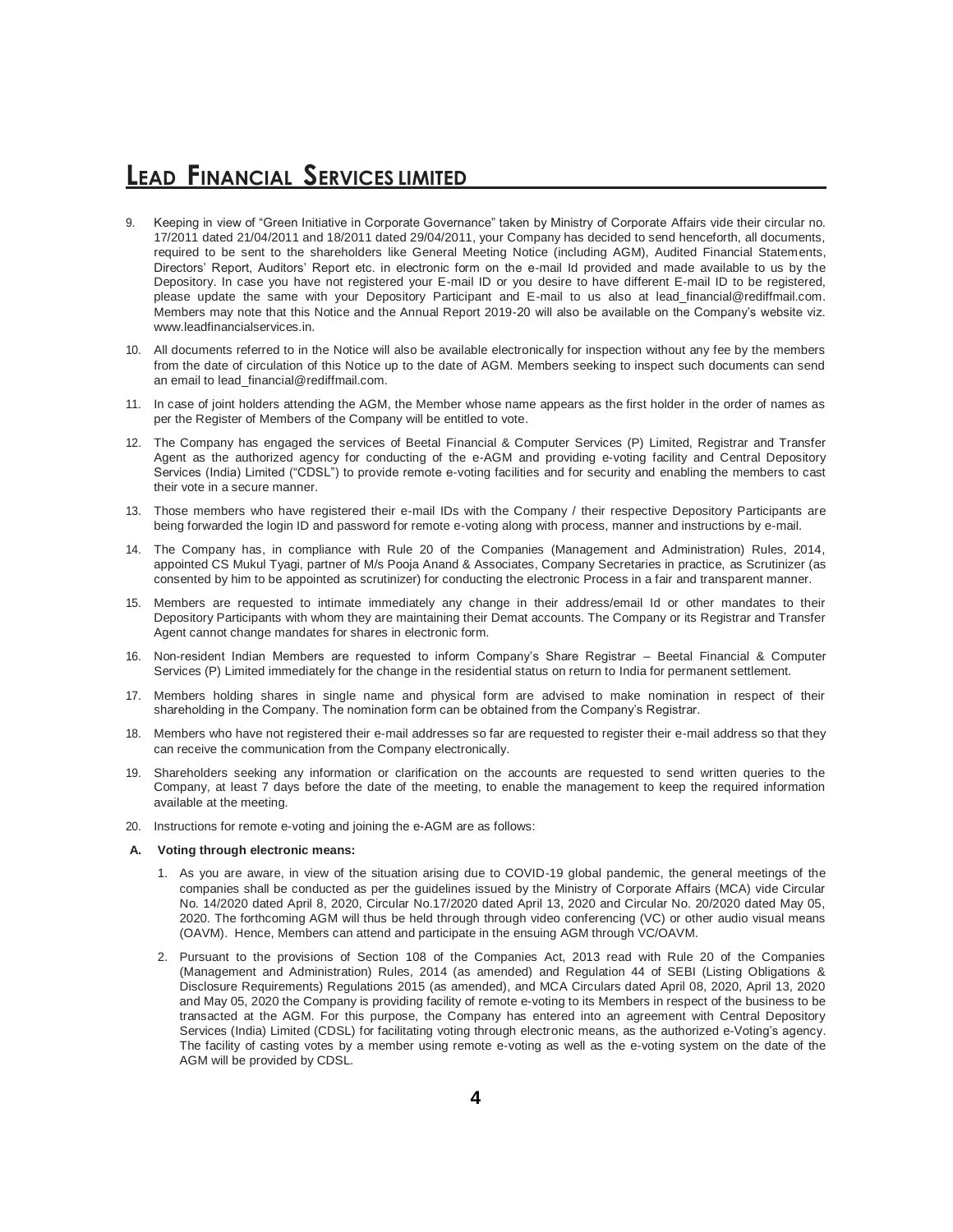9. Keeping in view of "Green Initiative in Corporate Governance" taken by Ministry of Corporate Affairs vide their circular no. 17/2011 dated 21/04/2011 and 18/2011 dated 29/04/2011, your Company has decided to send henceforth, all documents, required to be sent to the shareholders like General Meeting Notice (including AGM), Audited Financial Statements, Directors' Report, Auditors' Report etc. in electronic form on the e-mail Id provided and made available to us by the Depository. In case you have not registered your E-mail ID or you desire to have different E-mail ID to be registered, please update the same with your Depository Participant and E-mail to us also at lead_financial@rediffmail.com. Members may note that this Notice and the Annual Report 2019-20 will also be available on the Company's website viz. www.leadfinancialservices.in.

10. All documents referred to in the Notice will also be available electronically for inspection without any fee by the members from the date of circulation of this Notice up to the date of AGM. Members seeking to inspect such documents can send an email to lead_financial@rediffmail.com.

11. In case of joint holders attending the AGM, the Member whose name appears as the first holder in the order of names as per the Register of Members of the Company will be entitled to vote.

12. The Company has engaged the services of Beetal Financial & Computer Services (P) Limited, Registrar and Transfer Agent as the authorized agency for conducting of the e-AGM and providing e-voting facility and Central Depository Services (India) Limited ("CDSL") to provide remote e-voting facilities and for security and enabling the members to cast their vote in a secure manner.

13. Those members who have registered their e-mail IDs with the Company / their respective Depository Participants are being forwarded the login ID and password for remote e-voting along with process, manner and instructions by e-mail.

14. The Company has, in compliance with Rule 20 of the Companies (Management and Administration) Rules, 2014, appointed CS Mukul Tyagi, partner of M/s Pooja Anand & Associates, Company Secretaries in practice, as Scrutinizer (as consented by him to be appointed as scrutinizer) for conducting the electronic Process in a fair and transparent manner.

15. Members are requested to intimate immediately any change in their address/email Id or other mandates to their Depository Participants with whom they are maintaining their Demat accounts. The Company or its Registrar and Transfer Agent cannot change mandates for shares in electronic form.

16. Non-resident Indian Members are requested to inform Company's Share Registrar – Beetal Financial & Computer Services (P) Limited immediately for the change in the residential status on return to India for permanent settlement.

17. Members holding shares in single name and physical form are advised to make nomination in respect of their shareholding in the Company. The nomination form can be obtained from the Company's Registrar.

18. Members who have not registered their e-mail addresses so far are requested to register their e-mail address so that they can receive the communication from the Company electronically.

19. Shareholders seeking any information or clarification on the accounts are requested to send written queries to the Company, at least 7 days before the date of the meeting, to enable the management to keep the required information available at the meeting.

20. Instructions for remote e-voting and joining the e-AGM are as follows:

**A. Voting through electronic means:**

1. As you are aware, in view of the situation arising due to COVID-19 global pandemic, the general meetings of the companies shall be conducted as per the guidelines issued by the Ministry of Corporate Affairs (MCA) vide Circular No. 14/2020 dated April 8, 2020, Circular No.17/2020 dated April 13, 2020 and Circular No. 20/2020 dated May 05, 2020. The forthcoming AGM will thus be held through through video conferencing (VC) or other audio visual means (OAVM). Hence, Members can attend and participate in the ensuing AGM through VC/OAVM.

2. Pursuant to the provisions of Section 108 of the Companies Act, 2013 read with Rule 20 of the Companies (Management and Administration) Rules, 2014 (as amended) and Regulation 44 of SEBI (Listing Obligations & Disclosure Requirements) Regulations 2015 (as amended), and MCA Circulars dated April 08, 2020, April 13, 2020 and May 05, 2020 the Company is providing facility of remote e-voting to its Members in respect of the business to be transacted at the AGM. For this purpose, the Company has entered into an agreement with Central Depository Services (India) Limited (CDSL) for facilitating voting through electronic means, as the authorized e-Voting's agency. The facility of casting votes by a member using remote e-voting as well as the e-voting system on the date of the AGM will be provided by CDSL.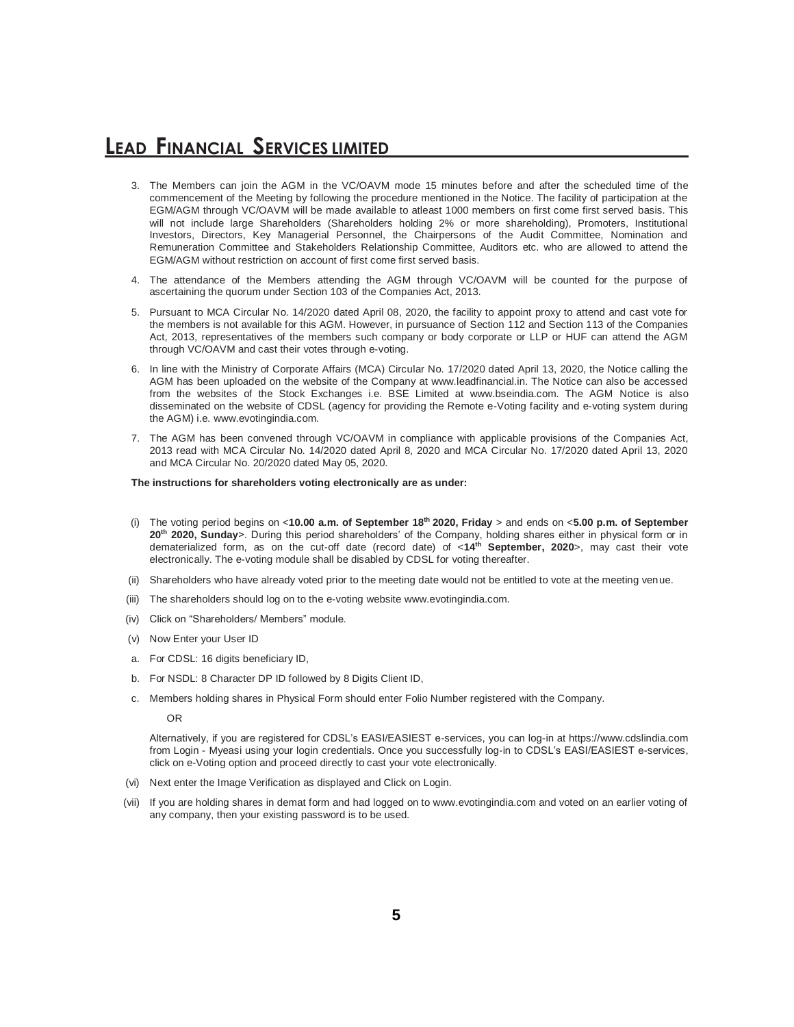3. The Members can join the AGM in the VC/OAVM mode 15 minutes before and after the scheduled time of the commencement of the Meeting by following the procedure mentioned in the Notice. The facility of participation at the EGM/AGM through VC/OAVM will be made available to atleast 1000 members on first come first served basis. This will not include large Shareholders (Shareholders holding 2% or more shareholding), Promoters, Institutional Investors, Directors, Key Managerial Personnel, the Chairpersons of the Audit Committee, Nomination and Remuneration Committee and Stakeholders Relationship Committee, Auditors etc. who are allowed to attend the EGM/AGM without restriction on account of first come first served basis.

4. The attendance of the Members attending the AGM through VC/OAVM will be counted for the purpose of ascertaining the quorum under Section 103 of the Companies Act, 2013.

5. Pursuant to MCA Circular No. 14/2020 dated April 08, 2020, the facility to appoint proxy to attend and cast vote for the members is not available for this AGM. However, in pursuance of Section 112 and Section 113 of the Companies Act, 2013, representatives of the members such company or body corporate or LLP or HUF can attend the AGM through VC/OAVM and cast their votes through e-voting.

6. In line with the Ministry of Corporate Affairs (MCA) Circular No. 17/2020 dated April 13, 2020, the Notice calling the AGM has been uploaded on the website of the Company at www.leadfinancial.in. The Notice can also be accessed from the websites of the Stock Exchanges i.e. BSE Limited at www.bseindia.com. The AGM Notice is also disseminated on the website of CDSL (agency for providing the Remote e-Voting facility and e-voting system during the AGM) i.e. www.evotingindia.com.

7. The AGM has been convened through VC/OAVM in compliance with applicable provisions of the Companies Act, 2013 read with MCA Circular No. 14/2020 dated April 8, 2020 and MCA Circular No. 17/2020 dated April 13, 2020 and MCA Circular No. 20/2020 dated May 05, 2020.

**The instructions for shareholders voting electronically are as under:**

(i) The voting period begins on <**10.00 a.m. of September 18th 2020, Friday** > and ends on <**5.00 p.m. of September 20th 2020, Sunday**>. During this period shareholders' of the Company, holding shares either in physical form or in dematerialized form, as on the cut-off date (record date) of <**14th September, 2020**>, may cast their vote electronically. The e-voting module shall be disabled by CDSL for voting thereafter.

(ii) Shareholders who have already voted prior to the meeting date would not be entitled to vote at the meeting venue.

(iii) The shareholders should log on to the e-voting website www.evotingindia.com.

(iv) Click on "Shareholders/ Members" module.

(v) Now Enter your User ID

a. For CDSL: 16 digits beneficiary ID,

b. For NSDL: 8 Character DP ID followed by 8 Digits Client ID,

c. Members holding shares in Physical Form should enter Folio Number registered with the Company.

OR

Alternatively, if you are registered for CDSL's EASI/EASIEST e-services, you can log-in at https://www.cdslindia.com from Login - Myeasi using your login credentials. Once you successfully log-in to CDSL's EASI/EASIEST e-services, click on e-Voting option and proceed directly to cast your vote electronically.

(vi) Next enter the Image Verification as displayed and Click on Login.

(vii) If you are holding shares in demat form and had logged on to www.evotingindia.com and voted on an earlier voting of any company, then your existing password is to be used.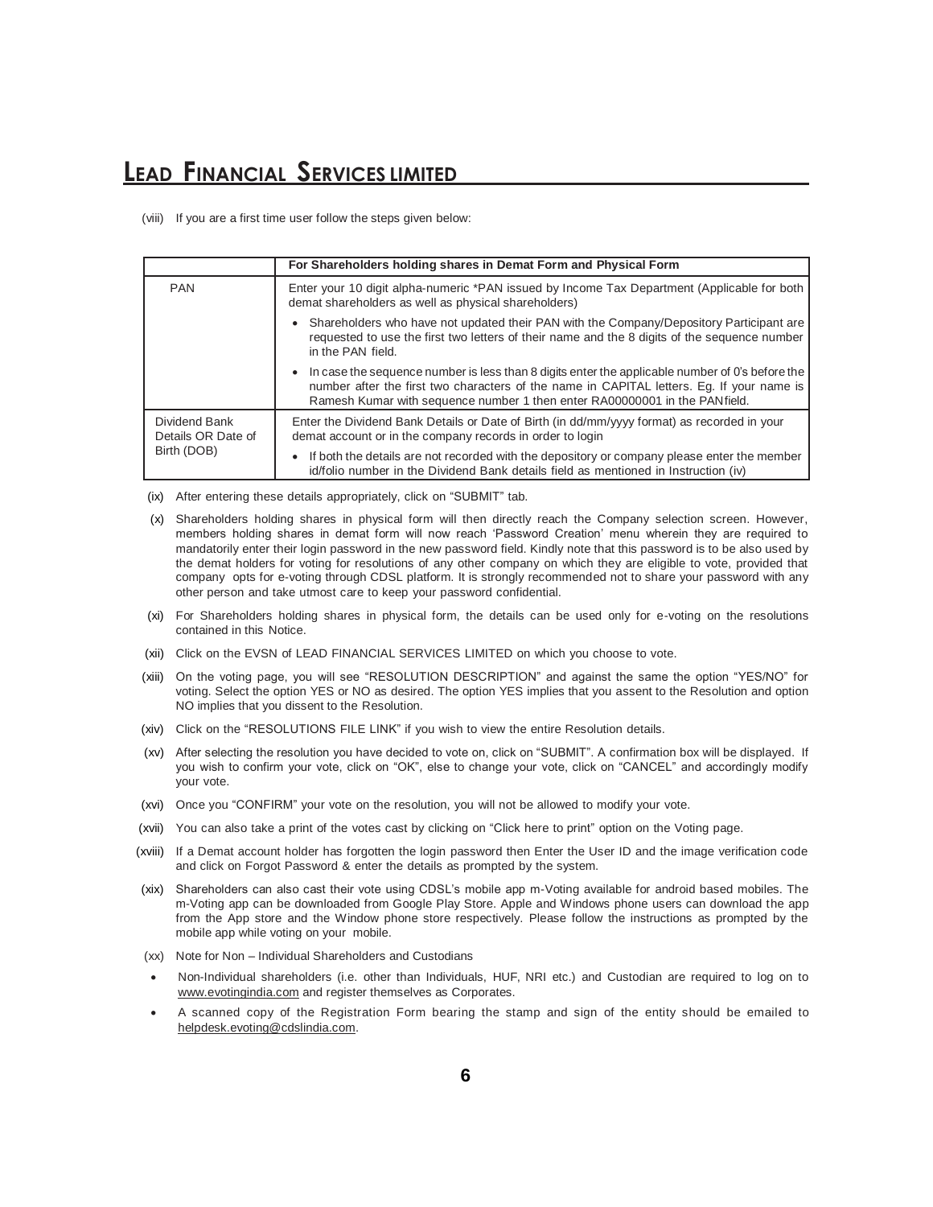(viii) If you are a first time user follow the steps given below:

| | For Shareholders holding shares in Demat Form and Physical Form |
|---|---|
| PAN | Enter your 10 digit alpha-numeric *PAN issued by Income Tax Department (Applicable for both demat shareholders as well as physical shareholders)<br>• Shareholders who have not updated their PAN with the Company/Depository Participant are requested to use the first two letters of their name and the 8 digits of the sequence number in the PAN field.<br>• In case the sequence number is less than 8 digits enter the applicable number of 0's before the number after the first two characters of the name in CAPITAL letters. Eg. If your name is Ramesh Kumar with sequence number 1 then enter RA00000001 in the PAN field. |
| Dividend Bank Details OR Date of Birth (DOB) | Enter the Dividend Bank Details or Date of Birth (in dd/mm/yyyy format) as recorded in your demat account or in the company records in order to login<br>• If both the details are not recorded with the depository or company please enter the member id/folio number in the Dividend Bank details field as mentioned in Instruction (iv) |

(ix) After entering these details appropriately, click on "SUBMIT" tab.

(x) Shareholders holding shares in physical form will then directly reach the Company selection screen. However, members holding shares in demat form will now reach 'Password Creation' menu wherein they are required to mandatorily enter their login password in the new password field. Kindly note that this password is to be also used by the demat holders for voting for resolutions of any other company on which they are eligible to vote, provided that company opts for e-voting through CDSL platform. It is strongly recommended not to share your password with any other person and take utmost care to keep your password confidential.

(xi) For Shareholders holding shares in physical form, the details can be used only for e-voting on the resolutions contained in this Notice.

(xii) Click on the EVSN of LEAD FINANCIAL SERVICES LIMITED on which you choose to vote.

(xiii) On the voting page, you will see "RESOLUTION DESCRIPTION" and against the same the option "YES/NO" for voting. Select the option YES or NO as desired. The option YES implies that you assent to the Resolution and option NO implies that you dissent to the Resolution.

(xiv) Click on the "RESOLUTIONS FILE LINK" if you wish to view the entire Resolution details.

(xv) After selecting the resolution you have decided to vote on, click on "SUBMIT". A confirmation box will be displayed. If you wish to confirm your vote, click on "OK", else to change your vote, click on "CANCEL" and accordingly modify your vote.

(xvi) Once you "CONFIRM" your vote on the resolution, you will not be allowed to modify your vote.

(xvii) You can also take a print of the votes cast by clicking on "Click here to print" option on the Voting page.

(xviii) If a Demat account holder has forgotten the login password then Enter the User ID and the image verification code and click on Forgot Password & enter the details as prompted by the system.

(xix) Shareholders can also cast their vote using CDSL's mobile app m-Voting available for android based mobiles. The m-Voting app can be downloaded from Google Play Store. Apple and Windows phone users can download the app from the App store and the Window phone store respectively. Please follow the instructions as prompted by the mobile app while voting on your mobile.

(xx) Note for Non – Individual Shareholders and Custodians

- Non-Individual shareholders (i.e. other than Individuals, HUF, NRI etc.) and Custodian are required to log on to www.evotingindia.com and register themselves as Corporates.
- A scanned copy of the Registration Form bearing the stamp and sign of the entity should be emailed to helpdesk.evoting@cdslindia.com.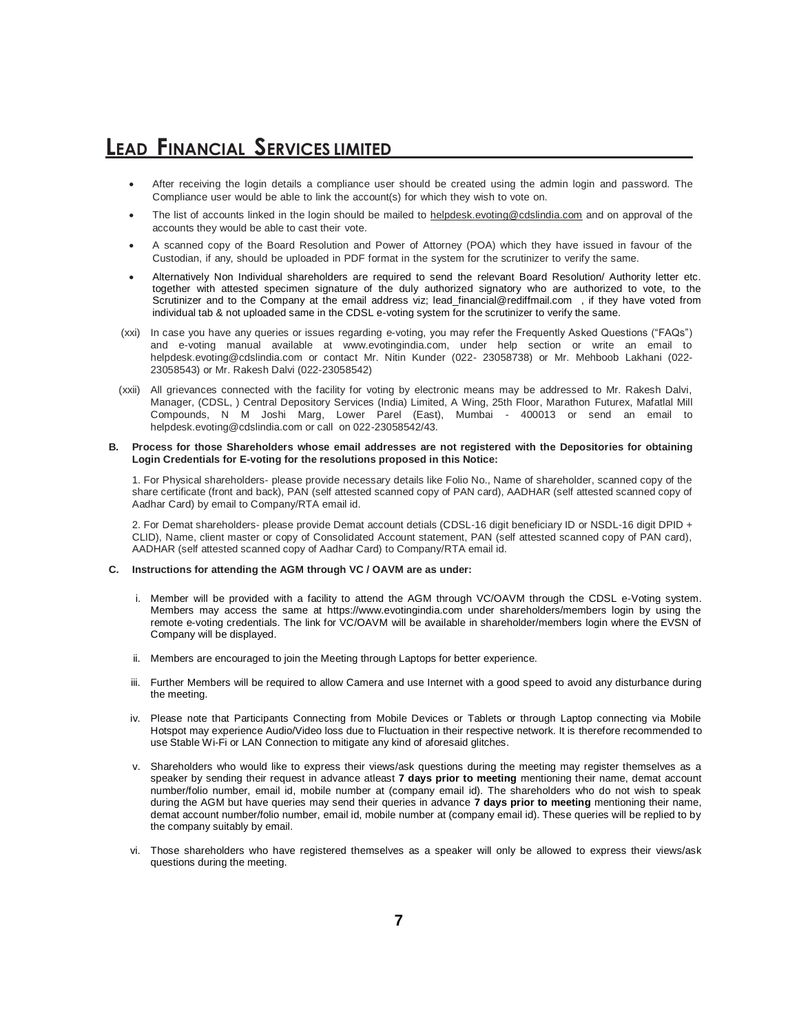- After receiving the login details a compliance user should be created using the admin login and password. The Compliance user would be able to link the account(s) for which they wish to vote on.
- The list of accounts linked in the login should be mailed to helpdesk.evoting@cdslindia.com and on approval of the accounts they would be able to cast their vote.
- A scanned copy of the Board Resolution and Power of Attorney (POA) which they have issued in favour of the Custodian, if any, should be uploaded in PDF format in the system for the scrutinizer to verify the same.
- Alternatively Non Individual shareholders are required to send the relevant Board Resolution/ Authority letter etc. together with attested specimen signature of the duly authorized signatory who are authorized to vote, to the Scrutinizer and to the Company at the email address viz; lead_financial@rediffmail.com , if they have voted from individual tab & not uploaded same in the CDSL e-voting system for the scrutinizer to verify the same.

(xxi) In case you have any queries or issues regarding e-voting, you may refer the Frequently Asked Questions ("FAQs") and e-voting manual available at www.evotingindia.com, under help section or write an email to helpdesk.evoting@cdslindia.com or contact Mr. Nitin Kunder (022- 23058738) or Mr. Mehboob Lakhani (022-23058543) or Mr. Rakesh Dalvi (022-23058542)

(xxii) All grievances connected with the facility for voting by electronic means may be addressed to Mr. Rakesh Dalvi, Manager, (CDSL, ) Central Depository Services (India) Limited, A Wing, 25th Floor, Marathon Futurex, Mafatlal Mill Compounds, N M Joshi Marg, Lower Parel (East), Mumbai - 400013 or send an email to helpdesk.evoting@cdslindia.com or call on 022-23058542/43.

**B. Process for those Shareholders whose email addresses are not registered with the Depositories for obtaining Login Credentials for E-voting for the resolutions proposed in this Notice:**

1. For Physical shareholders- please provide necessary details like Folio No., Name of shareholder, scanned copy of the share certificate (front and back), PAN (self attested scanned copy of PAN card), AADHAR (self attested scanned copy of Aadhar Card) by email to Company/RTA email id.

2. For Demat shareholders- please provide Demat account detials (CDSL-16 digit beneficiary ID or NSDL-16 digit DPID + CLID), Name, client master or copy of Consolidated Account statement, PAN (self attested scanned copy of PAN card), AADHAR (self attested scanned copy of Aadhar Card) to Company/RTA email id.

**C. Instructions for attending the AGM through VC / OAVM are as under:**

i. Member will be provided with a facility to attend the AGM through VC/OAVM through the CDSL e-Voting system. Members may access the same at https://www.evotingindia.com under shareholders/members login by using the remote e-voting credentials. The link for VC/OAVM will be available in shareholder/members login where the EVSN of Company will be displayed.

ii. Members are encouraged to join the Meeting through Laptops for better experience.

iii. Further Members will be required to allow Camera and use Internet with a good speed to avoid any disturbance during the meeting.

iv. Please note that Participants Connecting from Mobile Devices or Tablets or through Laptop connecting via Mobile Hotspot may experience Audio/Video loss due to Fluctuation in their respective network. It is therefore recommended to use Stable Wi-Fi or LAN Connection to mitigate any kind of aforesaid glitches.

v. Shareholders who would like to express their views/ask questions during the meeting may register themselves as a speaker by sending their request in advance atleast **7 days prior to meeting** mentioning their name, demat account number/folio number, email id, mobile number at (company email id). The shareholders who do not wish to speak during the AGM but have queries may send their queries in advance **7 days prior to meeting** mentioning their name, demat account number/folio number, email id, mobile number at (company email id). These queries will be replied to by the company suitably by email.

vi. Those shareholders who have registered themselves as a speaker will only be allowed to express their views/ask questions during the meeting.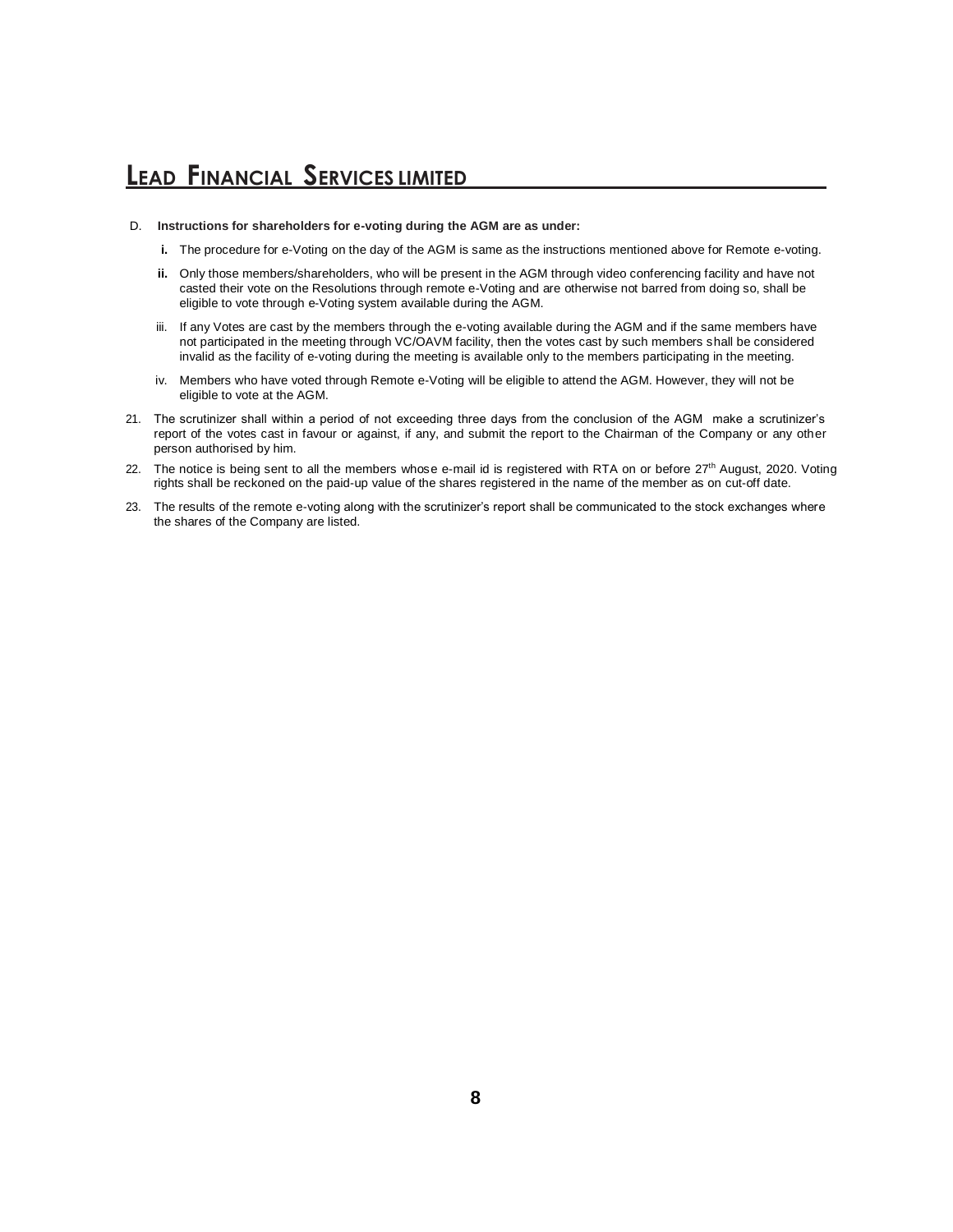D. **Instructions for shareholders for e-voting during the AGM are as under:**

- **i.** The procedure for e-Voting on the day of the AGM is same as the instructions mentioned above for Remote e-voting.
- **ii.** Only those members/shareholders, who will be present in the AGM through video conferencing facility and have not casted their vote on the Resolutions through remote e-Voting and are otherwise not barred from doing so, shall be eligible to vote through e-Voting system available during the AGM.
- iii. If any Votes are cast by the members through the e-voting available during the AGM and if the same members have not participated in the meeting through VC/OAVM facility, then the votes cast by such members shall be considered invalid as the facility of e-voting during the meeting is available only to the members participating in the meeting.
- iv. Members who have voted through Remote e-Voting will be eligible to attend the AGM. However, they will not be eligible to vote at the AGM.

21. The scrutinizer shall within a period of not exceeding three days from the conclusion of the AGM make a scrutinizer's report of the votes cast in favour or against, if any, and submit the report to the Chairman of the Company or any other person authorised by him.
22. The notice is being sent to all the members whose e-mail id is registered with RTA on or before 27th August, 2020. Voting rights shall be reckoned on the paid-up value of the shares registered in the name of the member as on cut-off date.
23. The results of the remote e-voting along with the scrutinizer's report shall be communicated to the stock exchanges where the shares of the Company are listed.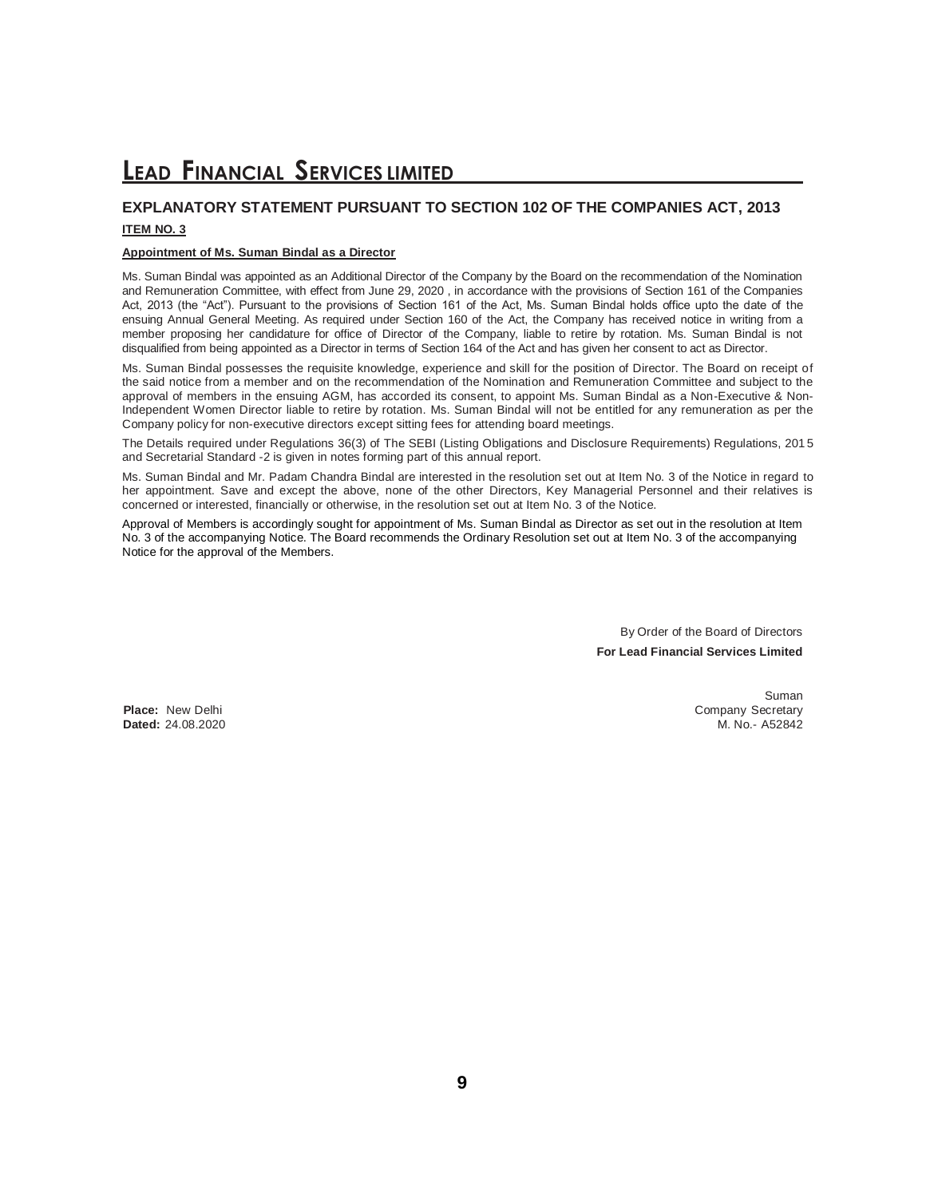# LEAD FINANCIAL SERVICES LIMITED

## EXPLANATORY STATEMENT PURSUANT TO SECTION 102 OF THE COMPANIES ACT, 2013

**ITEM NO. 3**

**Appointment of Ms. Suman Bindal as a Director**

Ms. Suman Bindal was appointed as an Additional Director of the Company by the Board on the recommendation of the Nomination and Remuneration Committee, with effect from June 29, 2020 , in accordance with the provisions of Section 161 of the Companies Act, 2013 (the "Act"). Pursuant to the provisions of Section 161 of the Act, Ms. Suman Bindal holds office upto the date of the ensuing Annual General Meeting. As required under Section 160 of the Act, the Company has received notice in writing from a member proposing her candidature for office of Director of the Company, liable to retire by rotation. Ms. Suman Bindal is not disqualified from being appointed as a Director in terms of Section 164 of the Act and has given her consent to act as Director.

Ms. Suman Bindal possesses the requisite knowledge, experience and skill for the position of Director. The Board on receipt of the said notice from a member and on the recommendation of the Nomination and Remuneration Committee and subject to the approval of members in the ensuing AGM, has accorded its consent, to appoint Ms. Suman Bindal as a Non-Executive & Non-Independent Women Director liable to retire by rotation. Ms. Suman Bindal will not be entitled for any remuneration as per the Company policy for non-executive directors except sitting fees for attending board meetings.

The Details required under Regulations 36(3) of The SEBI (Listing Obligations and Disclosure Requirements) Regulations, 2015 and Secretarial Standard -2 is given in notes forming part of this annual report.

Ms. Suman Bindal and Mr. Padam Chandra Bindal are interested in the resolution set out at Item No. 3 of the Notice in regard to her appointment. Save and except the above, none of the other Directors, Key Managerial Personnel and their relatives is concerned or interested, financially or otherwise, in the resolution set out at Item No. 3 of the Notice.

Approval of Members is accordingly sought for appointment of Ms. Suman Bindal as Director as set out in the resolution at Item No. 3 of the accompanying Notice. The Board recommends the Ordinary Resolution set out at Item No. 3 of the accompanying Notice for the approval of the Members.

By Order of the Board of Directors
**For Lead Financial Services Limited**

Suman
Company Secretary
M. No.- A52842

**Place:** New Delhi
**Dated:** 24.08.2020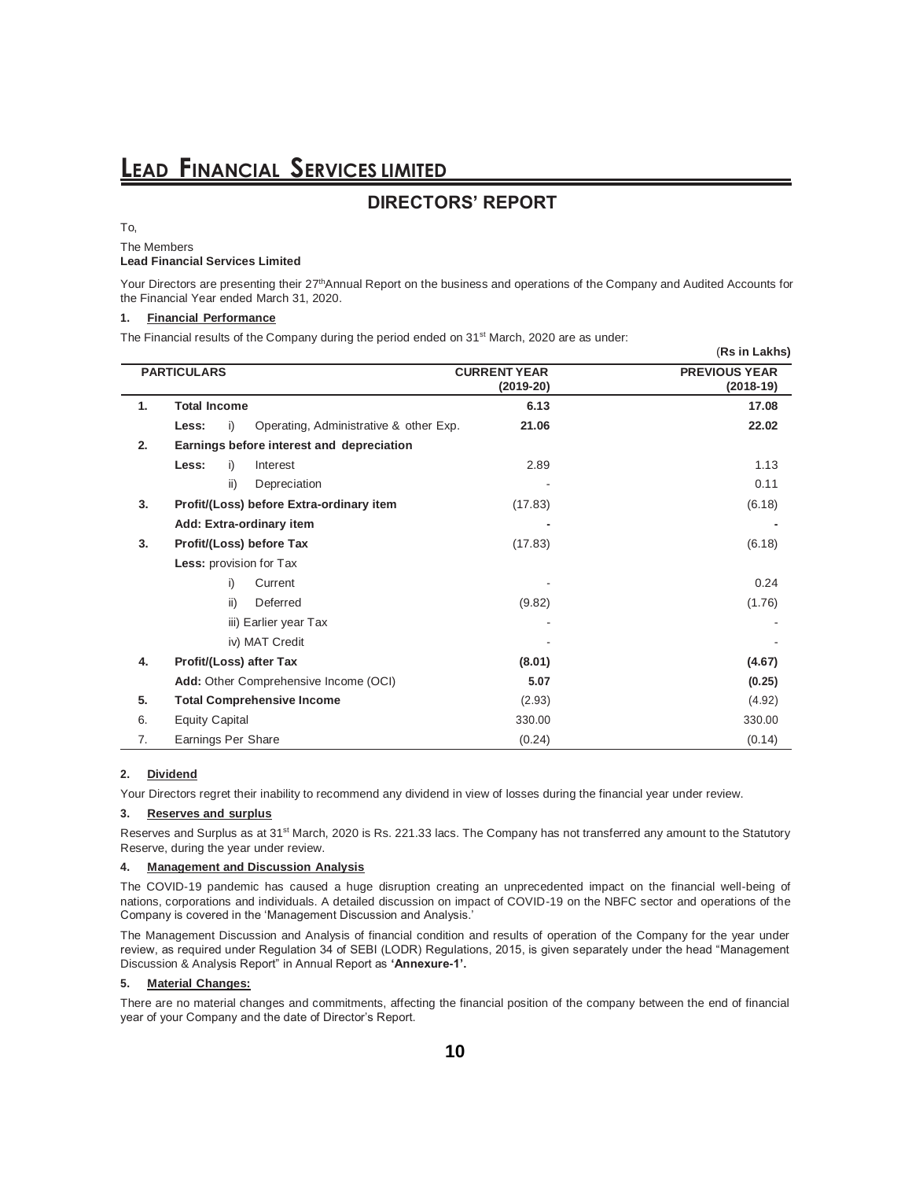# Lead Financial Services Limited

## DIRECTORS' REPORT

To,

The Members
**Lead Financial Services Limited**

Your Directors are presenting their 27th Annual Report on the business and operations of the Company and Audited Accounts for the Financial Year ended March 31, 2020.

### 1. Financial Performance

The Financial results of the Company during the period ended on 31st March, 2020 are as under:

(**Rs in Lakhs)**

| | PARTICULARS | CURRENT YEAR (2019-20) | PREVIOUS YEAR (2018-19) |
|---|---|---|---|
| **1.** | **Total Income** | **6.13** | **17.08** |
| | **Less:** i) Operating, Administrative & other Exp. | **21.06** | **22.02** |
| **2.** | **Earnings before interest and depreciation** | | |
| | **Less:** i) Interest | 2.89 | 1.13 |
| | ii) Depreciation | - | 0.11 |
| **3.** | **Profit/(Loss) before Extra-ordinary item** | (17.83) | (6.18) |
| | **Add: Extra-ordinary item** | **-** | **-** |
| **3.** | **Profit/(Loss) before Tax** | (17.83) | (6.18) |
| | **Less:** provision for Tax | | |
| | i) Current | - | 0.24 |
| | ii) Deferred | (9.82) | (1.76) |
| | iii) Earlier year Tax | - | - |
| | iv) MAT Credit | - | - |
| **4.** | **Profit/(Loss) after Tax** | **(8.01)** | **(4.67)** |
| | **Add:** Other Comprehensive Income (OCI) | **5.07** | **(0.25)** |
| **5.** | **Total Comprehensive Income** | (2.93) | (4.92) |
| 6. | Equity Capital | 330.00 | 330.00 |
| 7. | Earnings Per Share | (0.24) | (0.14) |

### 2. Dividend

Your Directors regret their inability to recommend any dividend in view of losses during the financial year under review.

### 3. Reserves and surplus

Reserves and Surplus as at 31st March, 2020 is Rs. 221.33 lacs. The Company has not transferred any amount to the Statutory Reserve, during the year under review.

### 4. Management and Discussion Analysis

The COVID-19 pandemic has caused a huge disruption creating an unprecedented impact on the financial well-being of nations, corporations and individuals. A detailed discussion on impact of COVID-19 on the NBFC sector and operations of the Company is covered in the 'Management Discussion and Analysis.'

The Management Discussion and Analysis of financial condition and results of operation of the Company for the year under review, as required under Regulation 34 of SEBI (LODR) Regulations, 2015, is given separately under the head "Management Discussion & Analysis Report" in Annual Report as **'Annexure-1'.**

### 5. Material Changes:

There are no material changes and commitments, affecting the financial position of the company between the end of financial year of your Company and the date of Director's Report.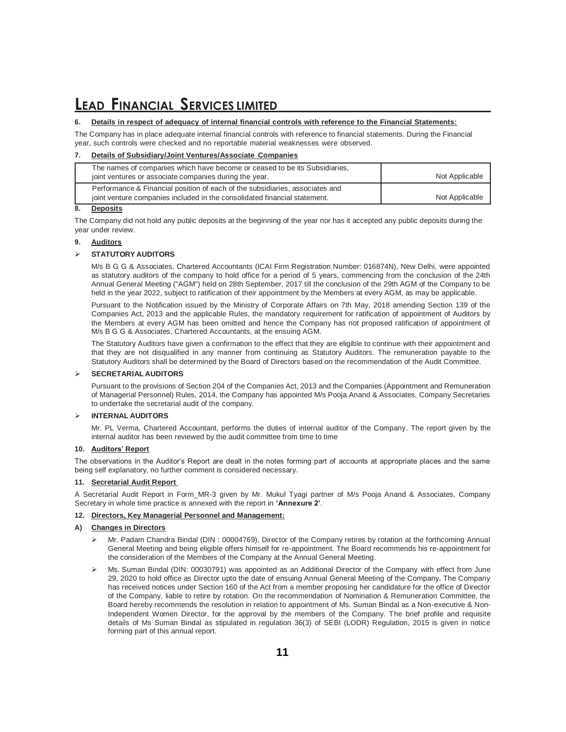#### 6. Details in respect of adequacy of internal financial controls with reference to the Financial Statements:

The Company has in place adequate internal financial controls with reference to financial statements. During the Financial year, such controls were checked and no reportable material weaknesses were observed.

#### 7. Details of Subsidiary/Joint Ventures/Associate Companies

| | |
|---|---|
| The names of companies which have become or ceased to be its Subsidiaries, joint ventures or associate companies during the year. | Not Applicable |
| Performance & Financial position of each of the subsidiaries, associates and joint venture companies included in the consolidated financial statement. | Not Applicable |

#### 8. Deposits

The Company did not hold any public deposits at the beginning of the year nor has it accepted any public deposits during the year under review.

#### 9. Auditors

- **STATUTORY AUDITORS**

M/s B G G & Associates, Chartered Accountants (ICAI Firm Registration Number: 016874N), New Delhi, were appointed as statutory auditors of the company to hold office for a period of 5 years, commencing from the conclusion of the 24th Annual General Meeting ("AGM") held on 28th September, 2017 till the conclusion of the 29th AGM of the Company to be held in the year 2022, subject to ratification of their appointment by the Members at every AGM, as may be applicable.

Pursuant to the Notification issued by the Ministry of Corporate Affairs on 7th May, 2018 amending Section 139 of the Companies Act, 2013 and the applicable Rules, the mandatory requirement for ratification of appointment of Auditors by the Members at every AGM has been omitted and hence the Company has not proposed ratification of appointment of M/s B G G & Associates, Chartered Accountants, at the ensuing AGM.

The Statutory Auditors have given a confirmation to the effect that they are eligible to continue with their appointment and that they are not disqualified in any manner from continuing as Statutory Auditors. The remuneration payable to the Statutory Auditors shall be determined by the Board of Directors based on the recommendation of the Audit Committee.

- **SECRETARIAL AUDITORS**

Pursuant to the provisions of Section 204 of the Companies Act, 2013 and the Companies (Appointment and Remuneration of Managerial Personnel) Rules, 2014, the Company has appointed M/s Pooja Anand & Associates, Company Secretaries to undertake the secretarial audit of the company.

- **INTERNAL AUDITORS**

Mr. PL Verma, Chartered Accountant, performs the duties of internal auditor of the Company. The report given by the internal auditor has been reviewed by the audit committee from time to time

#### 10. Auditors' Report

The observations in the Auditor's Report are dealt in the notes forming part of accounts at appropriate places and the same being self explanatory, no further comment is considered necessary.

#### 11. Secretarial Audit Report

A Secretarial Audit Report in Form_MR-3 given by Mr. Mukul Tyagi partner of M/s Pooja Anand & Associates, Company Secretary in whole time practice is annexed with the report in **'Annexure 2'**.

#### 12. Directors, Key Managerial Personnel and Management:

**A) Changes in Directors**

- Mr. Padam Chandra Bindal (DIN : 00004769), Director of the Company retires by rotation at the forthcoming Annual General Meeting and being eligible offers himself for re-appointment. The Board recommends his re-appointment for the consideration of the Members of the Company at the Annual General Meeting.
- Ms. Suman Bindal (DIN: 00030791) was appointed as an Additional Director of the Company with effect from June 29, 2020 to hold office as Director upto the date of ensuing Annual General Meeting of the Company. The Company has received notices under Section 160 of the Act from a member proposing her candidature for the office of Director of the Company, liable to retire by rotation. On the recommendation of Nomination & Remuneration Committee, the Board hereby recommends the resolution in relation to appointment of Ms. Suman Bindal as a Non-executive & Non-Independent Women Director, for the approval by the members of the Company. The brief profile and requisite details of Ms Suman Bindal as stipulated in regulation 36(3) of SEBI (LODR) Regulation, 2015 is given in notice forming part of this annual report.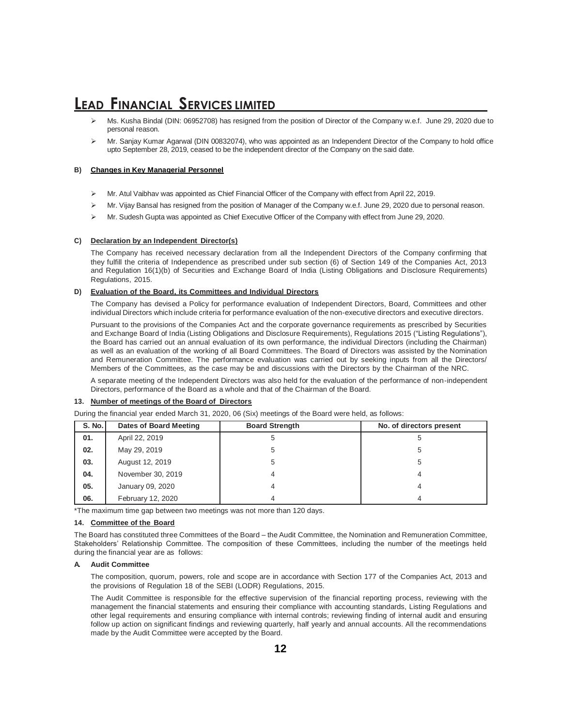- Ms. Kusha Bindal (DIN: 06952708) has resigned from the position of Director of the Company w.e.f. June 29, 2020 due to personal reason.
- Mr. Sanjay Kumar Agarwal (DIN 00832074), who was appointed as an Independent Director of the Company to hold office upto September 28, 2019, ceased to be the independent director of the Company on the said date.

**B) Changes in Key Managerial Personnel**

- Mr. Atul Vaibhav was appointed as Chief Financial Officer of the Company with effect from April 22, 2019.
- Mr. Vijay Bansal has resigned from the position of Manager of the Company w.e.f. June 29, 2020 due to personal reason.
- Mr. Sudesh Gupta was appointed as Chief Executive Officer of the Company with effect from June 29, 2020.

**C) Declaration by an Independent Director(s)**

The Company has received necessary declaration from all the Independent Directors of the Company confirming that they fulfill the criteria of Independence as prescribed under sub section (6) of Section 149 of the Companies Act, 2013 and Regulation 16(1)(b) of Securities and Exchange Board of India (Listing Obligations and Disclosure Requirements) Regulations, 2015.

**D) Evaluation of the Board, its Committees and Individual Directors**

The Company has devised a Policy for performance evaluation of Independent Directors, Board, Committees and other individual Directors which include criteria for performance evaluation of the non-executive directors and executive directors.

Pursuant to the provisions of the Companies Act and the corporate governance requirements as prescribed by Securities and Exchange Board of India (Listing Obligations and Disclosure Requirements), Regulations 2015 ("Listing Regulations"), the Board has carried out an annual evaluation of its own performance, the individual Directors (including the Chairman) as well as an evaluation of the working of all Board Committees. The Board of Directors was assisted by the Nomination and Remuneration Committee. The performance evaluation was carried out by seeking inputs from all the Directors/ Members of the Committees, as the case may be and discussions with the Directors by the Chairman of the NRC.

A separate meeting of the Independent Directors was also held for the evaluation of the performance of non-independent Directors, performance of the Board as a whole and that of the Chairman of the Board.

**13. Number of meetings of the Board of Directors**

During the financial year ended March 31, 2020, 06 (Six) meetings of the Board were held, as follows:

| S. No. | Dates of Board Meeting | Board Strength | No. of directors present |
|---|---|---|---|
| 01. | April 22, 2019 | 5 | 5 |
| 02. | May 29, 2019 | 5 | 5 |
| 03. | August 12, 2019 | 5 | 5 |
| 04. | November 30, 2019 | 4 | 4 |
| 05. | January 09, 2020 | 4 | 4 |
| 06. | February 12, 2020 | 4 | 4 |

*The maximum time gap between two meetings was not more than 120 days.

**14. Committee of the Board**

The Board has constituted three Committees of the Board – the Audit Committee, the Nomination and Remuneration Committee, Stakeholders' Relationship Committee. The composition of these Committees, including the number of the meetings held during the financial year are as follows:

**A. Audit Committee**

The composition, quorum, powers, role and scope are in accordance with Section 177 of the Companies Act, 2013 and the provisions of Regulation 18 of the SEBI (LODR) Regulations, 2015.

The Audit Committee is responsible for the effective supervision of the financial reporting process, reviewing with the management the financial statements and ensuring their compliance with accounting standards, Listing Regulations and other legal requirements and ensuring compliance with internal controls; reviewing finding of internal audit and ensuring follow up action on significant findings and reviewing quarterly, half yearly and annual accounts. All the recommendations made by the Audit Committee were accepted by the Board.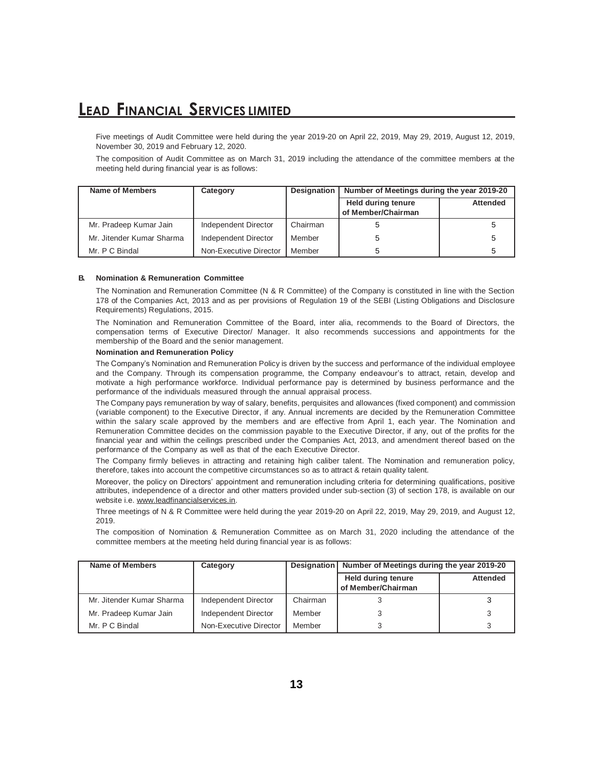Five meetings of Audit Committee were held during the year 2019-20 on April 22, 2019, May 29, 2019, August 12, 2019, November 30, 2019 and February 12, 2020.

The composition of Audit Committee as on March 31, 2019 including the attendance of the committee members at the meeting held during financial year is as follows:

| Name of Members | Category | Designation | Number of Meetings during the year 2019-20 | |
|---|---|---|---|---|
| | | | Held during tenure of Member/Chairman | Attended |
| Mr. Pradeep Kumar Jain | Independent Director | Chairman | 5 | 5 |
| Mr. Jitender Kumar Sharma | Independent Director | Member | 5 | 5 |
| Mr. P C Bindal | Non-Executive Director | Member | 5 | 5 |

**B. Nomination & Remuneration Committee**

The Nomination and Remuneration Committee (N & R Committee) of the Company is constituted in line with the Section 178 of the Companies Act, 2013 and as per provisions of Regulation 19 of the SEBI (Listing Obligations and Disclosure Requirements) Regulations, 2015.

The Nomination and Remuneration Committee of the Board, inter alia, recommends to the Board of Directors, the compensation terms of Executive Director/ Manager. It also recommends successions and appointments for the membership of the Board and the senior management.

**Nomination and Remuneration Policy**

The Company's Nomination and Remuneration Policy is driven by the success and performance of the individual employee and the Company. Through its compensation programme, the Company endeavour's to attract, retain, develop and motivate a high performance workforce. Individual performance pay is determined by business performance and the performance of the individuals measured through the annual appraisal process.

The Company pays remuneration by way of salary, benefits, perquisites and allowances (fixed component) and commission (variable component) to the Executive Director, if any. Annual increments are decided by the Remuneration Committee within the salary scale approved by the members and are effective from April 1, each year. The Nomination and Remuneration Committee decides on the commission payable to the Executive Director, if any, out of the profits for the financial year and within the ceilings prescribed under the Companies Act, 2013, and amendment thereof based on the performance of the Company as well as that of the each Executive Director.

The Company firmly believes in attracting and retaining high caliber talent. The Nomination and remuneration policy, therefore, takes into account the competitive circumstances so as to attract & retain quality talent.

Moreover, the policy on Directors' appointment and remuneration including criteria for determining qualifications, positive attributes, independence of a director and other matters provided under sub-section (3) of section 178, is available on our website i.e. www.leadfinancialservices.in.

Three meetings of N & R Committee were held during the year 2019-20 on April 22, 2019, May 29, 2019, and August 12, 2019.

The composition of Nomination & Remuneration Committee as on March 31, 2020 including the attendance of the committee members at the meeting held during financial year is as follows:

| Name of Members | Category | Designation | Number of Meetings during the year 2019-20 | |
|---|---|---|---|---|
| | | | Held during tenure of Member/Chairman | Attended |
| Mr. Jitender Kumar Sharma | Independent Director | Chairman | 3 | 3 |
| Mr. Pradeep Kumar Jain | Independent Director | Member | 3 | 3 |
| Mr. P C Bindal | Non-Executive Director | Member | 3 | 3 |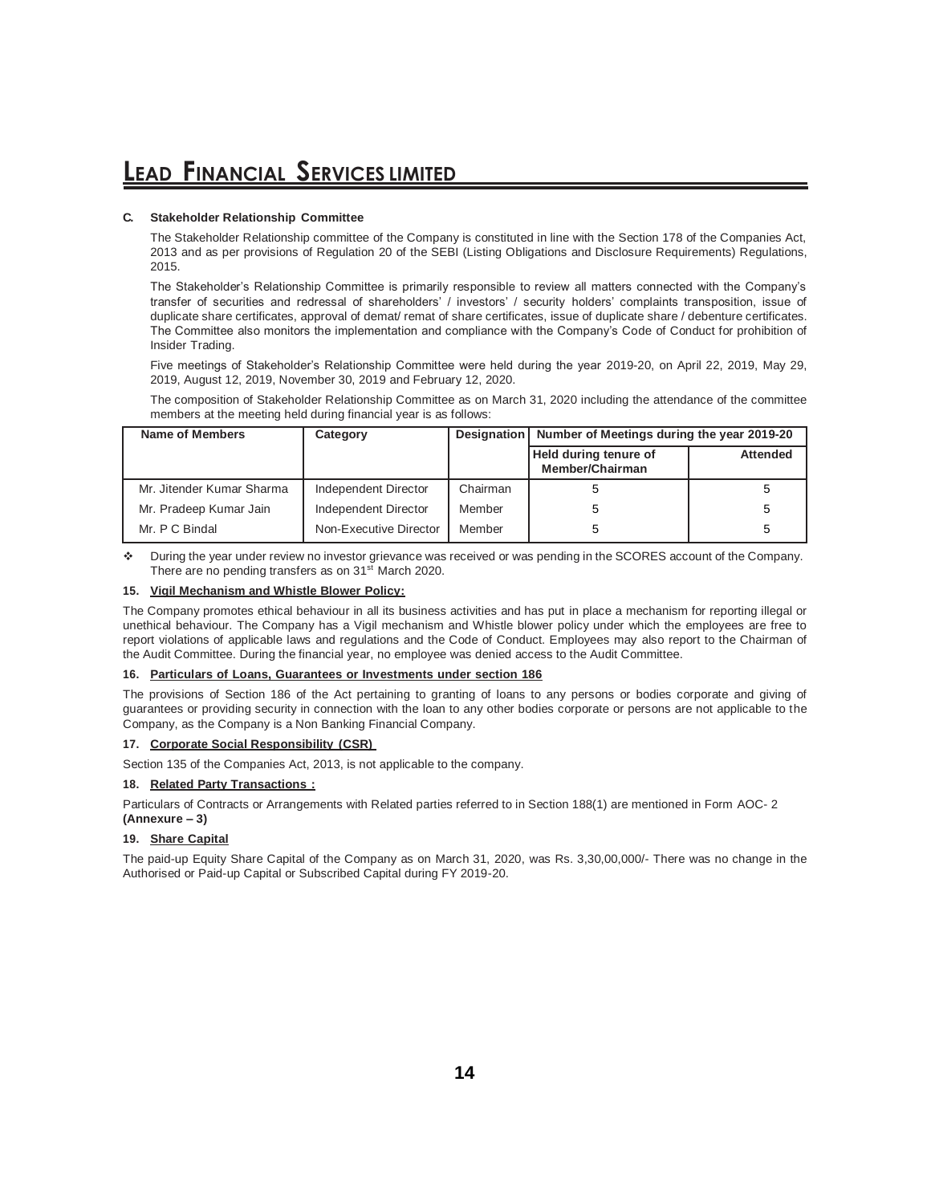**C. Stakeholder Relationship Committee**

The Stakeholder Relationship committee of the Company is constituted in line with the Section 178 of the Companies Act, 2013 and as per provisions of Regulation 20 of the SEBI (Listing Obligations and Disclosure Requirements) Regulations, 2015.

The Stakeholder's Relationship Committee is primarily responsible to review all matters connected with the Company's transfer of securities and redressal of shareholders' / investors' / security holders' complaints transposition, issue of duplicate share certificates, approval of demat/ remat of share certificates, issue of duplicate share / debenture certificates. The Committee also monitors the implementation and compliance with the Company's Code of Conduct for prohibition of Insider Trading.

Five meetings of Stakeholder's Relationship Committee were held during the year 2019-20, on April 22, 2019, May 29, 2019, August 12, 2019, November 30, 2019 and February 12, 2020.

The composition of Stakeholder Relationship Committee as on March 31, 2020 including the attendance of the committee members at the meeting held during financial year is as follows:

| Name of Members | Category | Designation | Number of Meetings during the year 2019-20 | |
|---|---|---|---|---|
| | | | Held during tenure of Member/Chairman | Attended |
| Mr. Jitender Kumar Sharma | Independent Director | Chairman | 5 | 5 |
| Mr. Pradeep Kumar Jain | Independent Director | Member | 5 | 5 |
| Mr. P C Bindal | Non-Executive Director | Member | 5 | 5 |

- During the year under review no investor grievance was received or was pending in the SCORES account of the Company. There are no pending transfers as on 31st March 2020.

**15. Vigil Mechanism and Whistle Blower Policy:**

The Company promotes ethical behaviour in all its business activities and has put in place a mechanism for reporting illegal or unethical behaviour. The Company has a Vigil mechanism and Whistle blower policy under which the employees are free to report violations of applicable laws and regulations and the Code of Conduct. Employees may also report to the Chairman of the Audit Committee. During the financial year, no employee was denied access to the Audit Committee.

**16. Particulars of Loans, Guarantees or Investments under section 186**

The provisions of Section 186 of the Act pertaining to granting of loans to any persons or bodies corporate and giving of guarantees or providing security in connection with the loan to any other bodies corporate or persons are not applicable to the Company, as the Company is a Non Banking Financial Company.

**17. Corporate Social Responsibility (CSR)**

Section 135 of the Companies Act, 2013, is not applicable to the company.

**18. Related Party Transactions :**

Particulars of Contracts or Arrangements with Related parties referred to in Section 188(1) are mentioned in Form AOC- 2 **(Annexure – 3)**

**19. Share Capital**

The paid-up Equity Share Capital of the Company as on March 31, 2020, was Rs. 3,30,00,000/- There was no change in the Authorised or Paid-up Capital or Subscribed Capital during FY 2019-20.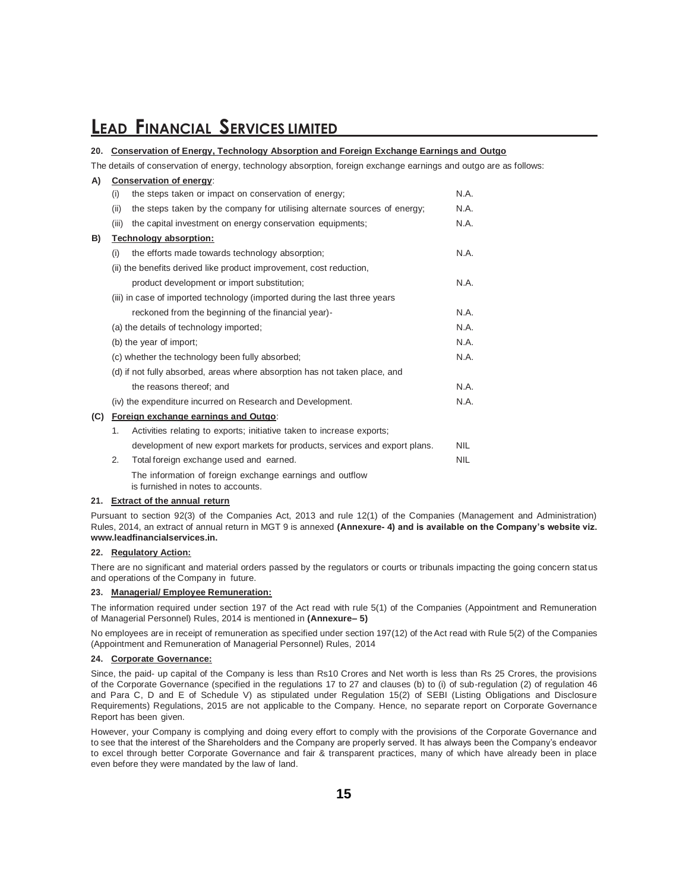#### 20. Conservation of Energy, Technology Absorption and Foreign Exchange Earnings and Outgo

The details of conservation of energy, technology absorption, foreign exchange earnings and outgo are as follows:

**A) Conservation of energy:**

| | |
|---|---|
| (i) the steps taken or impact on conservation of energy; | N.A. |
| (ii) the steps taken by the company for utilising alternate sources of energy; | N.A. |
| (iii) the capital investment on energy conservation equipments; | N.A. |

**B) Technology absorption:**

| | |
|---|---|
| (i) the efforts made towards technology absorption; | N.A. |
| (ii) the benefits derived like product improvement, cost reduction, product development or import substitution; | N.A. |
| (iii) in case of imported technology (imported during the last three years reckoned from the beginning of the financial year)- | N.A. |
| (a) the details of technology imported; | N.A. |
| (b) the year of import; | N.A. |
| (c) whether the technology been fully absorbed; | N.A. |
| (d) if not fully absorbed, areas where absorption has not taken place, and the reasons thereof; and | N.A. |
| (iv) the expenditure incurred on Research and Development. | N.A. |

**(C) Foreign exchange earnings and Outgo:**

| | |
|---|---|
| 1. Activities relating to exports; initiative taken to increase exports; development of new export markets for products, services and export plans. | NIL |
| 2. Total foreign exchange used and earned. | NIL |

The information of foreign exchange earnings and outflow is furnished in notes to accounts.

#### 21. Extract of the annual return

Pursuant to section 92(3) of the Companies Act, 2013 and rule 12(1) of the Companies (Management and Administration) Rules, 2014, an extract of annual return in MGT 9 is annexed **(Annexure- 4) and is available on the Company's website viz. www.leadfinancialservices.in.**

#### 22. Regulatory Action:

There are no significant and material orders passed by the regulators or courts or tribunals impacting the going concern status and operations of the Company in future.

#### 23. Managerial/ Employee Remuneration:

The information required under section 197 of the Act read with rule 5(1) of the Companies (Appointment and Remuneration of Managerial Personnel) Rules, 2014 is mentioned in **(Annexure– 5)**

No employees are in receipt of remuneration as specified under section 197(12) of the Act read with Rule 5(2) of the Companies (Appointment and Remuneration of Managerial Personnel) Rules, 2014

#### 24. Corporate Governance:

Since, the paid- up capital of the Company is less than Rs10 Crores and Net worth is less than Rs 25 Crores, the provisions of the Corporate Governance (specified in the regulations 17 to 27 and clauses (b) to (i) of sub-regulation (2) of regulation 46 and Para C, D and E of Schedule V) as stipulated under Regulation 15(2) of SEBI (Listing Obligations and Disclosure Requirements) Regulations, 2015 are not applicable to the Company. Hence, no separate report on Corporate Governance Report has been given.

However, your Company is complying and doing every effort to comply with the provisions of the Corporate Governance and to see that the interest of the Shareholders and the Company are properly served. It has always been the Company's endeavor to excel through better Corporate Governance and fair & transparent practices, many of which have already been in place even before they were mandated by the law of land.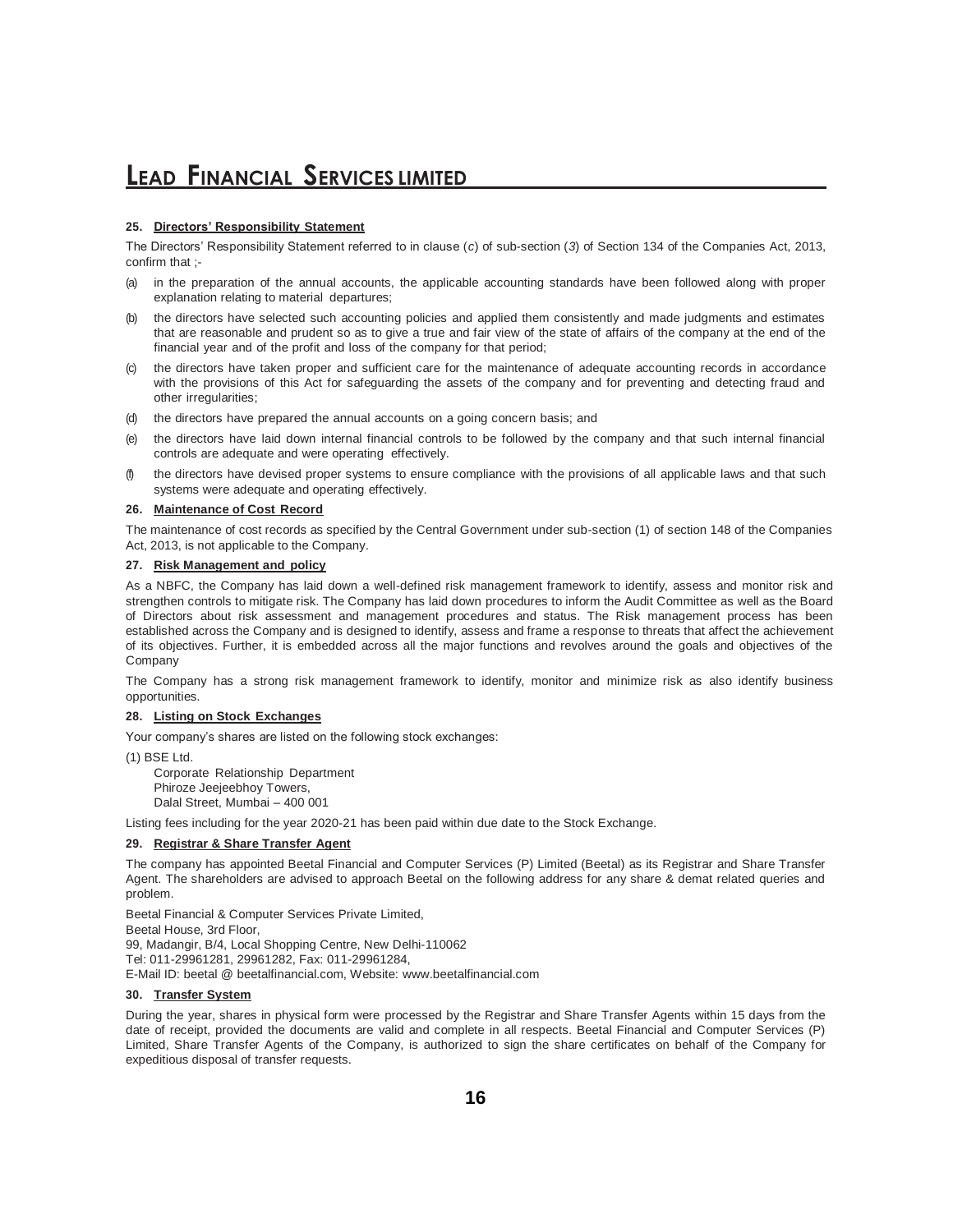## 25. Directors' Responsibility Statement

The Directors' Responsibility Statement referred to in clause (*c*) of sub-section (*3*) of Section 134 of the Companies Act, 2013, confirm that ;-

(a) in the preparation of the annual accounts, the applicable accounting standards have been followed along with proper explanation relating to material departures;

(b) the directors have selected such accounting policies and applied them consistently and made judgments and estimates that are reasonable and prudent so as to give a true and fair view of the state of affairs of the company at the end of the financial year and of the profit and loss of the company for that period;

(c) the directors have taken proper and sufficient care for the maintenance of adequate accounting records in accordance with the provisions of this Act for safeguarding the assets of the company and for preventing and detecting fraud and other irregularities;

(d) the directors have prepared the annual accounts on a going concern basis; and

(e) the directors have laid down internal financial controls to be followed by the company and that such internal financial controls are adequate and were operating effectively.

(f) the directors have devised proper systems to ensure compliance with the provisions of all applicable laws and that such systems were adequate and operating effectively.

## 26. Maintenance of Cost Record

The maintenance of cost records as specified by the Central Government under sub-section (1) of section 148 of the Companies Act, 2013, is not applicable to the Company.

## 27. Risk Management and policy

As a NBFC, the Company has laid down a well-defined risk management framework to identify, assess and monitor risk and strengthen controls to mitigate risk. The Company has laid down procedures to inform the Audit Committee as well as the Board of Directors about risk assessment and management procedures and status. The Risk management process has been established across the Company and is designed to identify, assess and frame a response to threats that affect the achievement of its objectives. Further, it is embedded across all the major functions and revolves around the goals and objectives of the Company

The Company has a strong risk management framework to identify, monitor and minimize risk as also identify business opportunities.

## 28. Listing on Stock Exchanges

Your company's shares are listed on the following stock exchanges:

(1) BSE Ltd.
Corporate Relationship Department
Phiroze Jeejeebhoy Towers,
Dalal Street, Mumbai – 400 001

Listing fees including for the year 2020-21 has been paid within due date to the Stock Exchange.

## 29. Registrar & Share Transfer Agent

The company has appointed Beetal Financial and Computer Services (P) Limited (Beetal) as its Registrar and Share Transfer Agent. The shareholders are advised to approach Beetal on the following address for any share & demat related queries and problem.

Beetal Financial & Computer Services Private Limited,
Beetal House, 3rd Floor,
99, Madangir, B/4, Local Shopping Centre, New Delhi-110062
Tel: 011-29961281, 29961282, Fax: 011-29961284,
E-Mail ID: beetal @ beetalfinancial.com, Website: www.beetalfinancial.com

## 30. Transfer System

During the year, shares in physical form were processed by the Registrar and Share Transfer Agents within 15 days from the date of receipt, provided the documents are valid and complete in all respects. Beetal Financial and Computer Services (P) Limited, Share Transfer Agents of the Company, is authorized to sign the share certificates on behalf of the Company for expeditious disposal of transfer requests.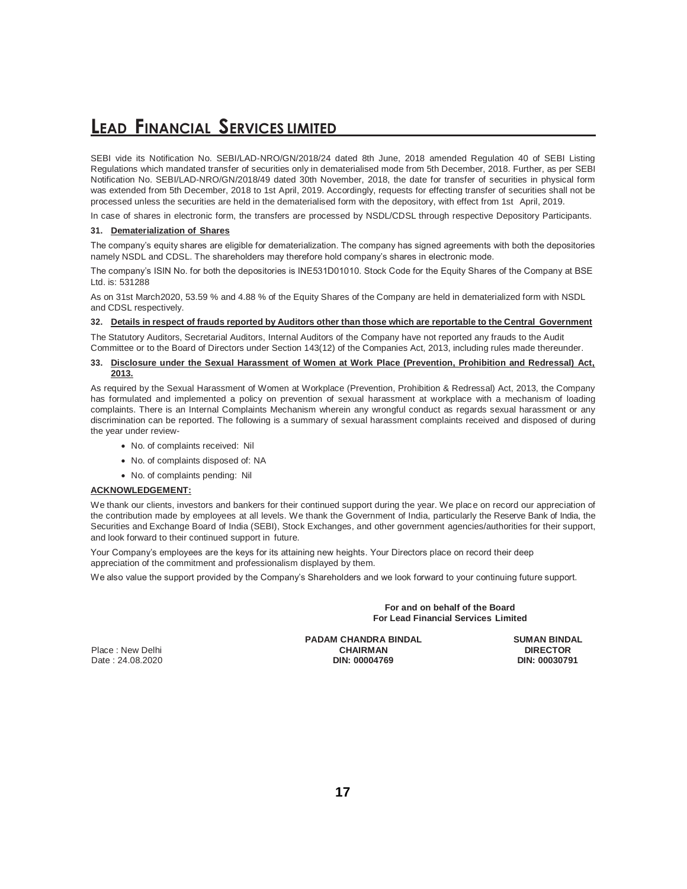SEBI vide its Notification No. SEBI/LAD-NRO/GN/2018/24 dated 8th June, 2018 amended Regulation 40 of SEBI Listing Regulations which mandated transfer of securities only in dematerialised mode from 5th December, 2018. Further, as per SEBI Notification No. SEBI/LAD-NRO/GN/2018/49 dated 30th November, 2018, the date for transfer of securities in physical form was extended from 5th December, 2018 to 1st April, 2019. Accordingly, requests for effecting transfer of securities shall not be processed unless the securities are held in the dematerialised form with the depository, with effect from 1st April, 2019.

In case of shares in electronic form, the transfers are processed by NSDL/CDSL through respective Depository Participants.

**31. Dematerialization of Shares**

The company's equity shares are eligible for dematerialization. The company has signed agreements with both the depositories namely NSDL and CDSL. The shareholders may therefore hold company's shares in electronic mode.

The company's ISIN No. for both the depositories is INE531D01010. Stock Code for the Equity Shares of the Company at BSE Ltd. is: 531288

As on 31st March2020, 53.59 % and 4.88 % of the Equity Shares of the Company are held in dematerialized form with NSDL and CDSL respectively.

**32. Details in respect of frauds reported by Auditors other than those which are reportable to the Central Government**

The Statutory Auditors, Secretarial Auditors, Internal Auditors of the Company have not reported any frauds to the Audit Committee or to the Board of Directors under Section 143(12) of the Companies Act, 2013, including rules made thereunder.

**33. Disclosure under the Sexual Harassment of Women at Work Place (Prevention, Prohibition and Redressal) Act, 2013.**

As required by the Sexual Harassment of Women at Workplace (Prevention, Prohibition & Redressal) Act, 2013, the Company has formulated and implemented a policy on prevention of sexual harassment at workplace with a mechanism of loading complaints. There is an Internal Complaints Mechanism wherein any wrongful conduct as regards sexual harassment or any discrimination can be reported. The following is a summary of sexual harassment complaints received and disposed of during the year under review-

- No. of complaints received: Nil
- No. of complaints disposed of: NA
- No. of complaints pending: Nil

**ACKNOWLEDGEMENT:**

We thank our clients, investors and bankers for their continued support during the year. We place on record our appreciation of the contribution made by employees at all levels. We thank the Government of India, particularly the Reserve Bank of India, the Securities and Exchange Board of India (SEBI), Stock Exchanges, and other government agencies/authorities for their support, and look forward to their continued support in future.

Your Company's employees are the keys for its attaining new heights. Your Directors place on record their deep appreciation of the commitment and professionalism displayed by them.

We also value the support provided by the Company's Shareholders and we look forward to your continuing future support.

**For and on behalf of the Board**
**For Lead Financial Services Limited**

| | | |
|---|---|---|
| Place : New Delhi | **PADAM CHANDRA BINDAL** | **SUMAN BINDAL** |
| Date : 24.08.2020 | **CHAIRMAN** | **DIRECTOR** |
| | **DIN: 00004769** | **DIN: 00030791** |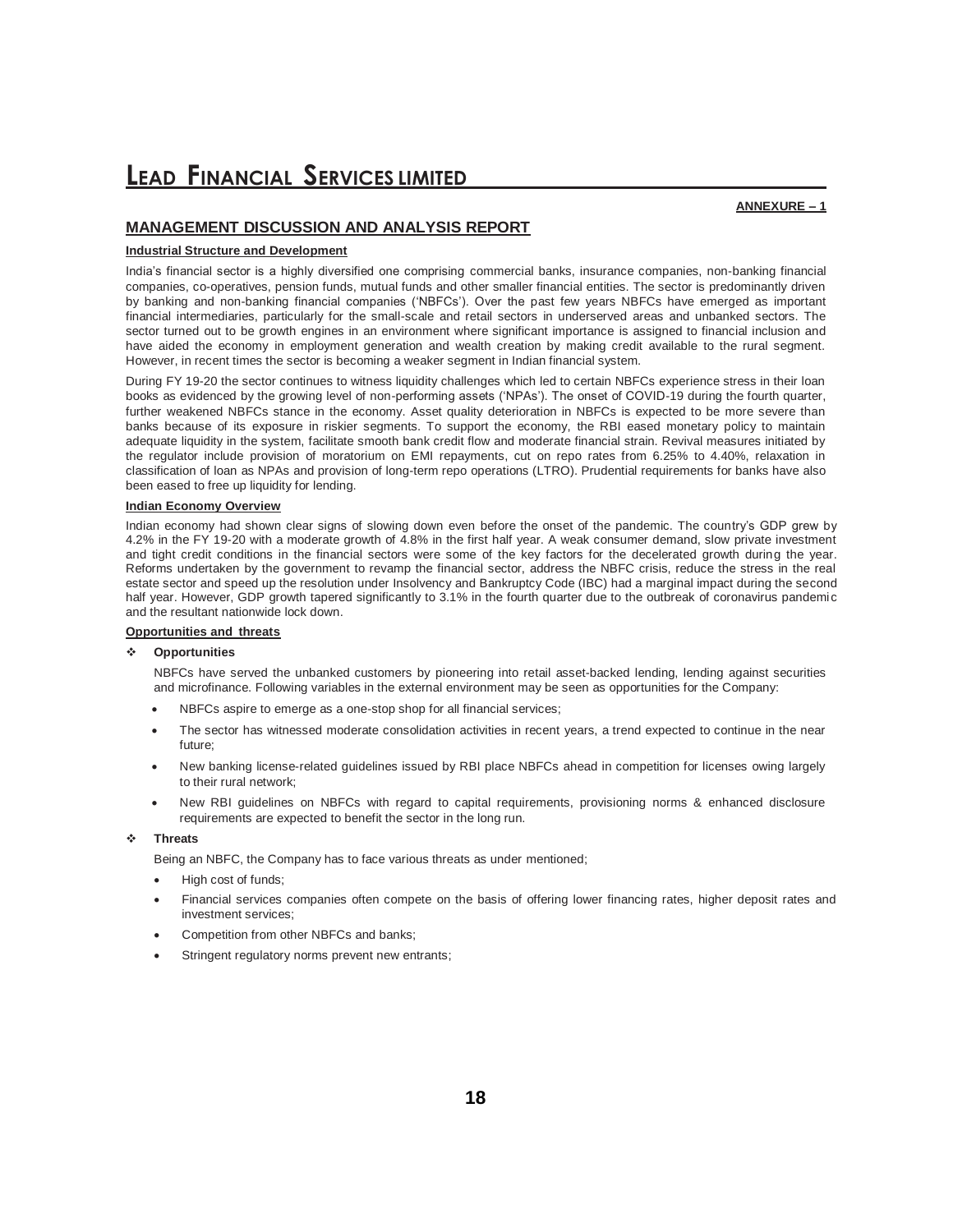**ANNEXURE – 1**

## MANAGEMENT DISCUSSION AND ANALYSIS REPORT

### Industrial Structure and Development

India's financial sector is a highly diversified one comprising commercial banks, insurance companies, non-banking financial companies, co-operatives, pension funds, mutual funds and other smaller financial entities. The sector is predominantly driven by banking and non-banking financial companies ('NBFCs'). Over the past few years NBFCs have emerged as important financial intermediaries, particularly for the small-scale and retail sectors in underserved areas and unbanked sectors. The sector turned out to be growth engines in an environment where significant importance is assigned to financial inclusion and have aided the economy in employment generation and wealth creation by making credit available to the rural segment. However, in recent times the sector is becoming a weaker segment in Indian financial system.

During FY 19-20 the sector continues to witness liquidity challenges which led to certain NBFCs experience stress in their loan books as evidenced by the growing level of non-performing assets ('NPAs'). The onset of COVID-19 during the fourth quarter, further weakened NBFCs stance in the economy. Asset quality deterioration in NBFCs is expected to be more severe than banks because of its exposure in riskier segments. To support the economy, the RBI eased monetary policy to maintain adequate liquidity in the system, facilitate smooth bank credit flow and moderate financial strain. Revival measures initiated by the regulator include provision of moratorium on EMI repayments, cut on repo rates from 6.25% to 4.40%, relaxation in classification of loan as NPAs and provision of long-term repo operations (LTRO). Prudential requirements for banks have also been eased to free up liquidity for lending.

### Indian Economy Overview

Indian economy had shown clear signs of slowing down even before the onset of the pandemic. The country's GDP grew by 4.2% in the FY 19-20 with a moderate growth of 4.8% in the first half year. A weak consumer demand, slow private investment and tight credit conditions in the financial sectors were some of the key factors for the decelerated growth during the year. Reforms undertaken by the government to revamp the financial sector, address the NBFC crisis, reduce the stress in the real estate sector and speed up the resolution under Insolvency and Bankruptcy Code (IBC) had a marginal impact during the second half year. However, GDP growth tapered significantly to 3.1% in the fourth quarter due to the outbreak of coronavirus pandemic and the resultant nationwide lock down.

### Opportunities and threats

- **Opportunities**

  NBFCs have served the unbanked customers by pioneering into retail asset-backed lending, lending against securities and microfinance. Following variables in the external environment may be seen as opportunities for the Company:

  - NBFCs aspire to emerge as a one-stop shop for all financial services;
  - The sector has witnessed moderate consolidation activities in recent years, a trend expected to continue in the near future;
  - New banking license-related guidelines issued by RBI place NBFCs ahead in competition for licenses owing largely to their rural network;
  - New RBI guidelines on NBFCs with regard to capital requirements, provisioning norms & enhanced disclosure requirements are expected to benefit the sector in the long run.

- **Threats**

  Being an NBFC, the Company has to face various threats as under mentioned;

  - High cost of funds;
  - Financial services companies often compete on the basis of offering lower financing rates, higher deposit rates and investment services;
  - Competition from other NBFCs and banks;
  - Stringent regulatory norms prevent new entrants;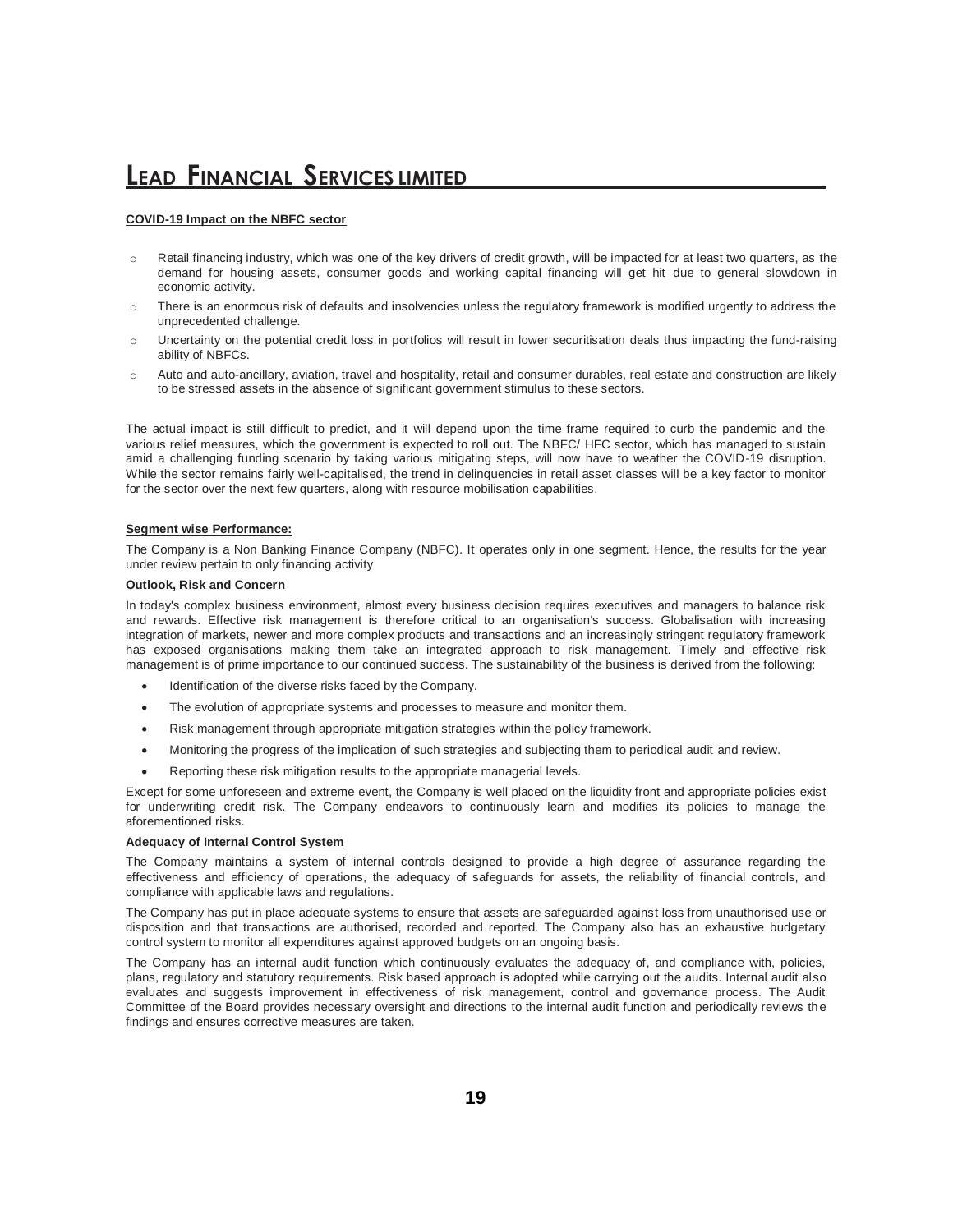### COVID-19 Impact on the NBFC sector

- Retail financing industry, which was one of the key drivers of credit growth, will be impacted for at least two quarters, as the demand for housing assets, consumer goods and working capital financing will get hit due to general slowdown in economic activity.
- There is an enormous risk of defaults and insolvencies unless the regulatory framework is modified urgently to address the unprecedented challenge.
- Uncertainty on the potential credit loss in portfolios will result in lower securitisation deals thus impacting the fund-raising ability of NBFCs.
- Auto and auto-ancillary, aviation, travel and hospitality, retail and consumer durables, real estate and construction are likely to be stressed assets in the absence of significant government stimulus to these sectors.

The actual impact is still difficult to predict, and it will depend upon the time frame required to curb the pandemic and the various relief measures, which the government is expected to roll out. The NBFC/ HFC sector, which has managed to sustain amid a challenging funding scenario by taking various mitigating steps, will now have to weather the COVID-19 disruption. While the sector remains fairly well-capitalised, the trend in delinquencies in retail asset classes will be a key factor to monitor for the sector over the next few quarters, along with resource mobilisation capabilities.

### Segment wise Performance:

The Company is a Non Banking Finance Company (NBFC). It operates only in one segment. Hence, the results for the year under review pertain to only financing activity

### Outlook, Risk and Concern

In today's complex business environment, almost every business decision requires executives and managers to balance risk and rewards. Effective risk management is therefore critical to an organisation's success. Globalisation with increasing integration of markets, newer and more complex products and transactions and an increasingly stringent regulatory framework has exposed organisations making them take an integrated approach to risk management. Timely and effective risk management is of prime importance to our continued success. The sustainability of the business is derived from the following:

- Identification of the diverse risks faced by the Company.
- The evolution of appropriate systems and processes to measure and monitor them.
- Risk management through appropriate mitigation strategies within the policy framework.
- Monitoring the progress of the implication of such strategies and subjecting them to periodical audit and review.
- Reporting these risk mitigation results to the appropriate managerial levels.

Except for some unforeseen and extreme event, the Company is well placed on the liquidity front and appropriate policies exist for underwriting credit risk. The Company endeavors to continuously learn and modifies its policies to manage the aforementioned risks.

### Adequacy of Internal Control System

The Company maintains a system of internal controls designed to provide a high degree of assurance regarding the effectiveness and efficiency of operations, the adequacy of safeguards for assets, the reliability of financial controls, and compliance with applicable laws and regulations.

The Company has put in place adequate systems to ensure that assets are safeguarded against loss from unauthorised use or disposition and that transactions are authorised, recorded and reported. The Company also has an exhaustive budgetary control system to monitor all expenditures against approved budgets on an ongoing basis.

The Company has an internal audit function which continuously evaluates the adequacy of, and compliance with, policies, plans, regulatory and statutory requirements. Risk based approach is adopted while carrying out the audits. Internal audit also evaluates and suggests improvement in effectiveness of risk management, control and governance process. The Audit Committee of the Board provides necessary oversight and directions to the internal audit function and periodically reviews the findings and ensures corrective measures are taken.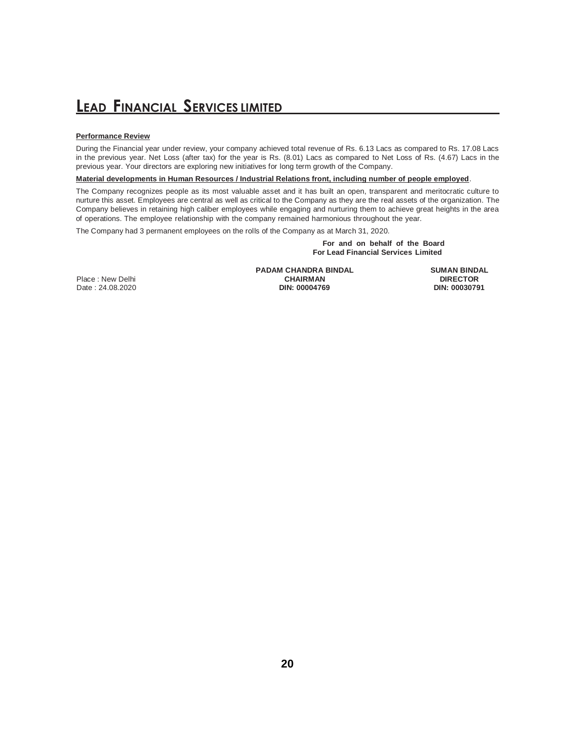**Performance Review**

During the Financial year under review, your company achieved total revenue of Rs. 6.13 Lacs as compared to Rs. 17.08 Lacs in the previous year. Net Loss (after tax) for the year is Rs. (8.01) Lacs as compared to Net Loss of Rs. (4.67) Lacs in the previous year. Your directors are exploring new initiatives for long term growth of the Company.

**Material developments in Human Resources / Industrial Relations front, including number of people employed**.

The Company recognizes people as its most valuable asset and it has built an open, transparent and meritocratic culture to nurture this asset. Employees are central as well as critical to the Company as they are the real assets of the organization. The Company believes in retaining high caliber employees while engaging and nurturing them to achieve great heights in the area of operations. The employee relationship with the company remained harmonious throughout the year.

The Company had 3 permanent employees on the rolls of the Company as at March 31, 2020.

**For and on behalf of the Board**
**For Lead Financial Services Limited**

| | | |
|---|---|---|
| | **PADAM CHANDRA BINDAL** | **SUMAN BINDAL** |
| Place : New Delhi | **CHAIRMAN** | **DIRECTOR** |
| Date : 24.08.2020 | **DIN: 00004769** | **DIN: 00030791** |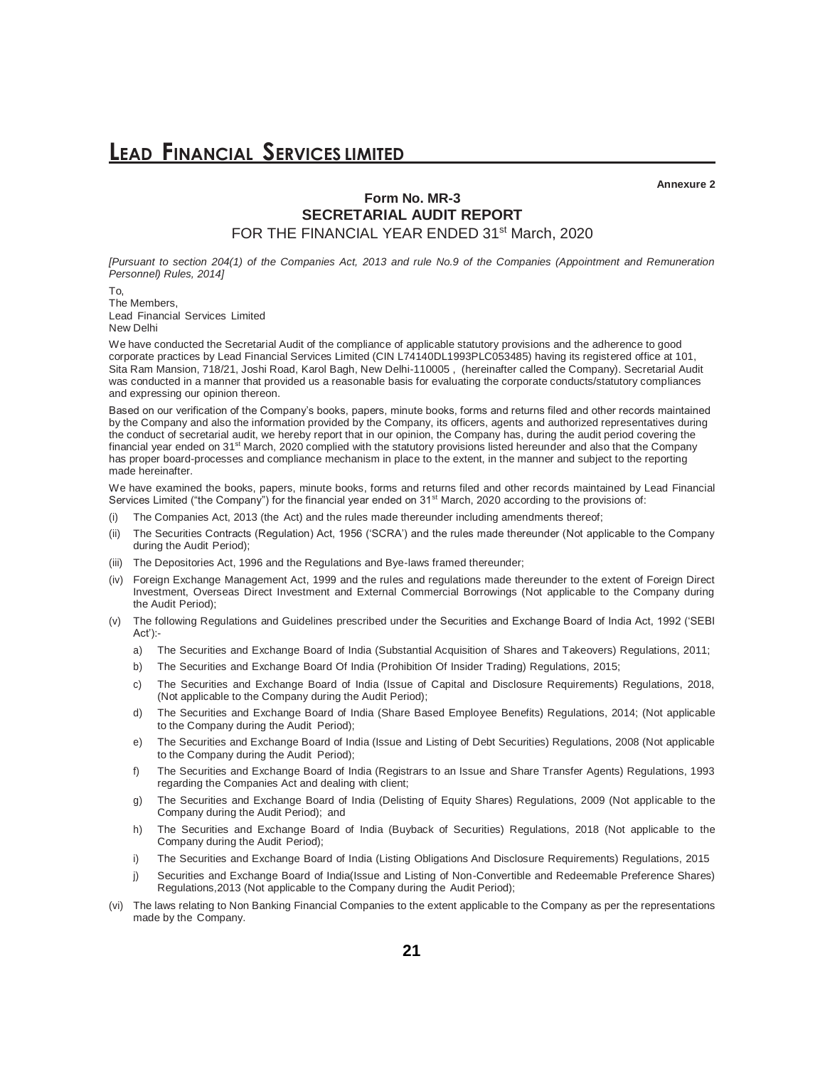Annexure 2

# Form No. MR-3
# SECRETARIAL AUDIT REPORT
## FOR THE FINANCIAL YEAR ENDED 31st March, 2020

*[Pursuant to section 204(1) of the Companies Act, 2013 and rule No.9 of the Companies (Appointment and Remuneration Personnel) Rules, 2014]*

To,
The Members,
Lead Financial Services Limited
New Delhi

We have conducted the Secretarial Audit of the compliance of applicable statutory provisions and the adherence to good corporate practices by Lead Financial Services Limited (CIN L74140DL1993PLC053485) having its registered office at 101, Sita Ram Mansion, 718/21, Joshi Road, Karol Bagh, New Delhi-110005 , (hereinafter called the Company). Secretarial Audit was conducted in a manner that provided us a reasonable basis for evaluating the corporate conducts/statutory compliances and expressing our opinion thereon.

Based on our verification of the Company's books, papers, minute books, forms and returns filed and other records maintained by the Company and also the information provided by the Company, its officers, agents and authorized representatives during the conduct of secretarial audit, we hereby report that in our opinion, the Company has, during the audit period covering the financial year ended on 31st March, 2020 complied with the statutory provisions listed hereunder and also that the Company has proper board-processes and compliance mechanism in place to the extent, in the manner and subject to the reporting made hereinafter.

We have examined the books, papers, minute books, forms and returns filed and other records maintained by Lead Financial Services Limited ("the Company") for the financial year ended on 31st March, 2020 according to the provisions of:

(i) The Companies Act, 2013 (the Act) and the rules made thereunder including amendments thereof;

(ii) The Securities Contracts (Regulation) Act, 1956 ('SCRA') and the rules made thereunder (Not applicable to the Company during the Audit Period);

(iii) The Depositories Act, 1996 and the Regulations and Bye-laws framed thereunder;

(iv) Foreign Exchange Management Act, 1999 and the rules and regulations made thereunder to the extent of Foreign Direct Investment, Overseas Direct Investment and External Commercial Borrowings (Not applicable to the Company during the Audit Period);

(v) The following Regulations and Guidelines prescribed under the Securities and Exchange Board of India Act, 1992 ('SEBI Act'):-

a) The Securities and Exchange Board of India (Substantial Acquisition of Shares and Takeovers) Regulations, 2011;

b) The Securities and Exchange Board Of India (Prohibition Of Insider Trading) Regulations, 2015;

c) The Securities and Exchange Board of India (Issue of Capital and Disclosure Requirements) Regulations, 2018, (Not applicable to the Company during the Audit Period);

d) The Securities and Exchange Board of India (Share Based Employee Benefits) Regulations, 2014; (Not applicable to the Company during the Audit Period);

e) The Securities and Exchange Board of India (Issue and Listing of Debt Securities) Regulations, 2008 (Not applicable to the Company during the Audit Period);

f) The Securities and Exchange Board of India (Registrars to an Issue and Share Transfer Agents) Regulations, 1993 regarding the Companies Act and dealing with client;

g) The Securities and Exchange Board of India (Delisting of Equity Shares) Regulations, 2009 (Not applicable to the Company during the Audit Period); and

h) The Securities and Exchange Board of India (Buyback of Securities) Regulations, 2018 (Not applicable to the Company during the Audit Period);

i) The Securities and Exchange Board of India (Listing Obligations And Disclosure Requirements) Regulations, 2015

j) Securities and Exchange Board of India(Issue and Listing of Non-Convertible and Redeemable Preference Shares) Regulations,2013 (Not applicable to the Company during the Audit Period);

(vi) The laws relating to Non Banking Financial Companies to the extent applicable to the Company as per the representations made by the Company.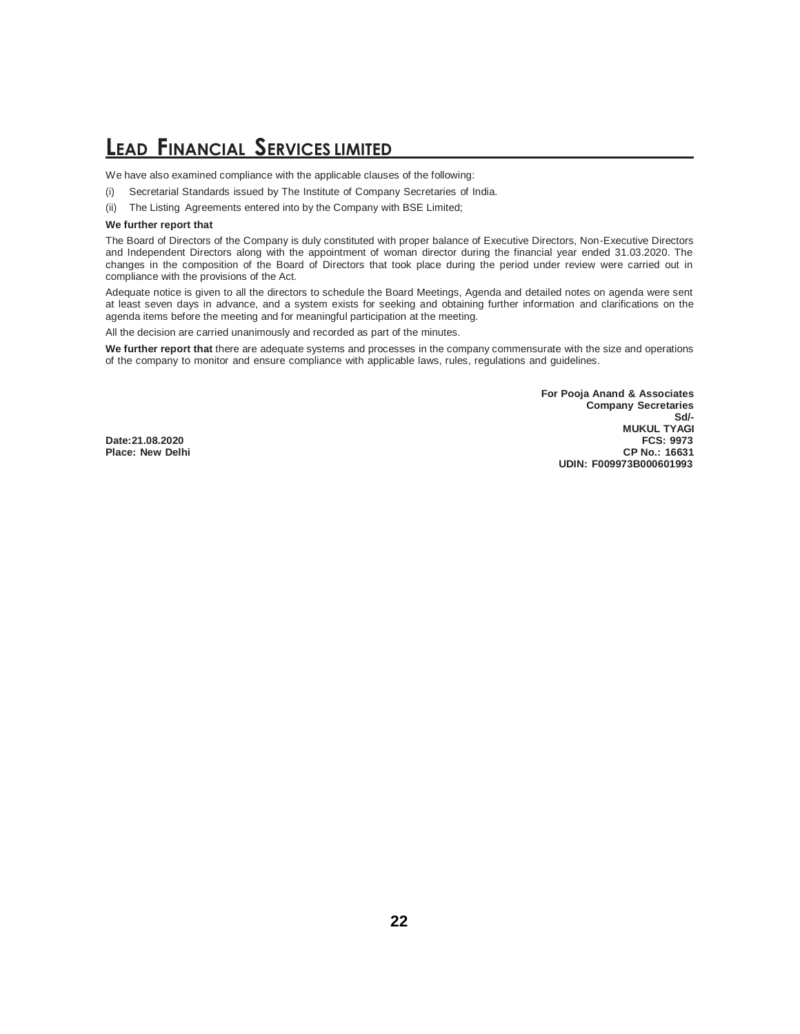We have also examined compliance with the applicable clauses of the following:

(i) Secretarial Standards issued by The Institute of Company Secretaries of India.

(ii) The Listing Agreements entered into by the Company with BSE Limited;

**We further report that**

The Board of Directors of the Company is duly constituted with proper balance of Executive Directors, Non-Executive Directors and Independent Directors along with the appointment of woman director during the financial year ended 31.03.2020. The changes in the composition of the Board of Directors that took place during the period under review were carried out in compliance with the provisions of the Act.

Adequate notice is given to all the directors to schedule the Board Meetings, Agenda and detailed notes on agenda were sent at least seven days in advance, and a system exists for seeking and obtaining further information and clarifications on the agenda items before the meeting and for meaningful participation at the meeting.

All the decision are carried unanimously and recorded as part of the minutes.

**We further report that** there are adequate systems and processes in the company commensurate with the size and operations of the company to monitor and ensure compliance with applicable laws, rules, regulations and guidelines.

**For Pooja Anand & Associates**
**Company Secretaries**
**Sd/-**
**MUKUL TYAGI**
**FCS: 9973**
**CP No.: 16631**
**UDIN: F009973B000601993**

**Date:21.08.2020**
**Place: New Delhi**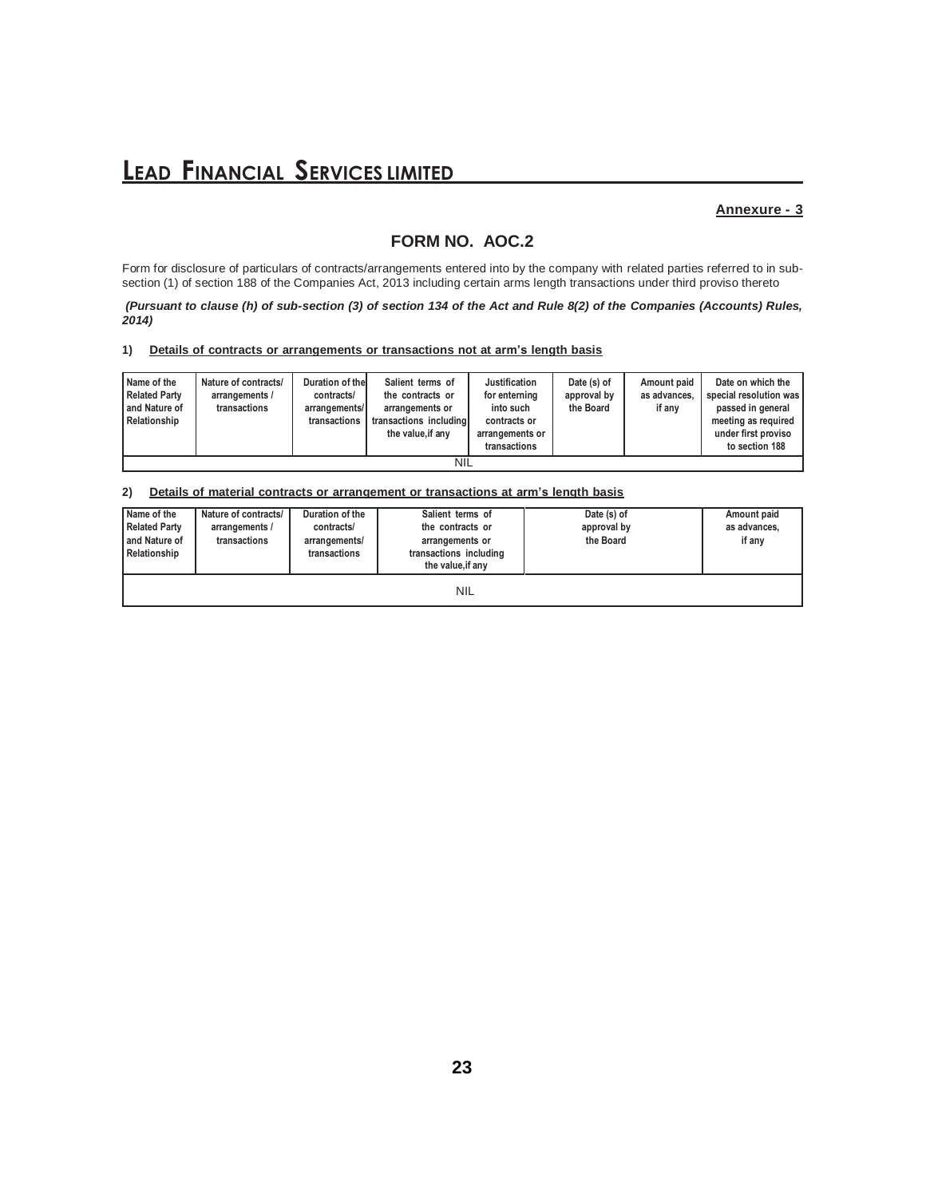**Annexure - 3**

## FORM NO. AOC.2

Form for disclosure of particulars of contracts/arrangements entered into by the company with related parties referred to in sub-section (1) of section 188 of the Companies Act, 2013 including certain arms length transactions under third proviso thereto

***(Pursuant to clause (h) of sub-section (3) of section 134 of the Act and Rule 8(2) of the Companies (Accounts) Rules, 2014)***

**1) Details of contracts or arrangements or transactions not at arm's length basis**

| Name of the Related Party and Nature of Relationship | Nature of contracts/ arrangements / transactions | Duration of the contracts/ arrangements/ transactions | Salient terms of the contracts or arrangements or transactions including the value,if any | Justification for enterning into such contracts or arrangements or transactions | Date (s) of approval by the Board | Amount paid as advances, if any | Date on which the special resolution was passed in general meeting as required under first proviso to section 188 |
|---|---|---|---|---|---|---|---|
| NIL | | | | | | | |

**2) Details of material contracts or arrangement or transactions at arm's length basis**

| Name of the Related Party and Nature of Relationship | Nature of contracts/ arrangements / transactions | Duration of the contracts/ arrangements/ transactions | Salient terms of the contracts or arrangements or transactions including the value,if any | Date (s) of approval by the Board | Amount paid as advances, if any |
|---|---|---|---|---|---|
| NIL | | | | | |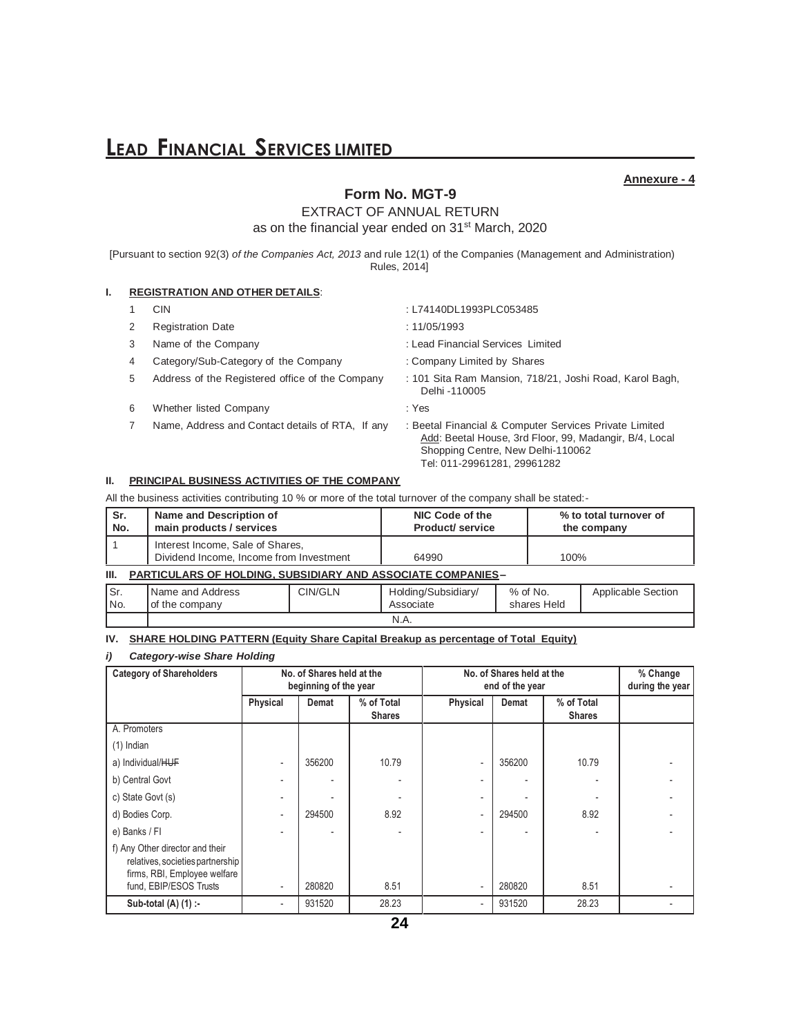# LEAD FINANCIAL SERVICES LIMITED

**Annexure - 4**

## Form No. MGT-9

EXTRACT OF ANNUAL RETURN

as on the financial year ended on 31st March, 2020

[Pursuant to section 92(3) *of the Companies Act, 2013* and rule 12(1) of the Companies (Management and Administration) Rules, 2014]

### I. REGISTRATION AND OTHER DETAILS:

| | | |
|---|---|---|
| 1 | CIN | : L74140DL1993PLC053485 |
| 2 | Registration Date | : 11/05/1993 |
| 3 | Name of the Company | : Lead Financial Services Limited |
| 4 | Category/Sub-Category of the Company | : Company Limited by Shares |
| 5 | Address of the Registered office of the Company | : 101 Sita Ram Mansion, 718/21, Joshi Road, Karol Bagh, Delhi -110005 |
| 6 | Whether listed Company | : Yes |
| 7 | Name, Address and Contact details of RTA, If any | : Beetal Financial & Computer Services Private Limited Add: Beetal House, 3rd Floor, 99, Madangir, B/4, Local Shopping Centre, New Delhi-110062 Tel: 011-29961281, 29961282 |

### II. PRINCIPAL BUSINESS ACTIVITIES OF THE COMPANY

All the business activities contributing 10 % or more of the total turnover of the company shall be stated:-

| Sr. No. | Name and Description of main products / services | NIC Code of the Product/ service | % to total turnover of the company |
|---|---|---|---|
| 1 | Interest Income, Sale of Shares, Dividend Income, Income from Investment | 64990 | 100% |

### III. PARTICULARS OF HOLDING, SUBSIDIARY AND ASSOCIATE COMPANIES–

| Sr. No. | Name and Address of the company | CIN/GLN | Holding/Subsidiary/ Associate | % of No. shares Held | Applicable Section |
|---|---|---|---|---|---|
| | N.A. | | | | |

### IV. SHARE HOLDING PATTERN (Equity Share Capital Breakup as percentage of Total Equity)

#### *i) Category-wise Share Holding*

| Category of Shareholders | No. of Shares held at the beginning of the year | | | No. of Shares held at the end of the year | | | % Change during the year |
|---|---|---|---|---|---|---|---|
| | Physical | Demat | % of Total Shares | Physical | Demat | % of Total Shares | |
| A. Promoters | | | | | | | |
| (1) Indian | | | | | | | |
| a) Individual/~~HUF~~ | - | 356200 | 10.79 | - | 356200 | 10.79 | - |
| b) Central Govt | - | - | - | - | - | - | - |
| c) State Govt (s) | - | - | - | - | - | - | - |
| d) Bodies Corp. | - | 294500 | 8.92 | - | 294500 | 8.92 | - |
| e) Banks / FI | - | - | - | - | - | - | - |
| f) Any Other director and their relatives, societies partnership firms, RBI, Employee welfare fund, EBIP/ESOS Trusts | - | 280820 | 8.51 | - | 280820 | 8.51 | - |
| **Sub-total (A) (1) :-** | - | 931520 | 28.23 | - | 931520 | 28.23 | - |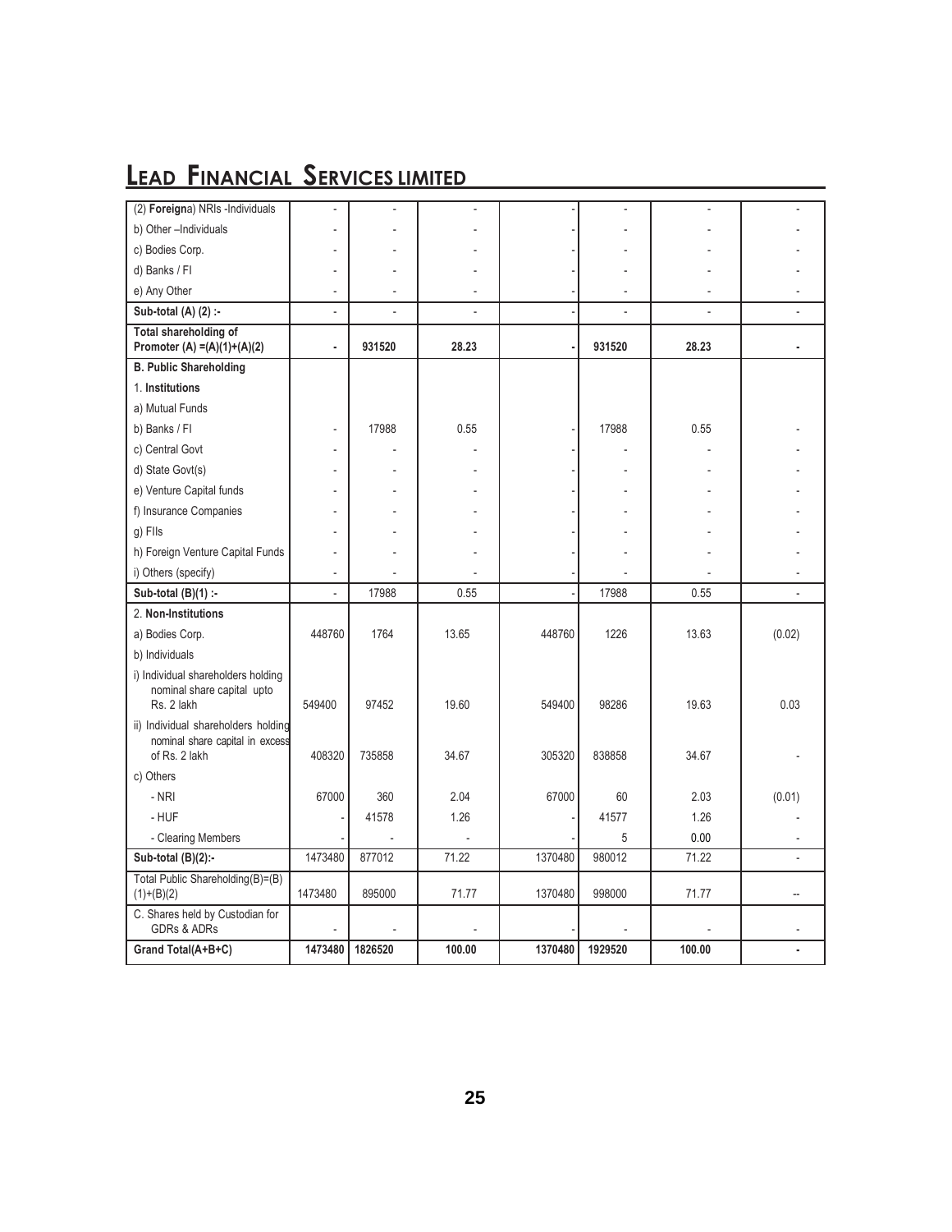# LEAD FINANCIAL SERVICES LIMITED

| | | | | | | | |
|---|---|---|---|---|---|---|---|
| (2) **Foreign**a) NRIs -Individuals | - | - | - | - | - | - | - |
| b) Other –Individuals | - | - | - | - | - | - | - |
| c) Bodies Corp. | - | - | - | - | - | - | - |
| d) Banks / FI | - | - | - | - | - | - | - |
| e) Any Other | - | - | - | - | - | - | - |
| **Sub-total (A) (2) :-** | - | - | - | - | - | - | - |
| **Total shareholding of Promoter (A) =(A)(1)+(A)(2)** | **-** | **931520** | **28.23** | **-** | **931520** | **28.23** | **-** |
| **B. Public Shareholding** | | | | | | | |
| 1. **Institutions** | | | | | | | |
| a) Mutual Funds | | | | | | | |
| b) Banks / FI | - | 17988 | 0.55 | - | 17988 | 0.55 | - |
| c) Central Govt | - | - | - | - | - | - | - |
| d) State Govt(s) | - | - | - | - | - | - | - |
| e) Venture Capital funds | - | - | - | - | - | - | - |
| f) Insurance Companies | - | - | - | - | - | - | - |
| g) FIIs | - | - | - | - | - | - | - |
| h) Foreign Venture Capital Funds | - | - | - | - | - | - | - |
| i) Others (specify) | - | - | - | - | - | - | - |
| **Sub-total (B)(1) :-** | - | 17988 | 0.55 | - | 17988 | 0.55 | - |
| 2. **Non-Institutions** | | | | | | | |
| a) Bodies Corp. | 448760 | 1764 | 13.65 | 448760 | 1226 | 13.63 | (0.02) |
| b) Individuals | | | | | | | |
| i) Individual shareholders holding nominal share capital upto Rs. 2 lakh | 549400 | 97452 | 19.60 | 549400 | 98286 | 19.63 | 0.03 |
| ii) Individual shareholders holding nominal share capital in excess of Rs. 2 lakh | 408320 | 735858 | 34.67 | 305320 | 838858 | 34.67 | - |
| c) Others | | | | | | | |
| - NRI | 67000 | 360 | 2.04 | 67000 | 60 | 2.03 | (0.01) |
| - HUF | - | 41578 | 1.26 | - | 41577 | 1.26 | - |
| - Clearing Members | - | - | - | - | 5 | 0.00 | - |
| **Sub-total (B)(2):-** | 1473480 | 877012 | 71.22 | 1370480 | 980012 | 71.22 | - |
| Total Public Shareholding(B)=(B)(1)+(B)(2) | 1473480 | 895000 | 71.77 | 1370480 | 998000 | 71.77 | -- |
| C. Shares held by Custodian for GDRs & ADRs | - | - | - | - | - | - | - |
| **Grand Total(A+B+C)** | **1473480** | **1826520** | **100.00** | **1370480** | **1929520** | **100.00** | **-** |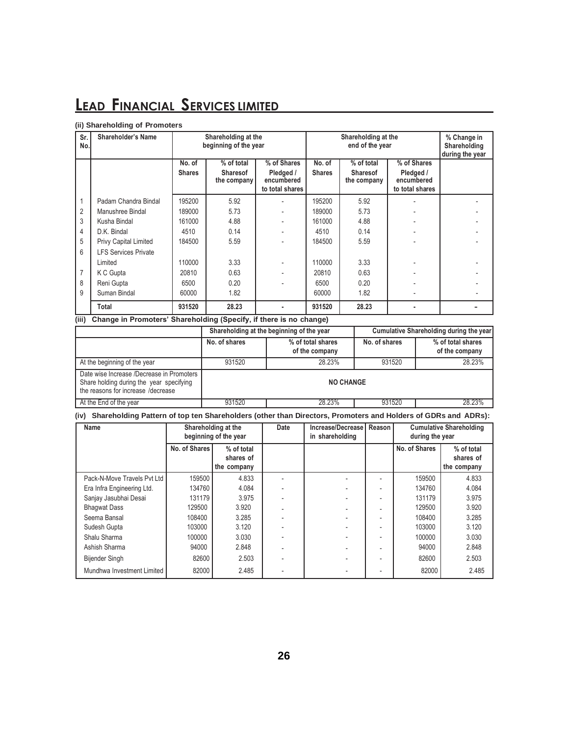# LEAD FINANCIAL SERVICES LIMITED

**(ii) Shareholding of Promoters**

| Sr. No. | Shareholder's Name | Shareholding at the beginning of the year | | | Shareholding at the end of the year | | | % Change in Shareholding during the year |
|---|---|---|---|---|---|---|---|---|
| | | No. of Shares | % of total Sharesof the company | % of Shares Pledged / encumbered to total shares | No. of Shares | % of total Sharesof the company | % of Shares Pledged / encumbered to total shares | |
| 1 | Padam Chandra Bindal | 195200 | 5.92 | - | 195200 | 5.92 | - | - |
| 2 | Manushree Bindal | 189000 | 5.73 | - | 189000 | 5.73 | - | - |
| 3 | Kusha Bindal | 161000 | 4.88 | - | 161000 | 4.88 | - | - |
| 4 | D.K. Bindal | 4510 | 0.14 | - | 4510 | 0.14 | - | - |
| 5 | Privy Capital Limited | 184500 | 5.59 | - | 184500 | 5.59 | - | - |
| 6 | LFS Services Private Limited | 110000 | 3.33 | - | 110000 | 3.33 | - | - |
| 7 | K C Gupta | 20810 | 0.63 | - | 20810 | 0.63 | - | - |
| 8 | Reni Gupta | 6500 | 0.20 | - | 6500 | 0.20 | - | - |
| 9 | Suman Bindal | 60000 | 1.82 | | 60000 | 1.82 | - | - |
| | **Total** | **931520** | **28.23** | **-** | **931520** | **28.23** | **-** | **-** |

**(iii) Change in Promoters' Shareholding (Specify, if there is no change)**

| | Shareholding at the beginning of the year | | Cumulative Shareholding during the year | |
|---|---|---|---|---|
| | No. of shares | % of total shares of the company | No. of shares | % of total shares of the company |
| At the beginning of the year | 931520 | 28.23% | 931520 | 28.23% |
| Date wise Increase /Decrease in Promoters Share holding during the year specifying the reasons for increase /decrease | **NO CHANGE** | | | |
| At the End of the year | 931520 | 28.23% | 931520 | 28.23% |

**(iv) Shareholding Pattern of top ten Shareholders (other than Directors, Promoters and Holders of GDRs and ADRs):**

| Name | Shareholding at the beginning of the year | | Date | Increase/Decrease in shareholding | Reason | Cumulative Shareholding during the year | |
|---|---|---|---|---|---|---|---|
| | No. of Shares | % of total shares of the company | | | | No. of Shares | % of total shares of the company |
| Pack-N-Move Travels Pvt Ltd | 159500 | 4.833 | - | - | - | 159500 | 4.833 |
| Era Infra Engineering Ltd. | 134760 | 4.084 | - | - | - | 134760 | 4.084 |
| Sanjay Jasubhai Desai | 131179 | 3.975 | - | - | - | 131179 | 3.975 |
| Bhagwat Dass | 129500 | 3.920 | - | - | - | 129500 | 3.920 |
| Seema Bansal | 108400 | 3.285 | - | - | - | 108400 | 3.285 |
| Sudesh Gupta | 103000 | 3.120 | - | - | - | 103000 | 3.120 |
| Shalu Sharma | 100000 | 3.030 | - | - | - | 100000 | 3.030 |
| Ashish Sharma | 94000 | 2.848 | - | - | - | 94000 | 2.848 |
| Bijender Singh | 82600 | 2.503 | - | - | - | 82600 | 2.503 |
| Mundhwa Investment Limited | 82000 | 2.485 | - | - | - | 82000 | 2.485 |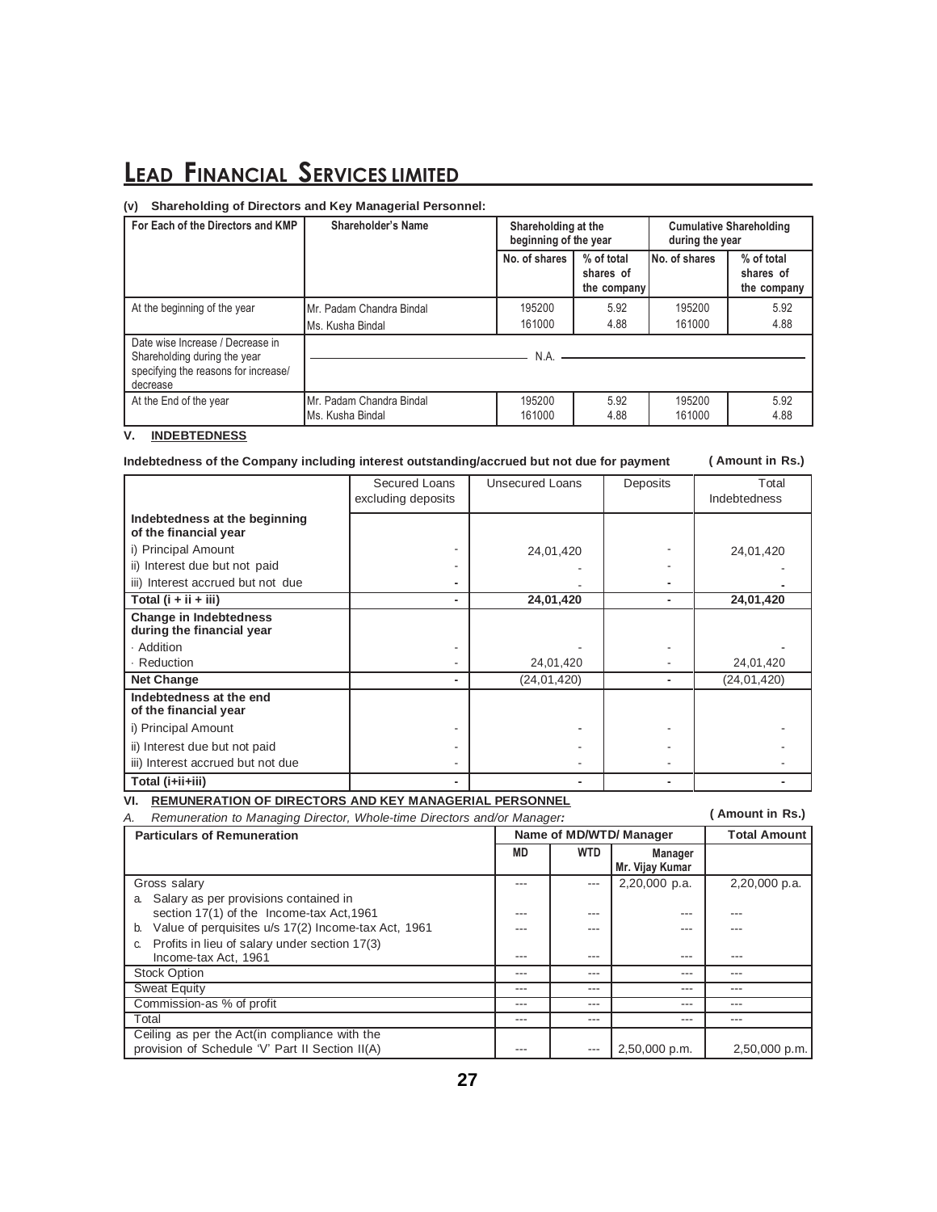# LEAD FINANCIAL SERVICES LIMITED

**(v) Shareholding of Directors and Key Managerial Personnel:**

| For Each of the Directors and KMP | Shareholder's Name | Shareholding at the beginning of the year | | Cumulative Shareholding during the year | |
|---|---|---|---|---|---|
| | | No. of shares | % of total shares of the company | No. of shares | % of total shares of the company |
| At the beginning of the year | Mr. Padam Chandra Bindal | 195200 | 5.92 | 195200 | 5.92 |
| | Ms. Kusha Bindal | 161000 | 4.88 | 161000 | 4.88 |
| Date wise Increase / Decrease in Shareholding during the year specifying the reasons for increase/ decrease | N.A. | | | | |
| At the End of the year | Mr. Padam Chandra Bindal | 195200 | 5.92 | 195200 | 5.92 |
| | Ms. Kusha Bindal | 161000 | 4.88 | 161000 | 4.88 |

**V. INDEBTEDNESS**

**Indebtedness of the Company including interest outstanding/accrued but not due for payment** **( Amount in Rs.)**

| | Secured Loans excluding deposits | Unsecured Loans | Deposits | Total Indebtedness |
|---|---|---|---|---|
| **Indebtedness at the beginning of the financial year** | | | | |
| i) Principal Amount | - | 24,01,420 | - | 24,01,420 |
| ii) Interest due but not paid | - | - | - | - |
| iii) Interest accrued but not due | - | - | - | - |
| **Total (i + ii + iii)** | - | **24,01,420** | - | **24,01,420** |
| **Change in Indebtedness during the financial year** | | | | |
| · Addition | - | - | - | - |
| · Reduction | - | 24,01,420 | - | 24,01,420 |
| **Net Change** | - | (24,01,420) | - | (24,01,420) |
| **Indebtedness at the end of the financial year** | | | | |
| i) Principal Amount | - | - | - | - |
| ii) Interest due but not paid | - | - | - | - |
| iii) Interest accrued but not due | - | - | - | - |
| **Total (i+ii+iii)** | - | - | - | - |

**VI. REMUNERATION OF DIRECTORS AND KEY MANAGERIAL PERSONNEL**

*A. Remuneration to Managing Director, Whole-time Directors and/or Manager:* **( Amount in Rs.)**

| Particulars of Remuneration | Name of MD/WTD/ Manager | | | Total Amount |
|---|---|---|---|---|
| | MD | WTD | Manager Mr. Vijay Kumar | |
| Gross salary | --- | --- | 2,20,000 p.a. | 2,20,000 p.a. |
| a. Salary as per provisions contained in section 17(1) of the Income-tax Act,1961 | --- | --- | --- | --- |
| b. Value of perquisites u/s 17(2) Income-tax Act, 1961 | --- | --- | --- | --- |
| c. Profits in lieu of salary under section 17(3) Income-tax Act, 1961 | --- | --- | --- | --- |
| Stock Option | --- | --- | --- | --- |
| Sweat Equity | --- | --- | --- | --- |
| Commission-as % of profit | --- | --- | --- | --- |
| Total | --- | --- | --- | --- |
| Ceiling as per the Act(in compliance with the provision of Schedule 'V' Part II Section II(A) | --- | --- | 2,50,000 p.m. | 2,50,000 p.m. |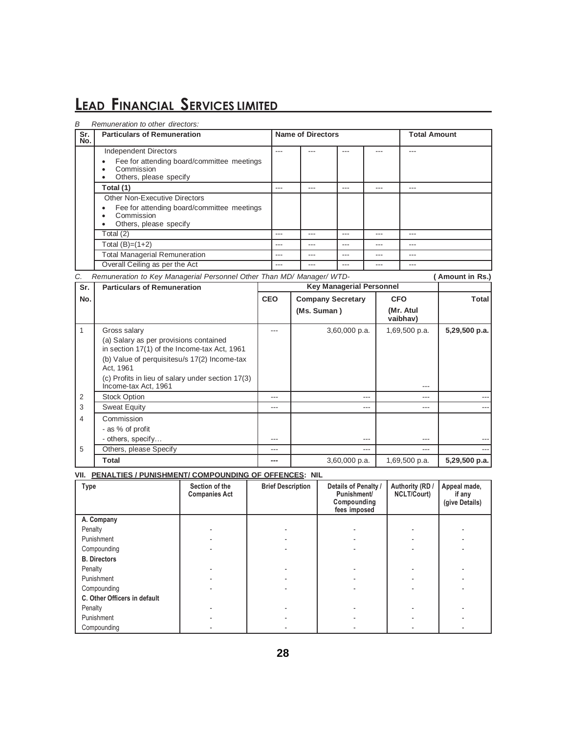*B Remuneration to other directors:*

| Sr. No. | Particulars of Remuneration | Name of Directors | | | | Total Amount |
|---|---|---|---|---|---|---|
| | Independent Directors<br>• Fee for attending board/committee meetings<br>• Commission<br>• Others, please specify | --- | --- | --- | --- | --- |
| | Total (1) | --- | --- | --- | --- | --- |
| | Other Non-Executive Directors<br>• Fee for attending board/committee meetings<br>• Commission<br>• Others, please specify | | | | | |
| | Total (2) | --- | --- | --- | --- | --- |
| | Total (B)=(1+2) | --- | --- | --- | --- | --- |
| | Total Managerial Remuneration | --- | --- | --- | --- | --- |
| | Overall Ceiling as per the Act | --- | --- | --- | --- | --- |

*C. Remuneration to Key Managerial Personnel Other Than MD/ Manager/ WTD-* **( Amount in Rs.)**

| Sr. No. | Particulars of Remuneration | Key Managerial Personnel | | | |
|---|---|---|---|---|---|
| | | CEO | Company Secretary (Ms. Suman ) | CFO (Mr. Atul vaibhav) | Total |
| 1 | Gross salary<br>(a) Salary as per provisions contained in section 17(1) of the Income-tax Act, 1961<br>(b) Value of perquisitesu/s 17(2) Income-tax Act, 1961<br>(c) Profits in lieu of salary under section 17(3) Income-tax Act, 1961 | --- | 3,60,000 p.a. | 1,69,500 p.a.<br>--- | **5,29,500 p.a.** |
| 2 | Stock Option | --- | --- | --- | --- |
| 3 | Sweat Equity | --- | --- | --- | --- |
| 4 | Commission<br>- as % of profit<br>- others, specify… | --- | --- | --- | --- |
| 5 | Others, please Specify | --- | --- | --- | --- |
| | **Total** | --- | 3,60,000 p.a. | 1,69,500 p.a. | **5,29,500 p.a.** |

**VII. PENALTIES / PUNISHMENT/ COMPOUNDING OF OFFENCES: NIL**

| Type | Section of the Companies Act | Brief Description | Details of Penalty / Punishment/ Compounding fees imposed | Authority (RD / NCLT/Court) | Appeal made, if any (give Details) |
|---|---|---|---|---|---|
| **A. Company** | | | | | |
| Penalty | - | - | - | - | - |
| Punishment | - | - | - | - | - |
| Compounding | - | - | - | - | - |
| **B. Directors** | | | | | |
| Penalty | - | - | - | - | - |
| Punishment | - | - | - | - | - |
| Compounding | - | - | - | - | - |
| **C. Other Officers in default** | | | | | |
| Penalty | - | - | - | - | - |
| Punishment | - | - | - | - | - |
| Compounding | - | - | - | - | - |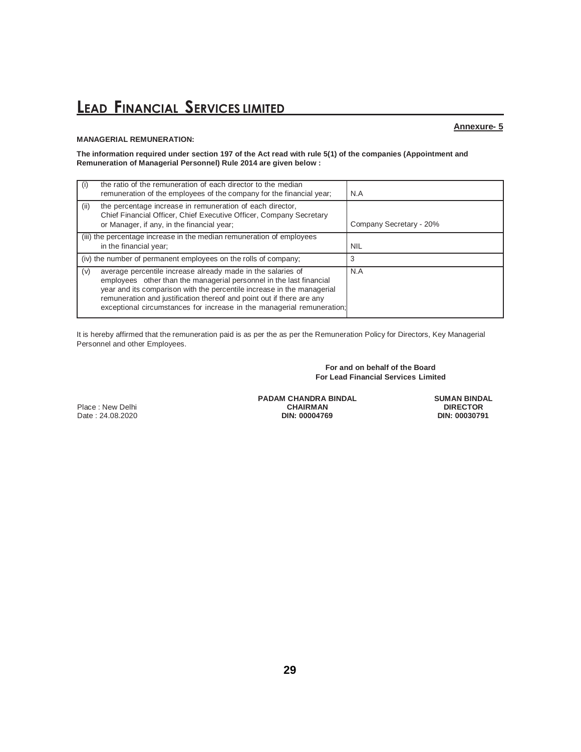# LEAD FINANCIAL SERVICES LIMITED

**Annexure- 5**

**MANAGERIAL REMUNERATION:**

**The information required under section 197 of the Act read with rule 5(1) of the companies (Appointment and Remuneration of Managerial Personnel) Rule 2014 are given below :**

| Particulars | Details |
|---|---|
| (i) the ratio of the remuneration of each director to the median remuneration of the employees of the company for the financial year; | N.A |
| (ii) the percentage increase in remuneration of each director, Chief Financial Officer, Chief Executive Officer, Company Secretary or Manager, if any, in the financial year; | Company Secretary - 20% |
| (iii) the percentage increase in the median remuneration of employees in the financial year; | NIL |
| (iv) the number of permanent employees on the rolls of company; | 3 |
| (v) average percentile increase already made in the salaries of employees other than the managerial personnel in the last financial year and its comparison with the percentile increase in the managerial remuneration and justification thereof and point out if there are any exceptional circumstances for increase in the managerial remuneration; | N.A |

It is hereby affirmed that the remuneration paid is as per the as per the Remuneration Policy for Directors, Key Managerial Personnel and other Employees.

**For and on behalf of the Board**
**For Lead Financial Services Limited**

Place : New Delhi
Date : 24.08.2020

**PADAM CHANDRA BINDAL**
**CHAIRMAN**
**DIN: 00004769**

**SUMAN BINDAL**
**DIRECTOR**
**DIN: 00030791**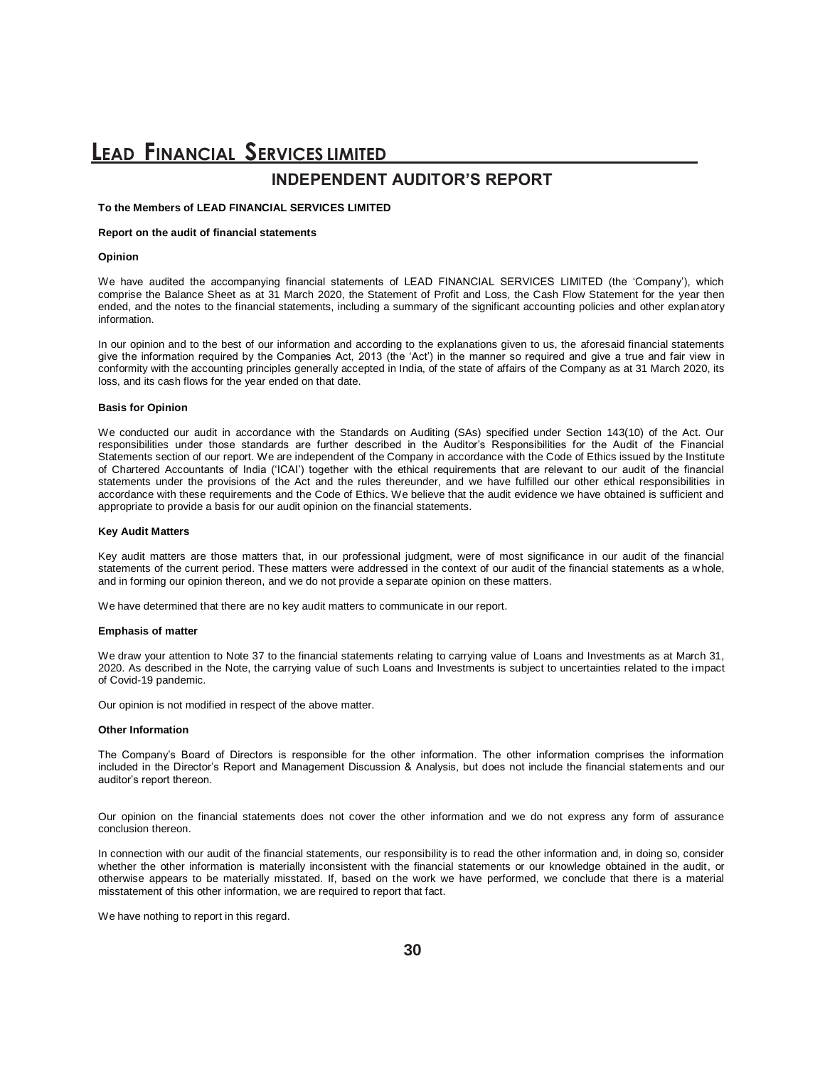# INDEPENDENT AUDITOR'S REPORT

**To the Members of LEAD FINANCIAL SERVICES LIMITED**

**Report on the audit of financial statements**

**Opinion**

We have audited the accompanying financial statements of LEAD FINANCIAL SERVICES LIMITED (the 'Company'), which comprise the Balance Sheet as at 31 March 2020, the Statement of Profit and Loss, the Cash Flow Statement for the year then ended, and the notes to the financial statements, including a summary of the significant accounting policies and other explanatory information.

In our opinion and to the best of our information and according to the explanations given to us, the aforesaid financial statements give the information required by the Companies Act, 2013 (the 'Act') in the manner so required and give a true and fair view in conformity with the accounting principles generally accepted in India, of the state of affairs of the Company as at 31 March 2020, its loss, and its cash flows for the year ended on that date.

**Basis for Opinion**

We conducted our audit in accordance with the Standards on Auditing (SAs) specified under Section 143(10) of the Act. Our responsibilities under those standards are further described in the Auditor's Responsibilities for the Audit of the Financial Statements section of our report. We are independent of the Company in accordance with the Code of Ethics issued by the Institute of Chartered Accountants of India ('ICAI') together with the ethical requirements that are relevant to our audit of the financial statements under the provisions of the Act and the rules thereunder, and we have fulfilled our other ethical responsibilities in accordance with these requirements and the Code of Ethics. We believe that the audit evidence we have obtained is sufficient and appropriate to provide a basis for our audit opinion on the financial statements.

**Key Audit Matters**

Key audit matters are those matters that, in our professional judgment, were of most significance in our audit of the financial statements of the current period. These matters were addressed in the context of our audit of the financial statements as a whole, and in forming our opinion thereon, and we do not provide a separate opinion on these matters.

We have determined that there are no key audit matters to communicate in our report.

**Emphasis of matter**

We draw your attention to Note 37 to the financial statements relating to carrying value of Loans and Investments as at March 31, 2020. As described in the Note, the carrying value of such Loans and Investments is subject to uncertainties related to the impact of Covid-19 pandemic.

Our opinion is not modified in respect of the above matter.

**Other Information**

The Company's Board of Directors is responsible for the other information. The other information comprises the information included in the Director's Report and Management Discussion & Analysis, but does not include the financial statements and our auditor's report thereon.

Our opinion on the financial statements does not cover the other information and we do not express any form of assurance conclusion thereon.

In connection with our audit of the financial statements, our responsibility is to read the other information and, in doing so, consider whether the other information is materially inconsistent with the financial statements or our knowledge obtained in the audit, or otherwise appears to be materially misstated. If, based on the work we have performed, we conclude that there is a material misstatement of this other information, we are required to report that fact.

We have nothing to report in this regard.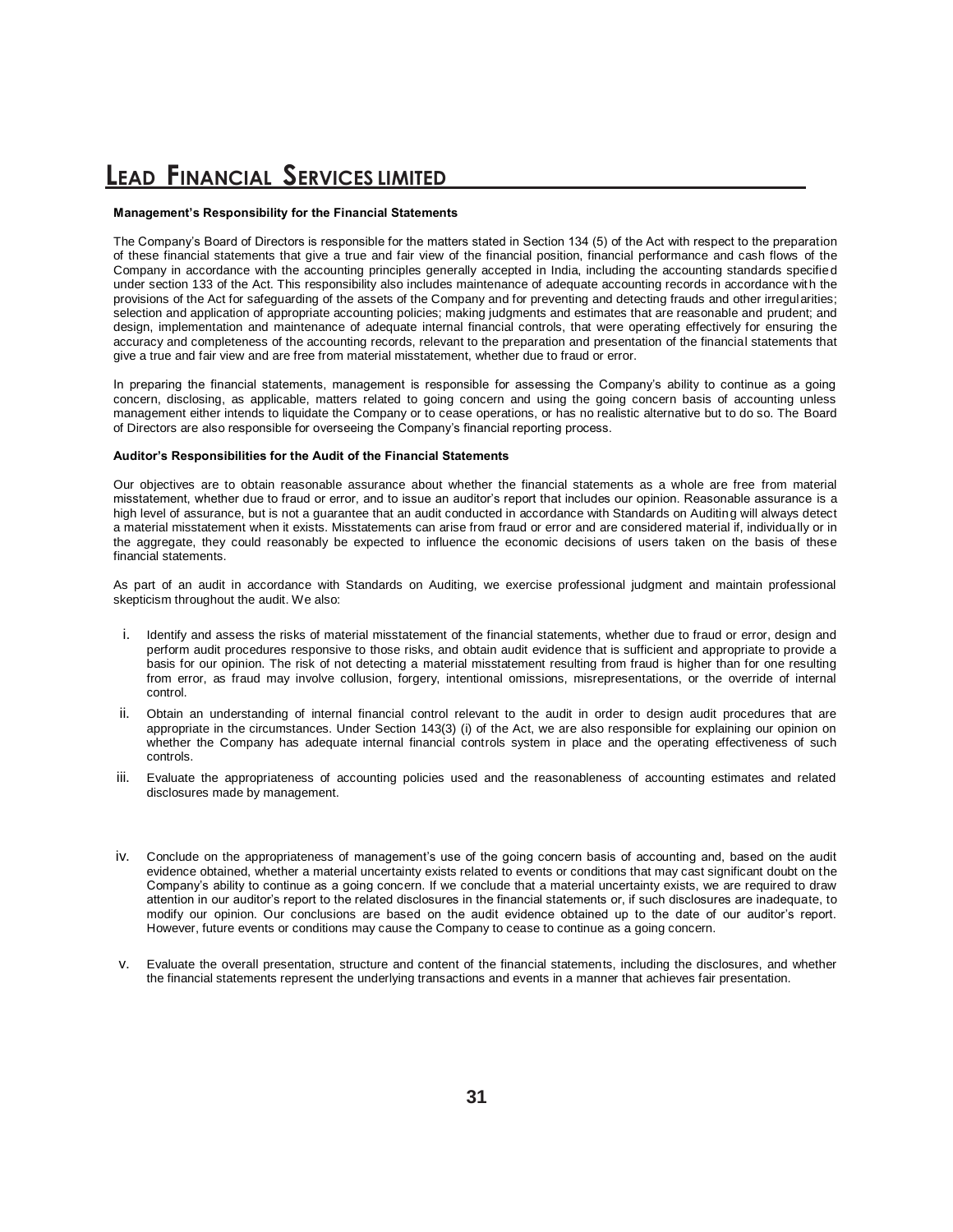**Management's Responsibility for the Financial Statements**

The Company's Board of Directors is responsible for the matters stated in Section 134 (5) of the Act with respect to the preparation of these financial statements that give a true and fair view of the financial position, financial performance and cash flows of the Company in accordance with the accounting principles generally accepted in India, including the accounting standards specified under section 133 of the Act. This responsibility also includes maintenance of adequate accounting records in accordance with the provisions of the Act for safeguarding of the assets of the Company and for preventing and detecting frauds and other irregularities; selection and application of appropriate accounting policies; making judgments and estimates that are reasonable and prudent; and design, implementation and maintenance of adequate internal financial controls, that were operating effectively for ensuring the accuracy and completeness of the accounting records, relevant to the preparation and presentation of the financial statements that give a true and fair view and are free from material misstatement, whether due to fraud or error.

In preparing the financial statements, management is responsible for assessing the Company's ability to continue as a going concern, disclosing, as applicable, matters related to going concern and using the going concern basis of accounting unless management either intends to liquidate the Company or to cease operations, or has no realistic alternative but to do so. The Board of Directors are also responsible for overseeing the Company's financial reporting process.

**Auditor's Responsibilities for the Audit of the Financial Statements**

Our objectives are to obtain reasonable assurance about whether the financial statements as a whole are free from material misstatement, whether due to fraud or error, and to issue an auditor's report that includes our opinion. Reasonable assurance is a high level of assurance, but is not a guarantee that an audit conducted in accordance with Standards on Auditing will always detect a material misstatement when it exists. Misstatements can arise from fraud or error and are considered material if, individually or in the aggregate, they could reasonably be expected to influence the economic decisions of users taken on the basis of these financial statements.

As part of an audit in accordance with Standards on Auditing, we exercise professional judgment and maintain professional skepticism throughout the audit. We also:

i. Identify and assess the risks of material misstatement of the financial statements, whether due to fraud or error, design and perform audit procedures responsive to those risks, and obtain audit evidence that is sufficient and appropriate to provide a basis for our opinion. The risk of not detecting a material misstatement resulting from fraud is higher than for one resulting from error, as fraud may involve collusion, forgery, intentional omissions, misrepresentations, or the override of internal control.

ii. Obtain an understanding of internal financial control relevant to the audit in order to design audit procedures that are appropriate in the circumstances. Under Section 143(3) (i) of the Act, we are also responsible for explaining our opinion on whether the Company has adequate internal financial controls system in place and the operating effectiveness of such controls.

iii. Evaluate the appropriateness of accounting policies used and the reasonableness of accounting estimates and related disclosures made by management.

iv. Conclude on the appropriateness of management's use of the going concern basis of accounting and, based on the audit evidence obtained, whether a material uncertainty exists related to events or conditions that may cast significant doubt on the Company's ability to continue as a going concern. If we conclude that a material uncertainty exists, we are required to draw attention in our auditor's report to the related disclosures in the financial statements or, if such disclosures are inadequate, to modify our opinion. Our conclusions are based on the audit evidence obtained up to the date of our auditor's report. However, future events or conditions may cause the Company to cease to continue as a going concern.

v. Evaluate the overall presentation, structure and content of the financial statements, including the disclosures, and whether the financial statements represent the underlying transactions and events in a manner that achieves fair presentation.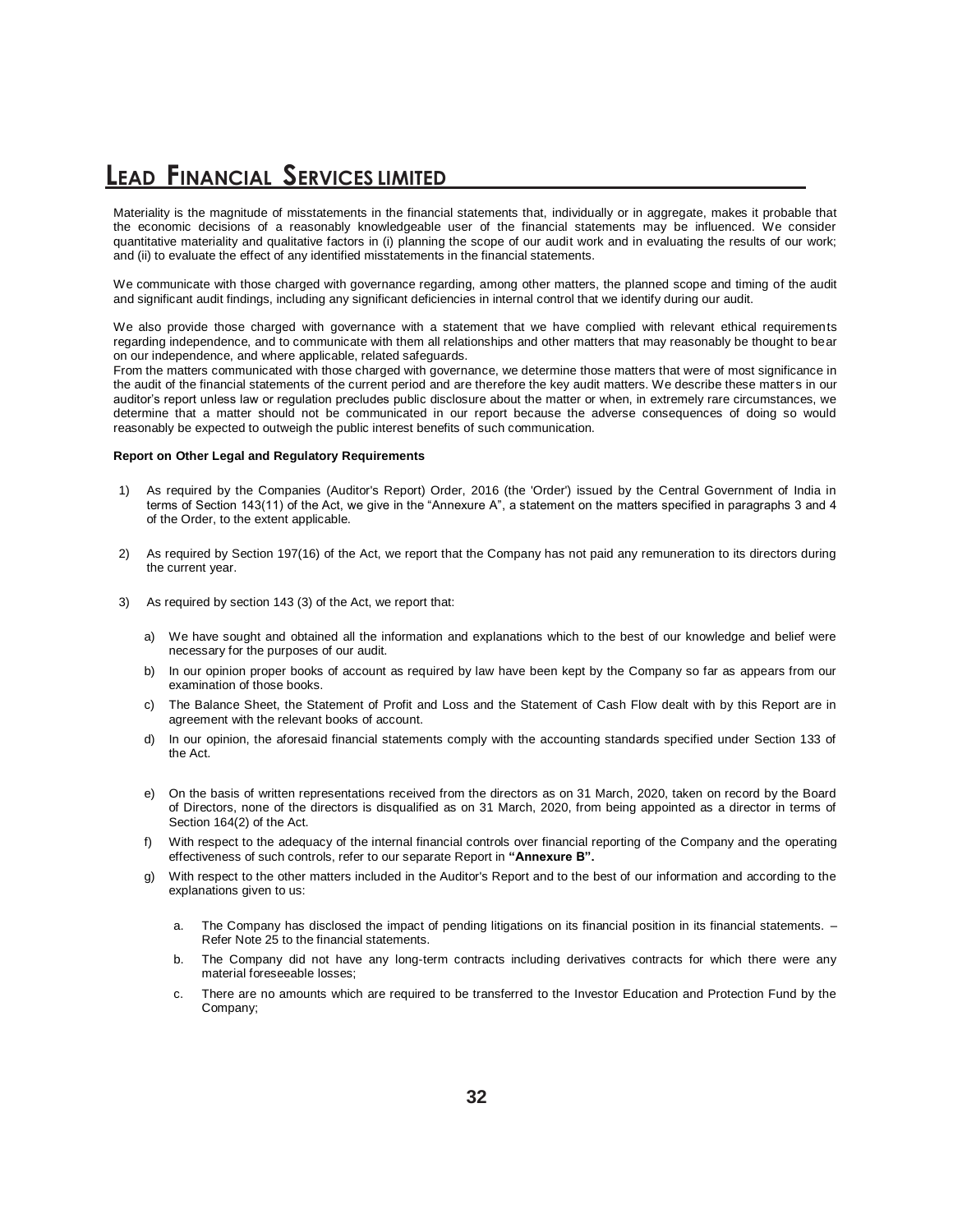Materiality is the magnitude of misstatements in the financial statements that, individually or in aggregate, makes it probable that the economic decisions of a reasonably knowledgeable user of the financial statements may be influenced. We consider quantitative materiality and qualitative factors in (i) planning the scope of our audit work and in evaluating the results of our work; and (ii) to evaluate the effect of any identified misstatements in the financial statements.

We communicate with those charged with governance regarding, among other matters, the planned scope and timing of the audit and significant audit findings, including any significant deficiencies in internal control that we identify during our audit.

We also provide those charged with governance with a statement that we have complied with relevant ethical requirements regarding independence, and to communicate with them all relationships and other matters that may reasonably be thought to bear on our independence, and where applicable, related safeguards.
From the matters communicated with those charged with governance, we determine those matters that were of most significance in the audit of the financial statements of the current period and are therefore the key audit matters. We describe these matters in our auditor's report unless law or regulation precludes public disclosure about the matter or when, in extremely rare circumstances, we determine that a matter should not be communicated in our report because the adverse consequences of doing so would reasonably be expected to outweigh the public interest benefits of such communication.

**Report on Other Legal and Regulatory Requirements**

1) As required by the Companies (Auditor's Report) Order, 2016 (the 'Order') issued by the Central Government of India in terms of Section 143(11) of the Act, we give in the "Annexure A", a statement on the matters specified in paragraphs 3 and 4 of the Order, to the extent applicable.

2) As required by Section 197(16) of the Act, we report that the Company has not paid any remuneration to its directors during the current year.

3) As required by section 143 (3) of the Act, we report that:

   a) We have sought and obtained all the information and explanations which to the best of our knowledge and belief were necessary for the purposes of our audit.

   b) In our opinion proper books of account as required by law have been kept by the Company so far as appears from our examination of those books.

   c) The Balance Sheet, the Statement of Profit and Loss and the Statement of Cash Flow dealt with by this Report are in agreement with the relevant books of account.

   d) In our opinion, the aforesaid financial statements comply with the accounting standards specified under Section 133 of the Act.

   e) On the basis of written representations received from the directors as on 31 March, 2020, taken on record by the Board of Directors, none of the directors is disqualified as on 31 March, 2020, from being appointed as a director in terms of Section 164(2) of the Act.

   f) With respect to the adequacy of the internal financial controls over financial reporting of the Company and the operating effectiveness of such controls, refer to our separate Report in **"Annexure B".**

   g) With respect to the other matters included in the Auditor's Report and to the best of our information and according to the explanations given to us:

      a. The Company has disclosed the impact of pending litigations on its financial position in its financial statements. – Refer Note 25 to the financial statements.

      b. The Company did not have any long-term contracts including derivatives contracts for which there were any material foreseeable losses;

      c. There are no amounts which are required to be transferred to the Investor Education and Protection Fund by the Company;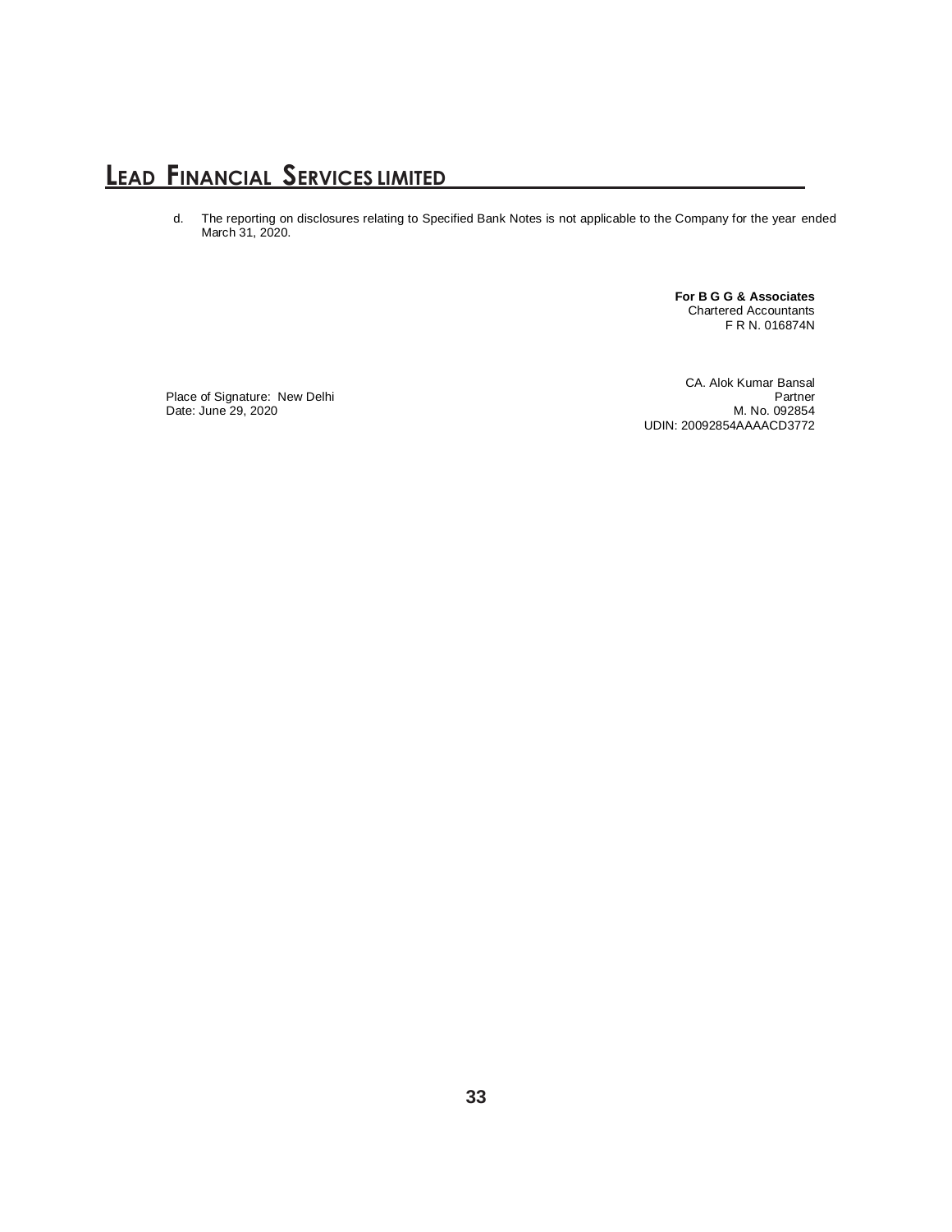d. The reporting on disclosures relating to Specified Bank Notes is not applicable to the Company for the year ended March 31, 2020.

**For B G G & Associates**
Chartered Accountants
F R N. 016874N

CA. Alok Kumar Bansal
Partner
M. No. 092854
UDIN: 20092854AAAACD3772

Place of Signature: New Delhi
Date: June 29, 2020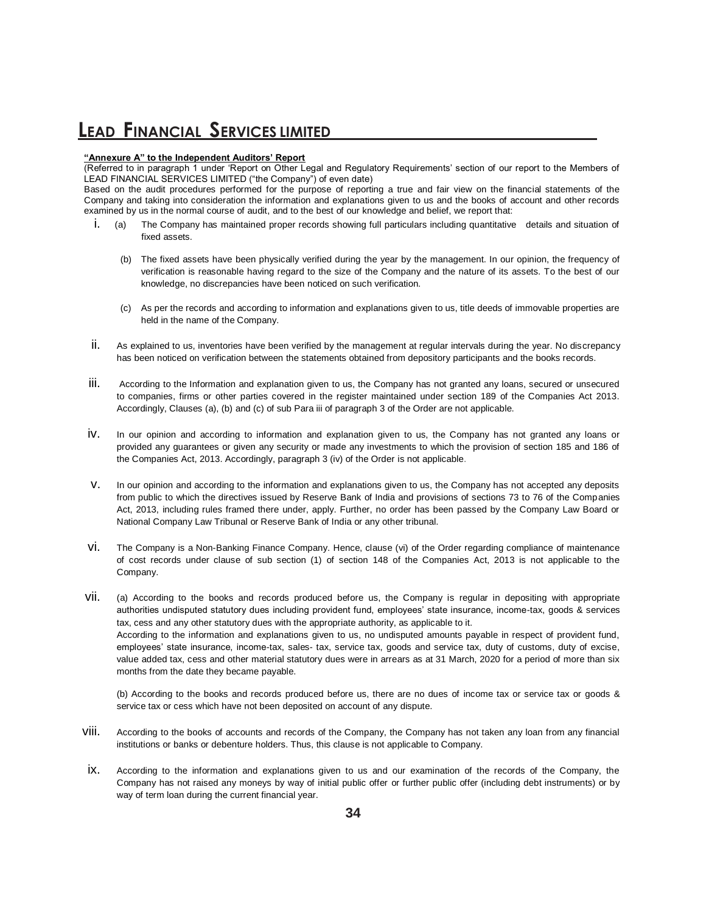**"Annexure A" to the Independent Auditors' Report**

(Referred to in paragraph 1 under 'Report on Other Legal and Regulatory Requirements' section of our report to the Members of LEAD FINANCIAL SERVICES LIMITED ("the Company") of even date)

Based on the audit procedures performed for the purpose of reporting a true and fair view on the financial statements of the Company and taking into consideration the information and explanations given to us and the books of account and other records examined by us in the normal course of audit, and to the best of our knowledge and belief, we report that:

i. (a) The Company has maintained proper records showing full particulars including quantitative details and situation of fixed assets.

(b) The fixed assets have been physically verified during the year by the management. In our opinion, the frequency of verification is reasonable having regard to the size of the Company and the nature of its assets. To the best of our knowledge, no discrepancies have been noticed on such verification.

(c) As per the records and according to information and explanations given to us, title deeds of immovable properties are held in the name of the Company.

ii. As explained to us, inventories have been verified by the management at regular intervals during the year. No discrepancy has been noticed on verification between the statements obtained from depository participants and the books records.

iii. According to the Information and explanation given to us, the Company has not granted any loans, secured or unsecured to companies, firms or other parties covered in the register maintained under section 189 of the Companies Act 2013. Accordingly, Clauses (a), (b) and (c) of sub Para iii of paragraph 3 of the Order are not applicable.

iv. In our opinion and according to information and explanation given to us, the Company has not granted any loans or provided any guarantees or given any security or made any investments to which the provision of section 185 and 186 of the Companies Act, 2013. Accordingly, paragraph 3 (iv) of the Order is not applicable.

v. In our opinion and according to the information and explanations given to us, the Company has not accepted any deposits from public to which the directives issued by Reserve Bank of India and provisions of sections 73 to 76 of the Companies Act, 2013, including rules framed there under, apply. Further, no order has been passed by the Company Law Board or National Company Law Tribunal or Reserve Bank of India or any other tribunal.

vi. The Company is a Non-Banking Finance Company. Hence, clause (vi) of the Order regarding compliance of maintenance of cost records under clause of sub section (1) of section 148 of the Companies Act, 2013 is not applicable to the Company.

vii. (a) According to the books and records produced before us, the Company is regular in depositing with appropriate authorities undisputed statutory dues including provident fund, employees' state insurance, income-tax, goods & services tax, cess and any other statutory dues with the appropriate authority, as applicable to it.

According to the information and explanations given to us, no undisputed amounts payable in respect of provident fund, employees' state insurance, income-tax, sales- tax, service tax, goods and service tax, duty of customs, duty of excise, value added tax, cess and other material statutory dues were in arrears as at 31 March, 2020 for a period of more than six months from the date they became payable.

(b) According to the books and records produced before us, there are no dues of income tax or service tax or goods & service tax or cess which have not been deposited on account of any dispute.

viii. According to the books of accounts and records of the Company, the Company has not taken any loan from any financial institutions or banks or debenture holders. Thus, this clause is not applicable to Company.

ix. According to the information and explanations given to us and our examination of the records of the Company, the Company has not raised any moneys by way of initial public offer or further public offer (including debt instruments) or by way of term loan during the current financial year.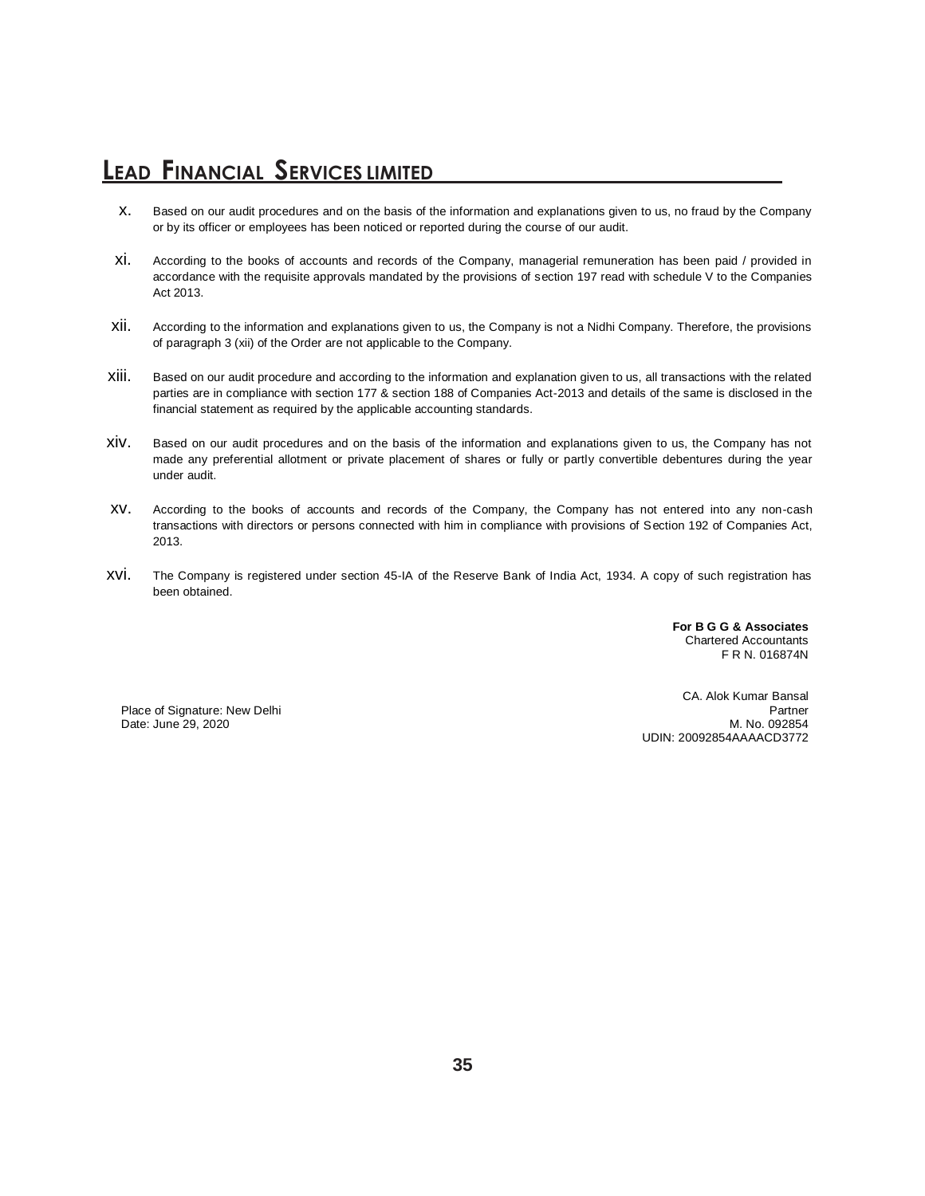x. Based on our audit procedures and on the basis of the information and explanations given to us, no fraud by the Company or by its officer or employees has been noticed or reported during the course of our audit.

xi. According to the books of accounts and records of the Company, managerial remuneration has been paid / provided in accordance with the requisite approvals mandated by the provisions of section 197 read with schedule V to the Companies Act 2013.

xii. According to the information and explanations given to us, the Company is not a Nidhi Company. Therefore, the provisions of paragraph 3 (xii) of the Order are not applicable to the Company.

xiii. Based on our audit procedure and according to the information and explanation given to us, all transactions with the related parties are in compliance with section 177 & section 188 of Companies Act-2013 and details of the same is disclosed in the financial statement as required by the applicable accounting standards.

xiv. Based on our audit procedures and on the basis of the information and explanations given to us, the Company has not made any preferential allotment or private placement of shares or fully or partly convertible debentures during the year under audit.

xv. According to the books of accounts and records of the Company, the Company has not entered into any non-cash transactions with directors or persons connected with him in compliance with provisions of Section 192 of Companies Act, 2013.

xvi. The Company is registered under section 45-IA of the Reserve Bank of India Act, 1934. A copy of such registration has been obtained.

**For B G G & Associates**
Chartered Accountants
F R N. 016874N

CA. Alok Kumar Bansal
Partner
M. No. 092854
UDIN: 20092854AAAACD3772

Place of Signature: New Delhi
Date: June 29, 2020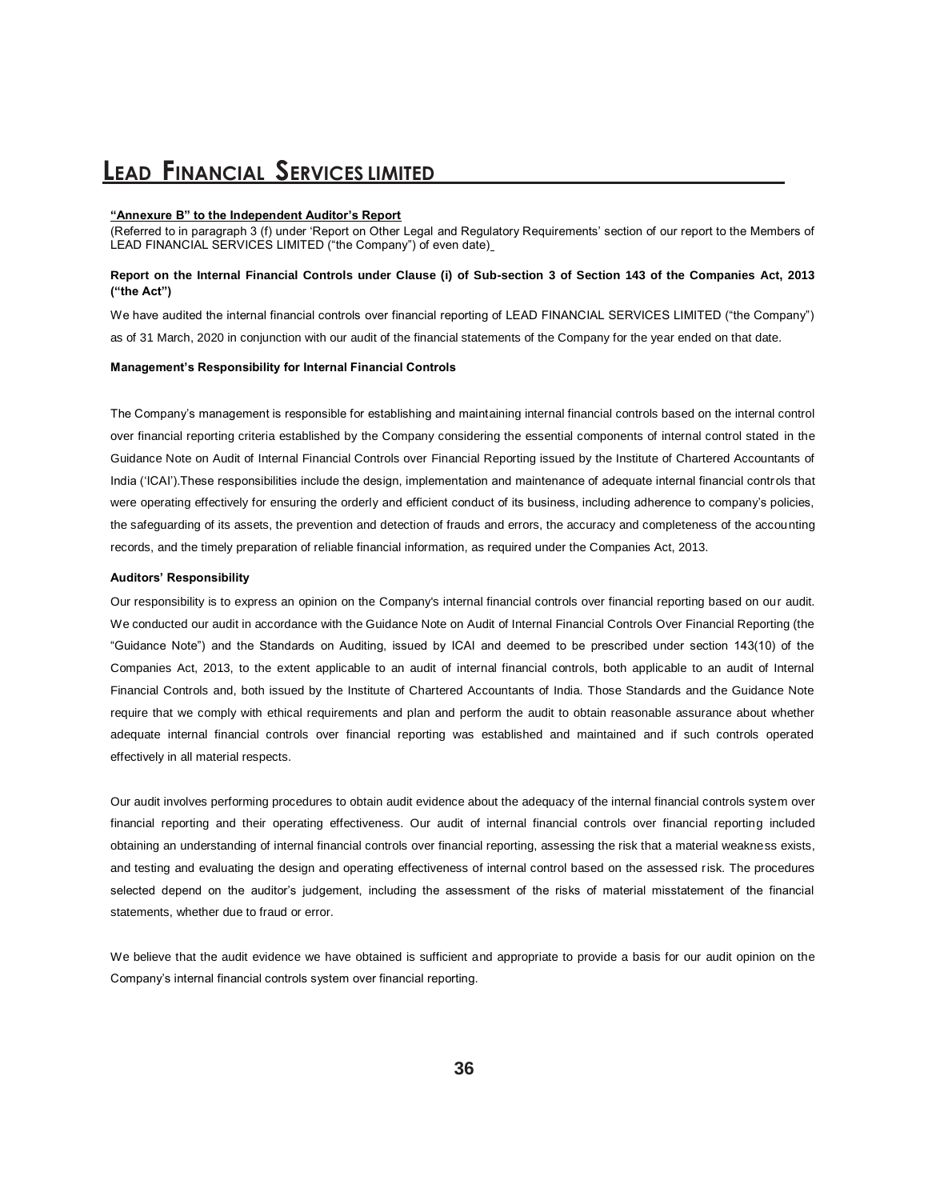**"Annexure B" to the Independent Auditor's Report**

(Referred to in paragraph 3 (f) under 'Report on Other Legal and Regulatory Requirements' section of our report to the Members of LEAD FINANCIAL SERVICES LIMITED ("the Company") of even date)

**Report on the Internal Financial Controls under Clause (i) of Sub-section 3 of Section 143 of the Companies Act, 2013 ("the Act")**

We have audited the internal financial controls over financial reporting of LEAD FINANCIAL SERVICES LIMITED ("the Company") as of 31 March, 2020 in conjunction with our audit of the financial statements of the Company for the year ended on that date.

**Management's Responsibility for Internal Financial Controls**

The Company's management is responsible for establishing and maintaining internal financial controls based on the internal control over financial reporting criteria established by the Company considering the essential components of internal control stated in the Guidance Note on Audit of Internal Financial Controls over Financial Reporting issued by the Institute of Chartered Accountants of India ('ICAI').These responsibilities include the design, implementation and maintenance of adequate internal financial controls that were operating effectively for ensuring the orderly and efficient conduct of its business, including adherence to company's policies, the safeguarding of its assets, the prevention and detection of frauds and errors, the accuracy and completeness of the accounting records, and the timely preparation of reliable financial information, as required under the Companies Act, 2013.

**Auditors' Responsibility**

Our responsibility is to express an opinion on the Company's internal financial controls over financial reporting based on our audit. We conducted our audit in accordance with the Guidance Note on Audit of Internal Financial Controls Over Financial Reporting (the "Guidance Note") and the Standards on Auditing, issued by ICAI and deemed to be prescribed under section 143(10) of the Companies Act, 2013, to the extent applicable to an audit of internal financial controls, both applicable to an audit of Internal Financial Controls and, both issued by the Institute of Chartered Accountants of India. Those Standards and the Guidance Note require that we comply with ethical requirements and plan and perform the audit to obtain reasonable assurance about whether adequate internal financial controls over financial reporting was established and maintained and if such controls operated effectively in all material respects.

Our audit involves performing procedures to obtain audit evidence about the adequacy of the internal financial controls system over financial reporting and their operating effectiveness. Our audit of internal financial controls over financial reporting included obtaining an understanding of internal financial controls over financial reporting, assessing the risk that a material weakness exists, and testing and evaluating the design and operating effectiveness of internal control based on the assessed risk. The procedures selected depend on the auditor's judgement, including the assessment of the risks of material misstatement of the financial statements, whether due to fraud or error.

We believe that the audit evidence we have obtained is sufficient and appropriate to provide a basis for our audit opinion on the Company's internal financial controls system over financial reporting.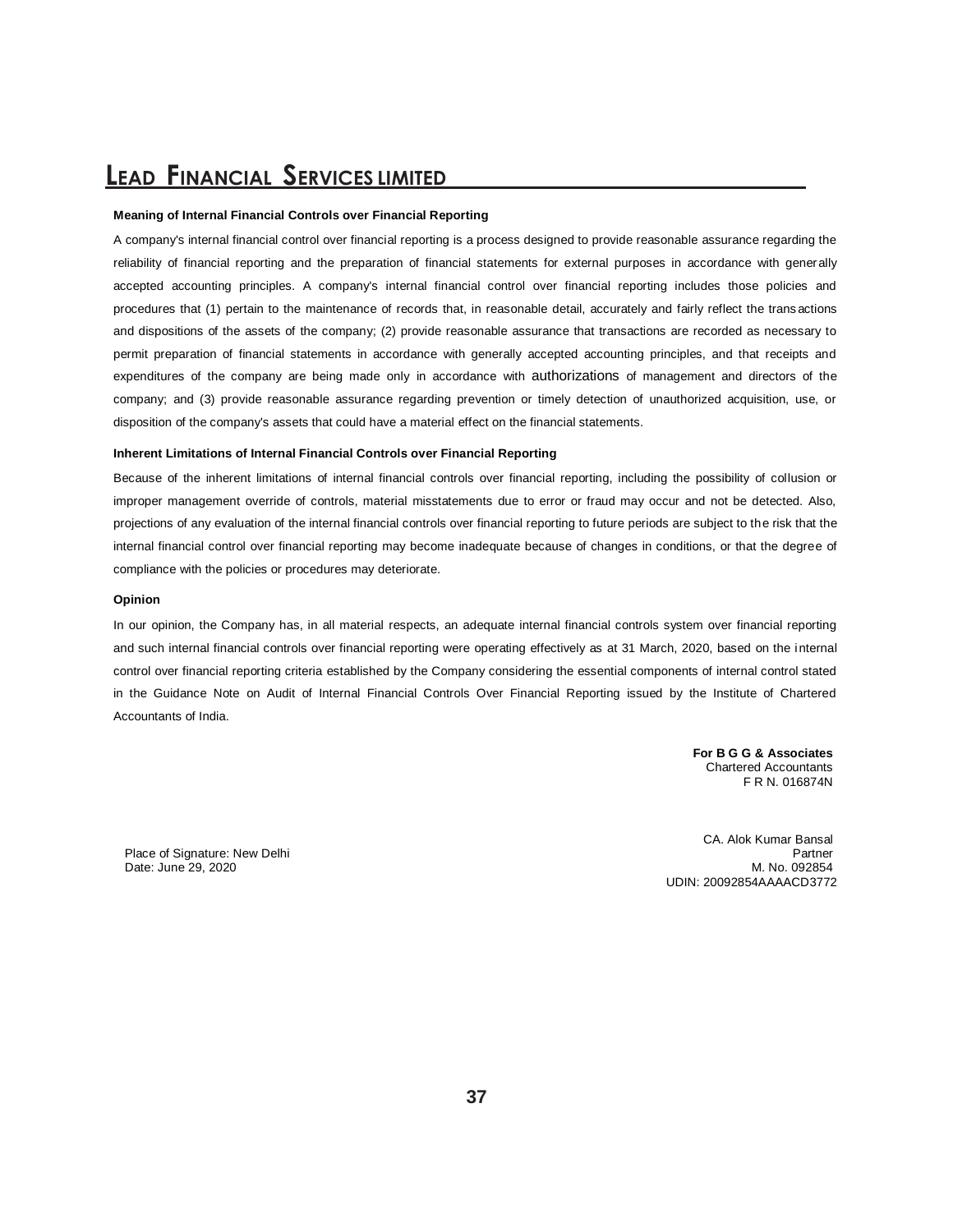#### Meaning of Internal Financial Controls over Financial Reporting

A company's internal financial control over financial reporting is a process designed to provide reasonable assurance regarding the reliability of financial reporting and the preparation of financial statements for external purposes in accordance with generally accepted accounting principles. A company's internal financial control over financial reporting includes those policies and procedures that (1) pertain to the maintenance of records that, in reasonable detail, accurately and fairly reflect the transactions and dispositions of the assets of the company; (2) provide reasonable assurance that transactions are recorded as necessary to permit preparation of financial statements in accordance with generally accepted accounting principles, and that receipts and expenditures of the company are being made only in accordance with authorizations of management and directors of the company; and (3) provide reasonable assurance regarding prevention or timely detection of unauthorized acquisition, use, or disposition of the company's assets that could have a material effect on the financial statements.

#### Inherent Limitations of Internal Financial Controls over Financial Reporting

Because of the inherent limitations of internal financial controls over financial reporting, including the possibility of collusion or improper management override of controls, material misstatements due to error or fraud may occur and not be detected. Also, projections of any evaluation of the internal financial controls over financial reporting to future periods are subject to the risk that the internal financial control over financial reporting may become inadequate because of changes in conditions, or that the degree of compliance with the policies or procedures may deteriorate.

#### Opinion

In our opinion, the Company has, in all material respects, an adequate internal financial controls system over financial reporting and such internal financial controls over financial reporting were operating effectively as at 31 March, 2020, based on the internal control over financial reporting criteria established by the Company considering the essential components of internal control stated in the Guidance Note on Audit of Internal Financial Controls Over Financial Reporting issued by the Institute of Chartered Accountants of India.

**For B G G & Associates**
Chartered Accountants
F R N. 016874N

Place of Signature: New Delhi
Date: June 29, 2020

CA. Alok Kumar Bansal
Partner
M. No. 092854
UDIN: 20092854AAAACD3772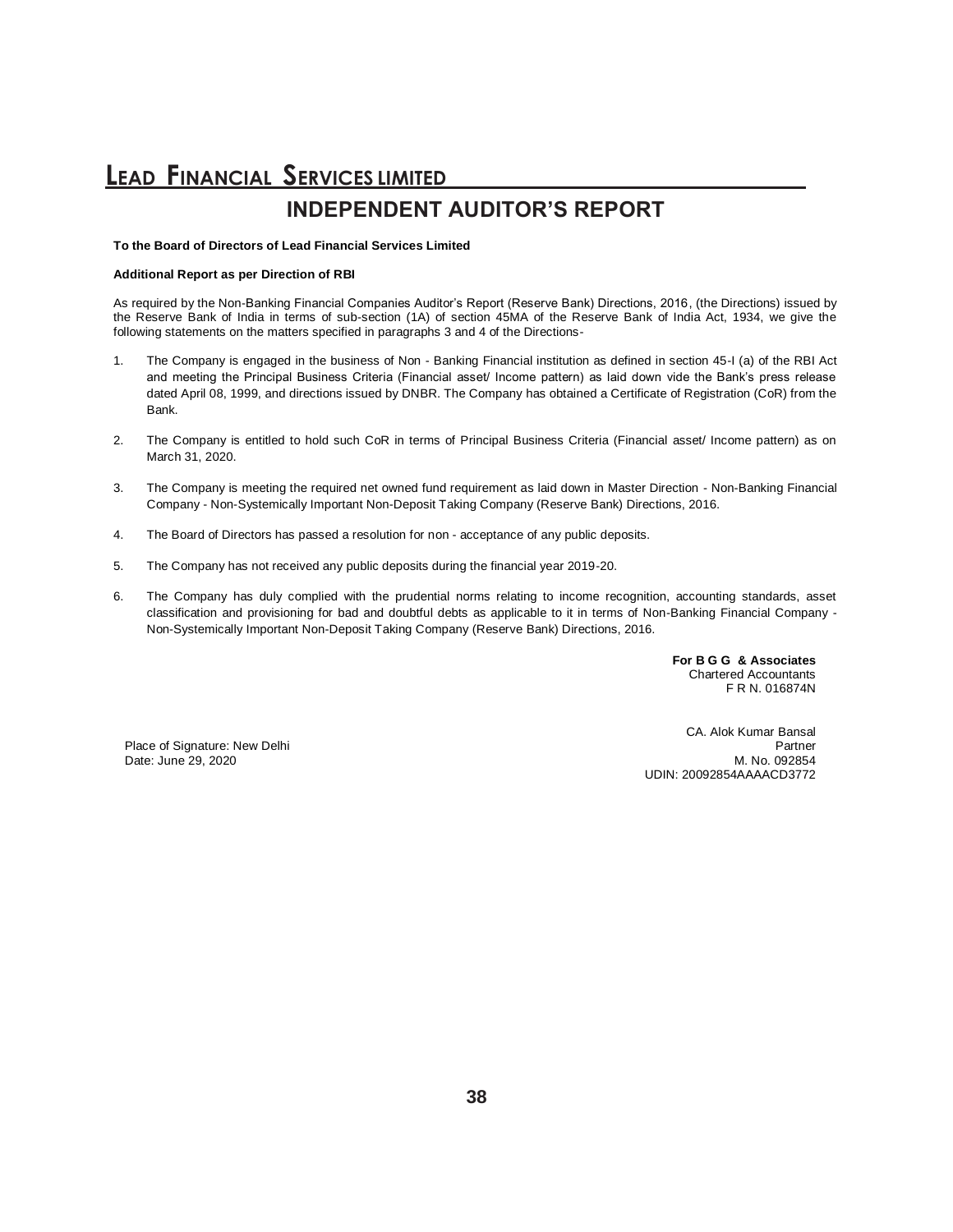# INDEPENDENT AUDITOR'S REPORT

**To the Board of Directors of Lead Financial Services Limited**

**Additional Report as per Direction of RBI**

As required by the Non-Banking Financial Companies Auditor's Report (Reserve Bank) Directions, 2016, (the Directions) issued by the Reserve Bank of India in terms of sub-section (1A) of section 45MA of the Reserve Bank of India Act, 1934, we give the following statements on the matters specified in paragraphs 3 and 4 of the Directions-

1. The Company is engaged in the business of Non - Banking Financial institution as defined in section 45-I (a) of the RBI Act and meeting the Principal Business Criteria (Financial asset/ Income pattern) as laid down vide the Bank's press release dated April 08, 1999, and directions issued by DNBR. The Company has obtained a Certificate of Registration (CoR) from the Bank.

2. The Company is entitled to hold such CoR in terms of Principal Business Criteria (Financial asset/ Income pattern) as on March 31, 2020.

3. The Company is meeting the required net owned fund requirement as laid down in Master Direction - Non-Banking Financial Company - Non-Systemically Important Non-Deposit Taking Company (Reserve Bank) Directions, 2016.

4. The Board of Directors has passed a resolution for non - acceptance of any public deposits.

5. The Company has not received any public deposits during the financial year 2019-20.

6. The Company has duly complied with the prudential norms relating to income recognition, accounting standards, asset classification and provisioning for bad and doubtful debts as applicable to it in terms of Non-Banking Financial Company - Non-Systemically Important Non-Deposit Taking Company (Reserve Bank) Directions, 2016.

**For B G G & Associates**
Chartered Accountants
F R N. 016874N

CA. Alok Kumar Bansal
Partner
M. No. 092854
UDIN: 20092854AAAACD3772

Place of Signature: New Delhi
Date: June 29, 2020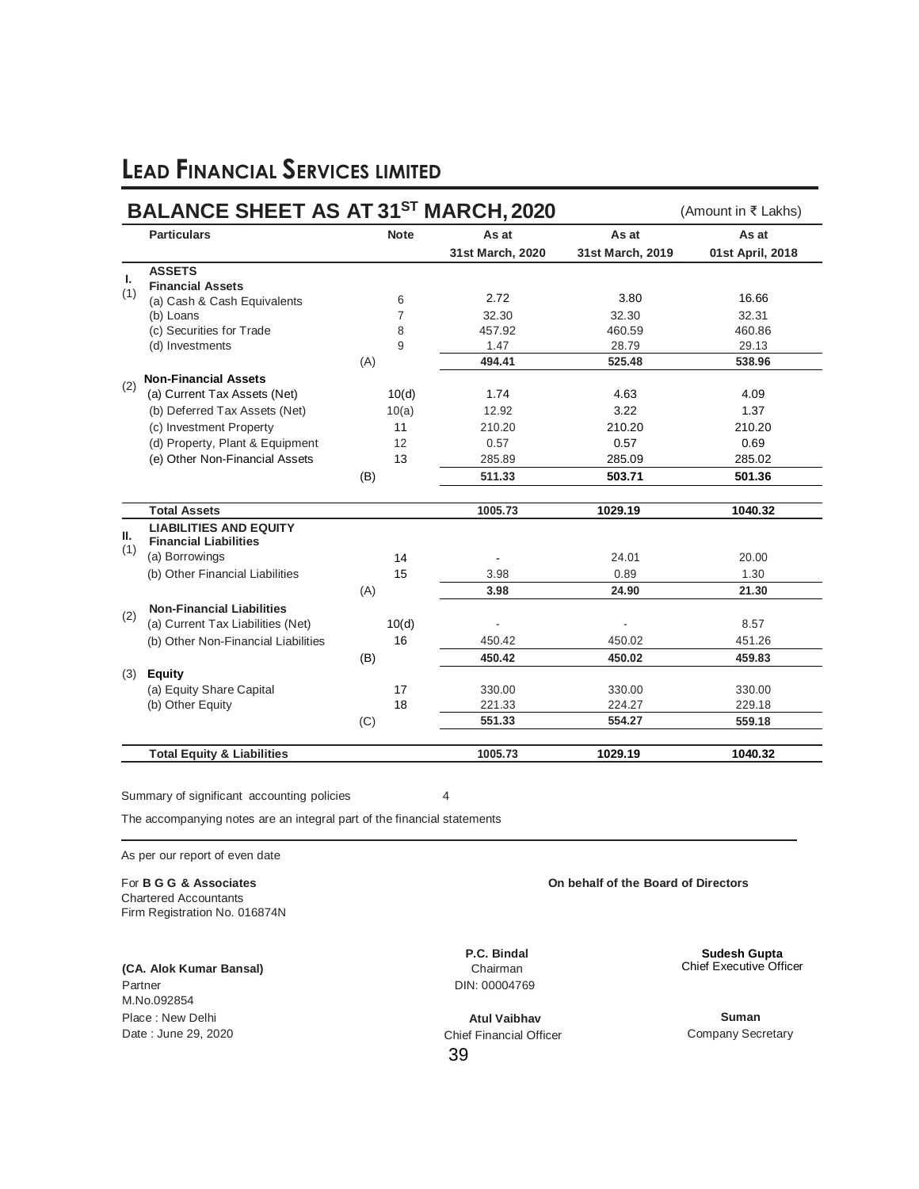# LEAD FINANCIAL SERVICES LIMITED

## BALANCE SHEET AS AT 31ST MARCH, 2020

(Amount in ₹ Lakhs)

| | Particulars | Note | As at 31st March, 2020 | As at 31st March, 2019 | As at 01st April, 2018 |
|---|---|---|---|---|---|
| I. | **ASSETS** | | | | |
| (1) | **Financial Assets** | | | | |
| | (a) Cash & Cash Equivalents | 6 | 2.72 | 3.80 | 16.66 |
| | (b) Loans | 7 | 32.30 | 32.30 | 32.31 |
| | (c) Securities for Trade | 8 | 457.92 | 460.59 | 460.86 |
| | (d) Investments | 9 | 1.47 | 28.79 | 29.13 |
| | (A) | | **494.41** | **525.48** | **538.96** |
| (2) | **Non-Financial Assets** | | | | |
| | (a) Current Tax Assets (Net) | 10(d) | 1.74 | 4.63 | 4.09 |
| | (b) Deferred Tax Assets (Net) | 10(a) | 12.92 | 3.22 | 1.37 |
| | (c) Investment Property | 11 | 210.20 | 210.20 | 210.20 |
| | (d) Property, Plant & Equipment | 12 | 0.57 | 0.57 | 0.69 |
| | (e) Other Non-Financial Assets | 13 | 285.89 | 285.09 | 285.02 |
| | (B) | | **511.33** | **503.71** | **501.36** |
| | **Total Assets** | | **1005.73** | **1029.19** | **1040.32** |
| II. | **LIABILITIES AND EQUITY** | | | | |
| (1) | **Financial Liabilities** | | | | |
| | (a) Borrowings | 14 | - | 24.01 | 20.00 |
| | (b) Other Financial Liabilities | 15 | 3.98 | 0.89 | 1.30 |
| | (A) | | **3.98** | **24.90** | **21.30** |
| (2) | **Non-Financial Liabilities** | | | | |
| | (a) Current Tax Liabilities (Net) | 10(d) | - | - | 8.57 |
| | (b) Other Non-Financial Liabilities | 16 | 450.42 | 450.02 | 451.26 |
| | (B) | | **450.42** | **450.02** | **459.83** |
| (3) | **Equity** | | | | |
| | (a) Equity Share Capital | 17 | 330.00 | 330.00 | 330.00 |
| | (b) Other Equity | 18 | 221.33 | 224.27 | 229.18 |
| | (C) | | **551.33** | **554.27** | **559.18** |
| | **Total Equity & Liabilities** | | **1005.73** | **1029.19** | **1040.32** |

Summary of significant accounting policies 4

The accompanying notes are an integral part of the financial statements

As per our report of even date

For **B G G & Associates**
Chartered Accountants
Firm Registration No. 016874N

**(CA. Alok Kumar Bansal)**
Partner
M.No.092854
Place : New Delhi
Date : June 29, 2020

**On behalf of the Board of Directors**

**P.C. Bindal**
Chairman
DIN: 00004769

**Sudesh Gupta**
Chief Executive Officer

**Atul Vaibhav**
Chief Financial Officer

**Suman**
Company Secretary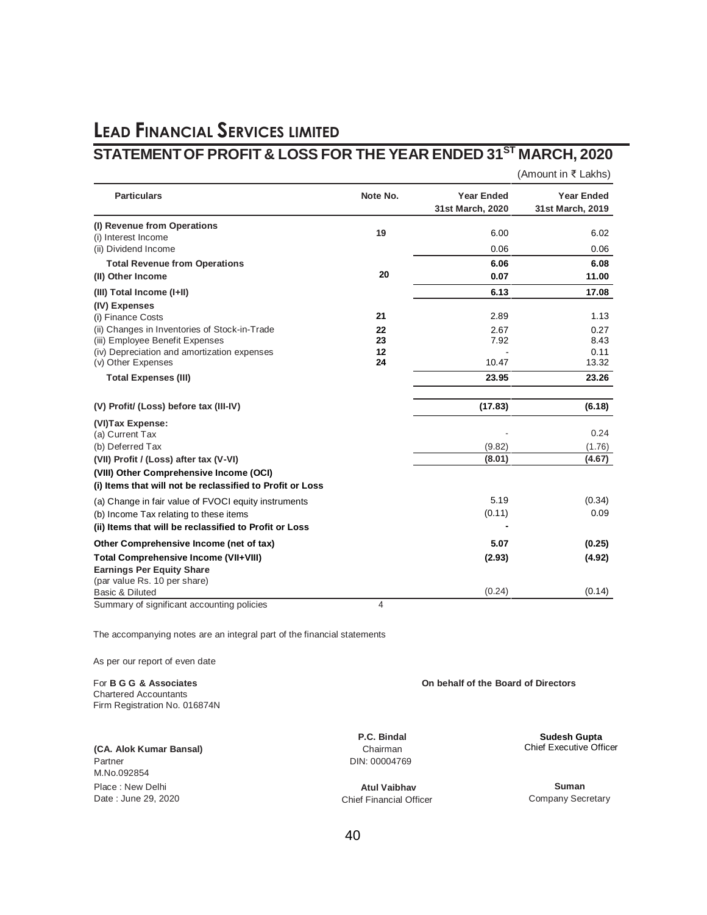# LEAD FINANCIAL SERVICES LIMITED

## STATEMENT OF PROFIT & LOSS FOR THE YEAR ENDED 31ST MARCH, 2020

(Amount in ₹ Lakhs)

| Particulars | Note No. | Year Ended 31st March, 2020 | Year Ended 31st March, 2019 |
|---|---|---|---|
| **(I) Revenue from Operations** | | | |
| (i) Interest Income | 19 | 6.00 | 6.02 |
| (ii) Dividend Income | | 0.06 | 0.06 |
| **Total Revenue from Operations** | | **6.06** | **6.08** |
| **(II) Other Income** | 20 | **0.07** | **11.00** |
| **(III) Total Income (I+II)** | | **6.13** | **17.08** |
| **(IV) Expenses** | | | |
| (i) Finance Costs | 21 | 2.89 | 1.13 |
| (ii) Changes in Inventories of Stock-in-Trade | 22 | 2.67 | 0.27 |
| (iii) Employee Benefit Expenses | 23 | 7.92 | 8.43 |
| (iv) Depreciation and amortization expenses | 12 | - | 0.11 |
| (v) Other Expenses | 24 | 10.47 | 13.32 |
| **Total Expenses (III)** | | **23.95** | **23.26** |
| **(V) Profit/ (Loss) before tax (III-IV)** | | **(17.83)** | **(6.18)** |
| **(VI)Tax Expense:** | | | |
| (a) Current Tax | | - | 0.24 |
| (b) Deferred Tax | | (9.82) | (1.76) |
| **(VII) Profit / (Loss) after tax (V-VI)** | | **(8.01)** | **(4.67)** |
| **(VIII) Other Comprehensive Income (OCI)** | | | |
| **(i) Items that will not be reclassified to Profit or Loss** | | | |
| (a) Change in fair value of FVOCI equity instruments | | 5.19 | (0.34) |
| (b) Income Tax relating to these items | | (0.11) | 0.09 |
| **(ii) Items that will be reclassified to Profit or Loss** | | **-** | |
| **Other Comprehensive Income (net of tax)** | | **5.07** | **(0.25)** |
| **Total Comprehensive Income (VII+VIII)** | | **(2.93)** | **(4.92)** |
| **Earnings Per Equity Share** | | | |
| (par value Rs. 10 per share) | | | |
| Basic & Diluted | | (0.24) | (0.14) |
| Summary of significant accounting policies | 4 | | |

The accompanying notes are an integral part of the financial statements

As per our report of even date

For **B G G & Associates**
Chartered Accountants
Firm Registration No. 016874N

**(CA. Alok Kumar Bansal)**
Partner
M.No.092854

Place : New Delhi
Date : June 29, 2020

**On behalf of the Board of Directors**

**P.C. Bindal**
Chairman
DIN: 00004769

**Sudesh Gupta**
Chief Executive Officer

**Atul Vaibhav**
Chief Financial Officer

**Suman**
Company Secretary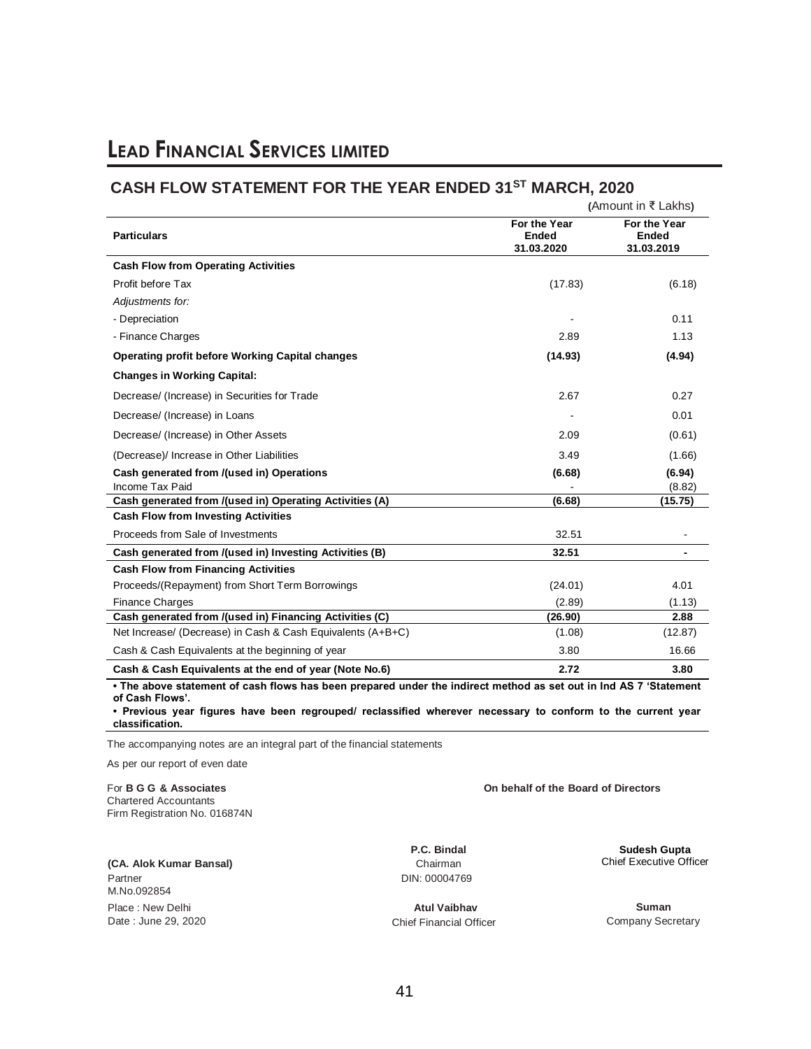# LEAD FINANCIAL SERVICES LIMITED

## CASH FLOW STATEMENT FOR THE YEAR ENDED 31ST MARCH, 2020

(Amount in ₹ Lakhs)

| Particulars | For the Year Ended 31.03.2020 | For the Year Ended 31.03.2019 |
|---|---|---|
| **Cash Flow from Operating Activities** | | |
| Profit before Tax | (17.83) | (6.18) |
| *Adjustments for:* | | |
| - Depreciation | - | 0.11 |
| - Finance Charges | 2.89 | 1.13 |
| **Operating profit before Working Capital changes** | **(14.93)** | **(4.94)** |
| **Changes in Working Capital:** | | |
| Decrease/ (Increase) in Securities for Trade | 2.67 | 0.27 |
| Decrease/ (Increase) in Loans | - | 0.01 |
| Decrease/ (Increase) in Other Assets | 2.09 | (0.61) |
| (Decrease)/ Increase in Other Liabilities | 3.49 | (1.66) |
| **Cash generated from /(used in) Operations** | **(6.68)** | **(6.94)** |
| Income Tax Paid | - | (8.82) |
| **Cash generated from /(used in) Operating Activities (A)** | **(6.68)** | **(15.75)** |
| **Cash Flow from Investing Activities** | | |
| Proceeds from Sale of Investments | 32.51 | - |
| **Cash generated from /(used in) Investing Activities (B)** | **32.51** | **-** |
| **Cash Flow from Financing Activities** | | |
| Proceeds/(Repayment) from Short Term Borrowings | (24.01) | 4.01 |
| Finance Charges | (2.89) | (1.13) |
| **Cash generated from /(used in) Financing Activities (C)** | **(26.90)** | **2.88** |
| Net Increase/ (Decrease) in Cash & Cash Equivalents (A+B+C) | (1.08) | (12.87) |
| Cash & Cash Equivalents at the beginning of year | 3.80 | 16.66 |
| **Cash & Cash Equivalents at the end of year (Note No.6)** | **2.72** | **3.80** |

**• The above statement of cash flows has been prepared under the indirect method as set out in Ind AS 7 'Statement of Cash Flows'.**

**• Previous year figures have been regrouped/ reclassified wherever necessary to conform to the current year classification.**

The accompanying notes are an integral part of the financial statements

As per our report of even date

For **B G G & Associates**
Chartered Accountants
Firm Registration No. 016874N

**(CA. Alok Kumar Bansal)**
Partner
M.No.092854

Place : New Delhi
Date : June 29, 2020

**On behalf of the Board of Directors**

**P.C. Bindal**
Chairman
DIN: 00004769

**Sudesh Gupta**
Chief Executive Officer

**Atul Vaibhav**
Chief Financial Officer

**Suman**
Company Secretary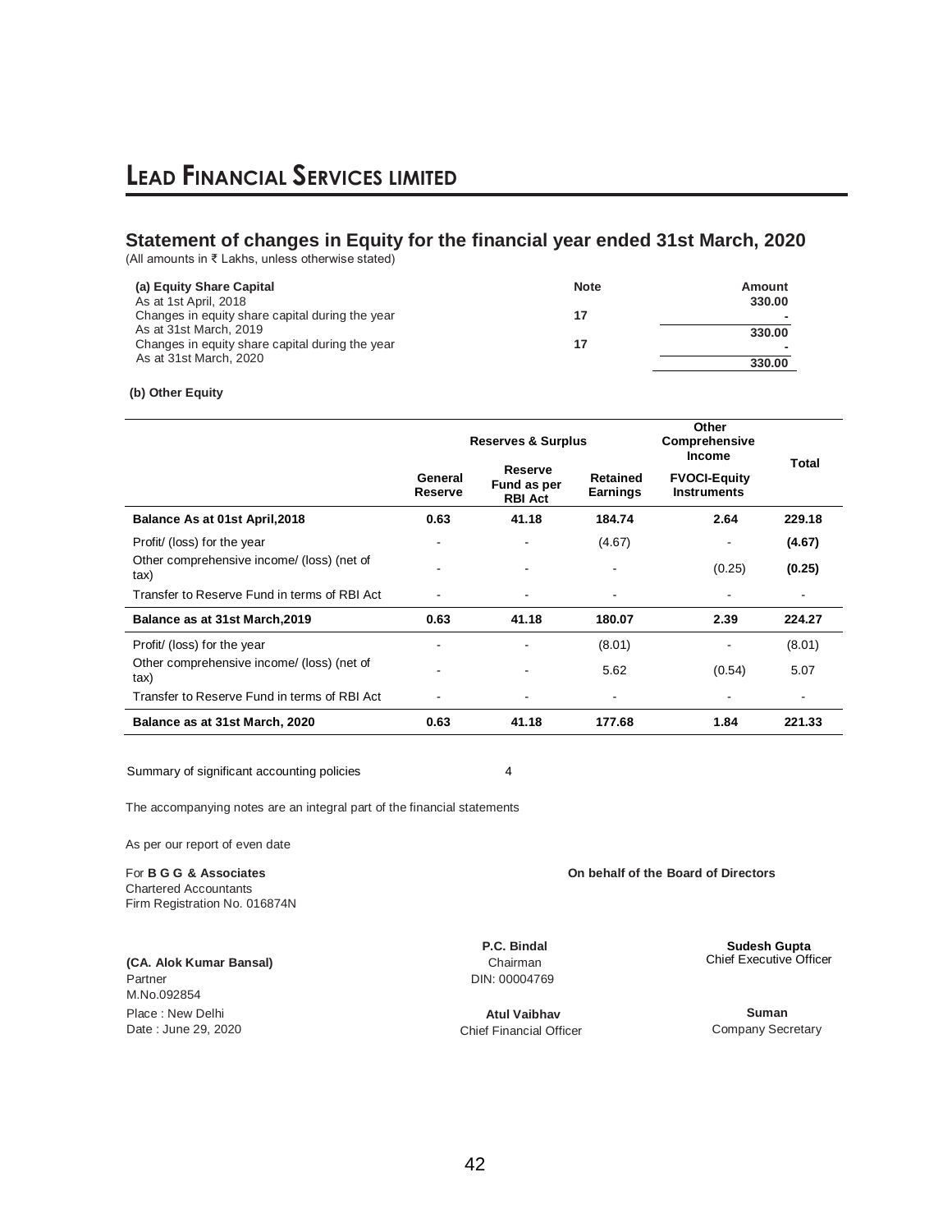# LEAD FINANCIAL SERVICES LIMITED

## Statement of changes in Equity for the financial year ended 31st March, 2020

(All amounts in ₹ Lakhs, unless otherwise stated)

| (a) Equity Share Capital | Note | Amount |
|---|---|---|
| As at 1st April, 2018 | | 330.00 |
| Changes in equity share capital during the year | 17 | - |
| As at 31st March, 2019 | | 330.00 |
| Changes in equity share capital during the year | 17 | - |
| As at 31st March, 2020 | | 330.00 |

**(b) Other Equity**

| | Reserves & Surplus | | | Other Comprehensive Income | Total |
|---|---|---|---|---|---|
| | General Reserve | Reserve Fund as per RBI Act | Retained Earnings | FVOCI-Equity Instruments | |
| **Balance As at 01st April,2018** | **0.63** | **41.18** | **184.74** | **2.64** | **229.18** |
| Profit/ (loss) for the year | - | - | (4.67) | - | **(4.67)** |
| Other comprehensive income/ (loss) (net of tax) | - | - | - | (0.25) | **(0.25)** |
| Transfer to Reserve Fund in terms of RBI Act | - | - | - | - | - |
| **Balance as at 31st March,2019** | **0.63** | **41.18** | **180.07** | **2.39** | **224.27** |
| Profit/ (loss) for the year | - | - | (8.01) | - | (8.01) |
| Other comprehensive income/ (loss) (net of tax) | - | - | 5.62 | (0.54) | 5.07 |
| Transfer to Reserve Fund in terms of RBI Act | - | - | - | - | - |
| **Balance as at 31st March, 2020** | **0.63** | **41.18** | **177.68** | **1.84** | **221.33** |

Summary of significant accounting policies 4

The accompanying notes are an integral part of the financial statements

As per our report of even date

For **B G G & Associates**
Chartered Accountants
Firm Registration No. 016874N

**(CA. Alok Kumar Bansal)**
Partner
M.No.092854
Place : New Delhi
Date : June 29, 2020

**On behalf of the Board of Directors**

**P.C. Bindal**
Chairman
DIN: 00004769

**Sudesh Gupta**
Chief Executive Officer

**Atul Vaibhav**
Chief Financial Officer

**Suman**
Company Secretary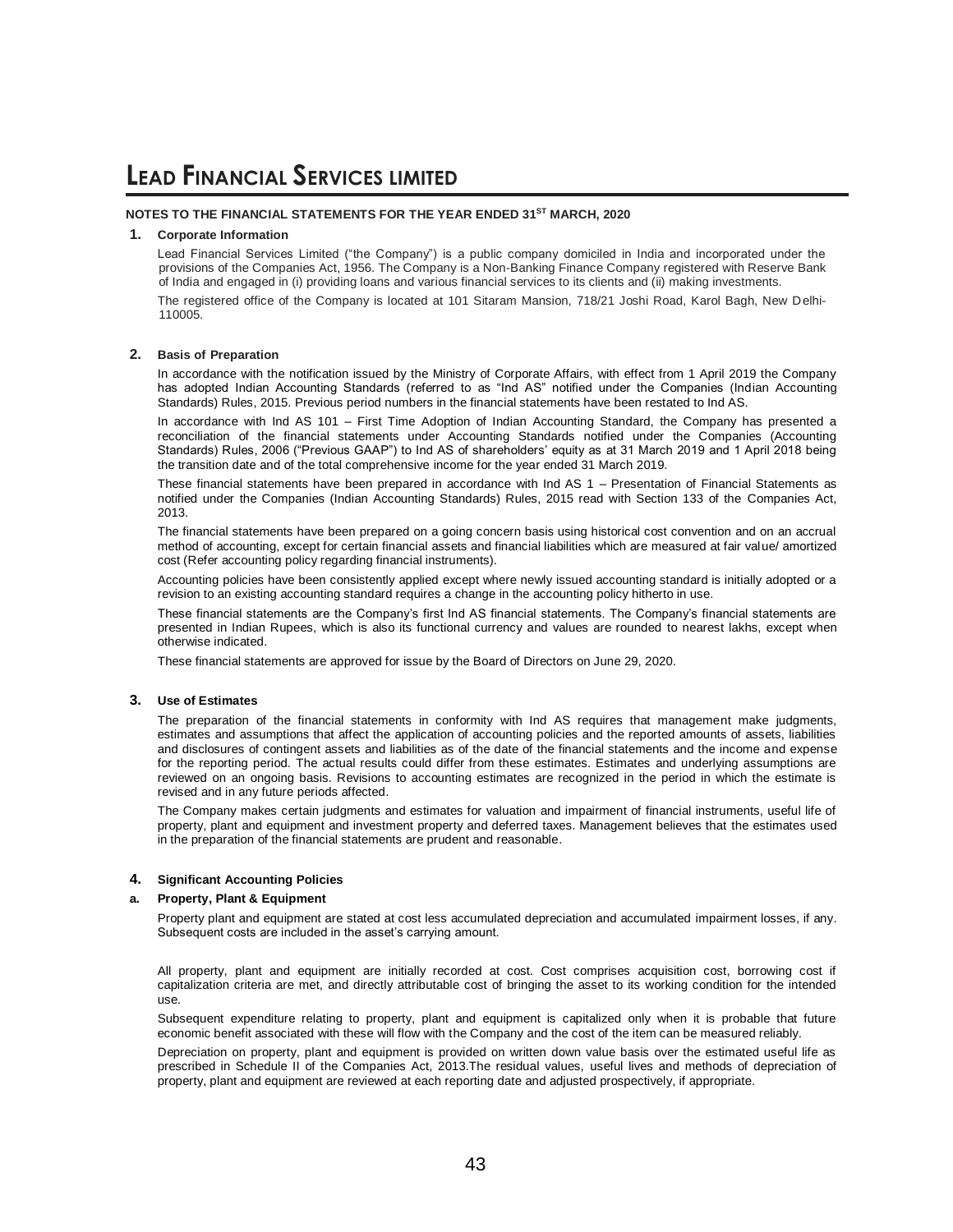# LEAD FINANCIAL SERVICES LIMITED

**NOTES TO THE FINANCIAL STATEMENTS FOR THE YEAR ENDED 31ST MARCH, 2020**

## 1. Corporate Information

Lead Financial Services Limited ("the Company") is a public company domiciled in India and incorporated under the provisions of the Companies Act, 1956. The Company is a Non-Banking Finance Company registered with Reserve Bank of India and engaged in (i) providing loans and various financial services to its clients and (ii) making investments.

The registered office of the Company is located at 101 Sitaram Mansion, 718/21 Joshi Road, Karol Bagh, New Delhi-110005.

## 2. Basis of Preparation

In accordance with the notification issued by the Ministry of Corporate Affairs, with effect from 1 April 2019 the Company has adopted Indian Accounting Standards (referred to as "Ind AS" notified under the Companies (Indian Accounting Standards) Rules, 2015. Previous period numbers in the financial statements have been restated to Ind AS.

In accordance with Ind AS 101 – First Time Adoption of Indian Accounting Standard, the Company has presented a reconciliation of the financial statements under Accounting Standards notified under the Companies (Accounting Standards) Rules, 2006 ("Previous GAAP") to Ind AS of shareholders' equity as at 31 March 2019 and 1 April 2018 being the transition date and of the total comprehensive income for the year ended 31 March 2019.

These financial statements have been prepared in accordance with Ind AS 1 – Presentation of Financial Statements as notified under the Companies (Indian Accounting Standards) Rules, 2015 read with Section 133 of the Companies Act, 2013.

The financial statements have been prepared on a going concern basis using historical cost convention and on an accrual method of accounting, except for certain financial assets and financial liabilities which are measured at fair value/ amortized cost (Refer accounting policy regarding financial instruments).

Accounting policies have been consistently applied except where newly issued accounting standard is initially adopted or a revision to an existing accounting standard requires a change in the accounting policy hitherto in use.

These financial statements are the Company's first Ind AS financial statements. The Company's financial statements are presented in Indian Rupees, which is also its functional currency and values are rounded to nearest lakhs, except when otherwise indicated.

These financial statements are approved for issue by the Board of Directors on June 29, 2020.

## 3. Use of Estimates

The preparation of the financial statements in conformity with Ind AS requires that management make judgments, estimates and assumptions that affect the application of accounting policies and the reported amounts of assets, liabilities and disclosures of contingent assets and liabilities as of the date of the financial statements and the income and expense for the reporting period. The actual results could differ from these estimates. Estimates and underlying assumptions are reviewed on an ongoing basis. Revisions to accounting estimates are recognized in the period in which the estimate is revised and in any future periods affected.

The Company makes certain judgments and estimates for valuation and impairment of financial instruments, useful life of property, plant and equipment and investment property and deferred taxes. Management believes that the estimates used in the preparation of the financial statements are prudent and reasonable.

## 4. Significant Accounting Policies

### a. Property, Plant & Equipment

Property plant and equipment are stated at cost less accumulated depreciation and accumulated impairment losses, if any. Subsequent costs are included in the asset's carrying amount.

All property, plant and equipment are initially recorded at cost. Cost comprises acquisition cost, borrowing cost if capitalization criteria are met, and directly attributable cost of bringing the asset to its working condition for the intended use.

Subsequent expenditure relating to property, plant and equipment is capitalized only when it is probable that future economic benefit associated with these will flow with the Company and the cost of the item can be measured reliably.

Depreciation on property, plant and equipment is provided on written down value basis over the estimated useful life as prescribed in Schedule II of the Companies Act, 2013.The residual values, useful lives and methods of depreciation of property, plant and equipment are reviewed at each reporting date and adjusted prospectively, if appropriate.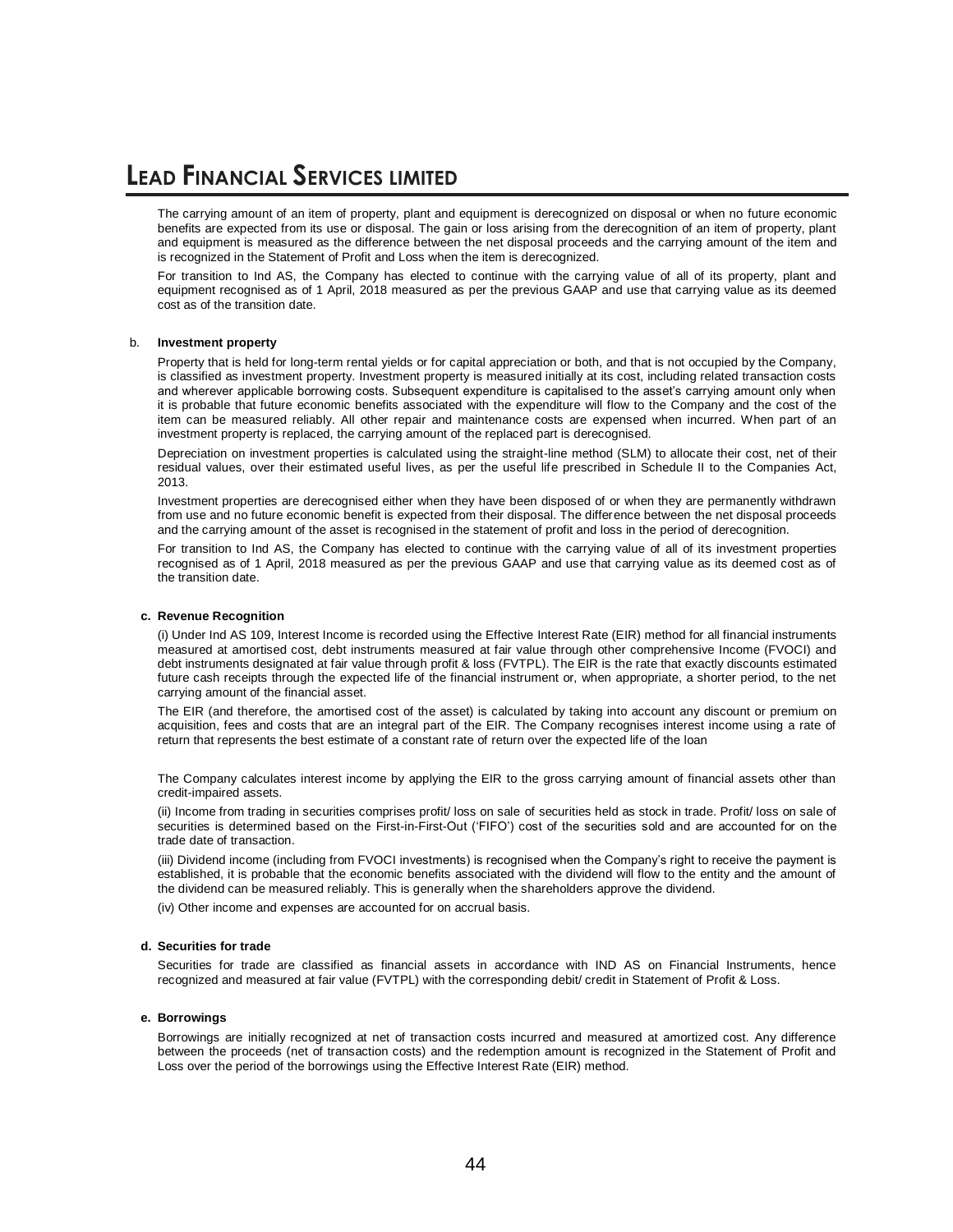The carrying amount of an item of property, plant and equipment is derecognized on disposal or when no future economic benefits are expected from its use or disposal. The gain or loss arising from the derecognition of an item of property, plant and equipment is measured as the difference between the net disposal proceeds and the carrying amount of the item and is recognized in the Statement of Profit and Loss when the item is derecognized.

For transition to Ind AS, the Company has elected to continue with the carrying value of all of its property, plant and equipment recognised as of 1 April, 2018 measured as per the previous GAAP and use that carrying value as its deemed cost as of the transition date.

b. **Investment property**

Property that is held for long-term rental yields or for capital appreciation or both, and that is not occupied by the Company, is classified as investment property. Investment property is measured initially at its cost, including related transaction costs and wherever applicable borrowing costs. Subsequent expenditure is capitalised to the asset's carrying amount only when it is probable that future economic benefits associated with the expenditure will flow to the Company and the cost of the item can be measured reliably. All other repair and maintenance costs are expensed when incurred. When part of an investment property is replaced, the carrying amount of the replaced part is derecognised.

Depreciation on investment properties is calculated using the straight-line method (SLM) to allocate their cost, net of their residual values, over their estimated useful lives, as per the useful life prescribed in Schedule II to the Companies Act, 2013.

Investment properties are derecognised either when they have been disposed of or when they are permanently withdrawn from use and no future economic benefit is expected from their disposal. The difference between the net disposal proceeds and the carrying amount of the asset is recognised in the statement of profit and loss in the period of derecognition.

For transition to Ind AS, the Company has elected to continue with the carrying value of all of its investment properties recognised as of 1 April, 2018 measured as per the previous GAAP and use that carrying value as its deemed cost as of the transition date.

**c. Revenue Recognition**

(i) Under Ind AS 109, Interest Income is recorded using the Effective Interest Rate (EIR) method for all financial instruments measured at amortised cost, debt instruments measured at fair value through other comprehensive Income (FVOCI) and debt instruments designated at fair value through profit & loss (FVTPL). The EIR is the rate that exactly discounts estimated future cash receipts through the expected life of the financial instrument or, when appropriate, a shorter period, to the net carrying amount of the financial asset.

The EIR (and therefore, the amortised cost of the asset) is calculated by taking into account any discount or premium on acquisition, fees and costs that are an integral part of the EIR. The Company recognises interest income using a rate of return that represents the best estimate of a constant rate of return over the expected life of the loan

The Company calculates interest income by applying the EIR to the gross carrying amount of financial assets other than credit-impaired assets.

(ii) Income from trading in securities comprises profit/ loss on sale of securities held as stock in trade. Profit/ loss on sale of securities is determined based on the First-in-First-Out ('FIFO') cost of the securities sold and are accounted for on the trade date of transaction.

(iii) Dividend income (including from FVOCI investments) is recognised when the Company's right to receive the payment is established, it is probable that the economic benefits associated with the dividend will flow to the entity and the amount of the dividend can be measured reliably. This is generally when the shareholders approve the dividend.

(iv) Other income and expenses are accounted for on accrual basis.

**d. Securities for trade**

Securities for trade are classified as financial assets in accordance with IND AS on Financial Instruments, hence recognized and measured at fair value (FVTPL) with the corresponding debit/ credit in Statement of Profit & Loss.

**e. Borrowings**

Borrowings are initially recognized at net of transaction costs incurred and measured at amortized cost. Any difference between the proceeds (net of transaction costs) and the redemption amount is recognized in the Statement of Profit and Loss over the period of the borrowings using the Effective Interest Rate (EIR) method.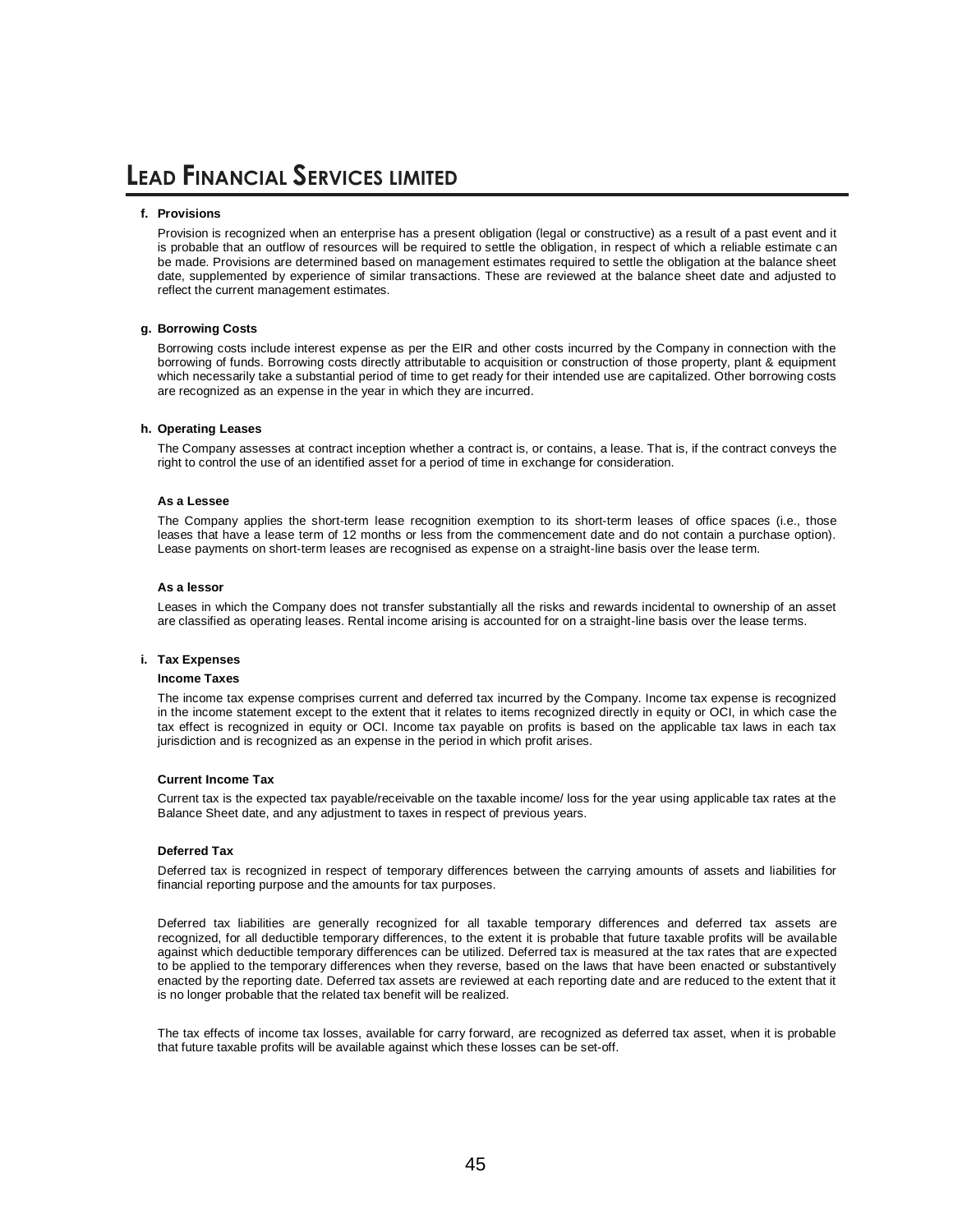**f. Provisions**

Provision is recognized when an enterprise has a present obligation (legal or constructive) as a result of a past event and it is probable that an outflow of resources will be required to settle the obligation, in respect of which a reliable estimate can be made. Provisions are determined based on management estimates required to settle the obligation at the balance sheet date, supplemented by experience of similar transactions. These are reviewed at the balance sheet date and adjusted to reflect the current management estimates.

**g. Borrowing Costs**

Borrowing costs include interest expense as per the EIR and other costs incurred by the Company in connection with the borrowing of funds. Borrowing costs directly attributable to acquisition or construction of those property, plant & equipment which necessarily take a substantial period of time to get ready for their intended use are capitalized. Other borrowing costs are recognized as an expense in the year in which they are incurred.

**h. Operating Leases**

The Company assesses at contract inception whether a contract is, or contains, a lease. That is, if the contract conveys the right to control the use of an identified asset for a period of time in exchange for consideration.

**As a Lessee**

The Company applies the short-term lease recognition exemption to its short-term leases of office spaces (i.e., those leases that have a lease term of 12 months or less from the commencement date and do not contain a purchase option). Lease payments on short-term leases are recognised as expense on a straight-line basis over the lease term.

**As a lessor**

Leases in which the Company does not transfer substantially all the risks and rewards incidental to ownership of an asset are classified as operating leases. Rental income arising is accounted for on a straight-line basis over the lease terms.

**i. Tax Expenses**

**Income Taxes**

The income tax expense comprises current and deferred tax incurred by the Company. Income tax expense is recognized in the income statement except to the extent that it relates to items recognized directly in equity or OCI, in which case the tax effect is recognized in equity or OCI. Income tax payable on profits is based on the applicable tax laws in each tax jurisdiction and is recognized as an expense in the period in which profit arises.

**Current Income Tax**

Current tax is the expected tax payable/receivable on the taxable income/ loss for the year using applicable tax rates at the Balance Sheet date, and any adjustment to taxes in respect of previous years.

**Deferred Tax**

Deferred tax is recognized in respect of temporary differences between the carrying amounts of assets and liabilities for financial reporting purpose and the amounts for tax purposes.

Deferred tax liabilities are generally recognized for all taxable temporary differences and deferred tax assets are recognized, for all deductible temporary differences, to the extent it is probable that future taxable profits will be available against which deductible temporary differences can be utilized. Deferred tax is measured at the tax rates that are expected to be applied to the temporary differences when they reverse, based on the laws that have been enacted or substantively enacted by the reporting date. Deferred tax assets are reviewed at each reporting date and are reduced to the extent that it is no longer probable that the related tax benefit will be realized.

The tax effects of income tax losses, available for carry forward, are recognized as deferred tax asset, when it is probable that future taxable profits will be available against which these losses can be set-off.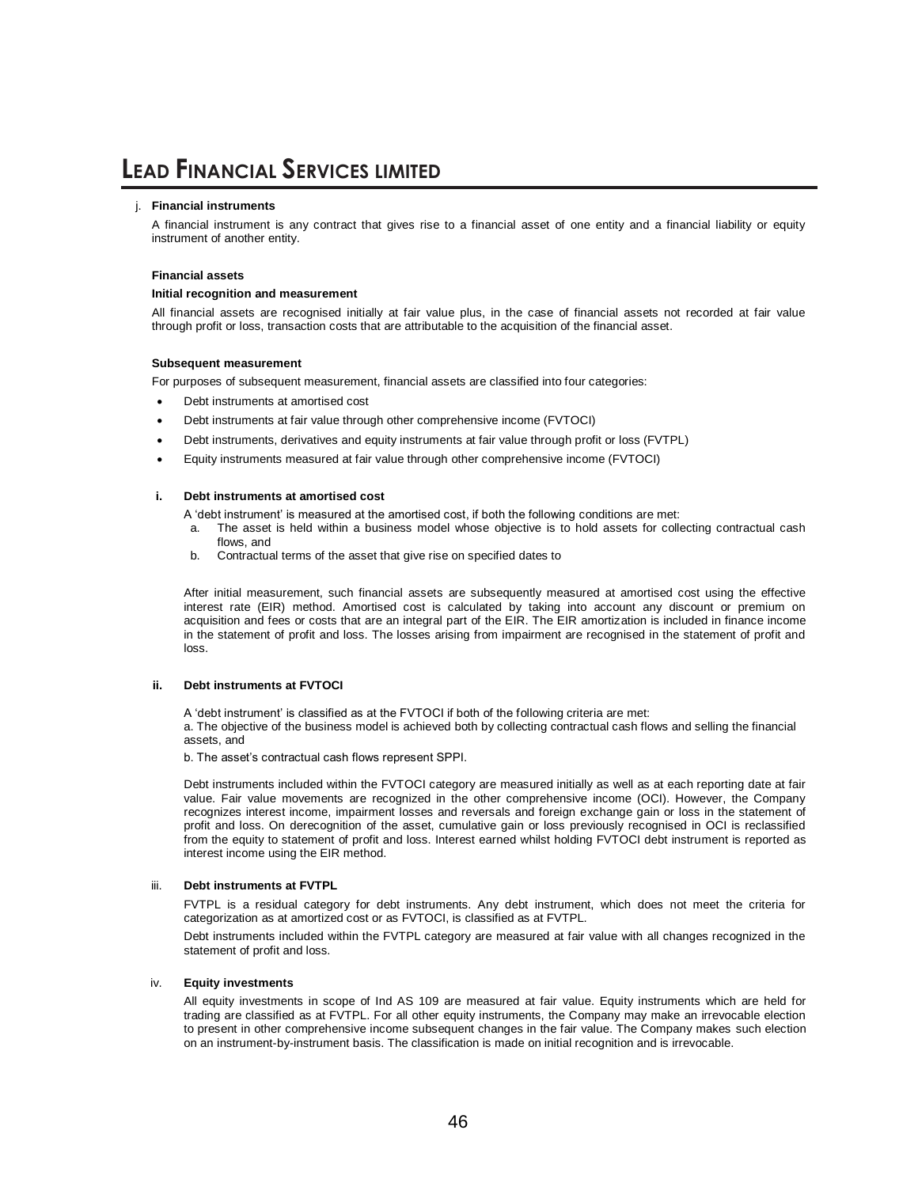j. **Financial instruments**

A financial instrument is any contract that gives rise to a financial asset of one entity and a financial liability or equity instrument of another entity.

**Financial assets**

**Initial recognition and measurement**

All financial assets are recognised initially at fair value plus, in the case of financial assets not recorded at fair value through profit or loss, transaction costs that are attributable to the acquisition of the financial asset.

**Subsequent measurement**

For purposes of subsequent measurement, financial assets are classified into four categories:

- Debt instruments at amortised cost
- Debt instruments at fair value through other comprehensive income (FVTOCI)
- Debt instruments, derivatives and equity instruments at fair value through profit or loss (FVTPL)
- Equity instruments measured at fair value through other comprehensive income (FVTOCI)

**i. Debt instruments at amortised cost**

A 'debt instrument' is measured at the amortised cost, if both the following conditions are met:

a. The asset is held within a business model whose objective is to hold assets for collecting contractual cash flows, and
b. Contractual terms of the asset that give rise on specified dates to

After initial measurement, such financial assets are subsequently measured at amortised cost using the effective interest rate (EIR) method. Amortised cost is calculated by taking into account any discount or premium on acquisition and fees or costs that are an integral part of the EIR. The EIR amortization is included in finance income in the statement of profit and loss. The losses arising from impairment are recognised in the statement of profit and loss.

**ii. Debt instruments at FVTOCI**

A 'debt instrument' is classified as at the FVTOCI if both of the following criteria are met:

a. The objective of the business model is achieved both by collecting contractual cash flows and selling the financial assets, and

b. The asset's contractual cash flows represent SPPI.

Debt instruments included within the FVTOCI category are measured initially as well as at each reporting date at fair value. Fair value movements are recognized in the other comprehensive income (OCI). However, the Company recognizes interest income, impairment losses and reversals and foreign exchange gain or loss in the statement of profit and loss. On derecognition of the asset, cumulative gain or loss previously recognised in OCI is reclassified from the equity to statement of profit and loss. Interest earned whilst holding FVTOCI debt instrument is reported as interest income using the EIR method.

**iii. Debt instruments at FVTPL**

FVTPL is a residual category for debt instruments. Any debt instrument, which does not meet the criteria for categorization as at amortized cost or as FVTOCI, is classified as at FVTPL.

Debt instruments included within the FVTPL category are measured at fair value with all changes recognized in the statement of profit and loss.

**iv. Equity investments**

All equity investments in scope of Ind AS 109 are measured at fair value. Equity instruments which are held for trading are classified as at FVTPL. For all other equity instruments, the Company may make an irrevocable election to present in other comprehensive income subsequent changes in the fair value. The Company makes such election on an instrument-by-instrument basis. The classification is made on initial recognition and is irrevocable.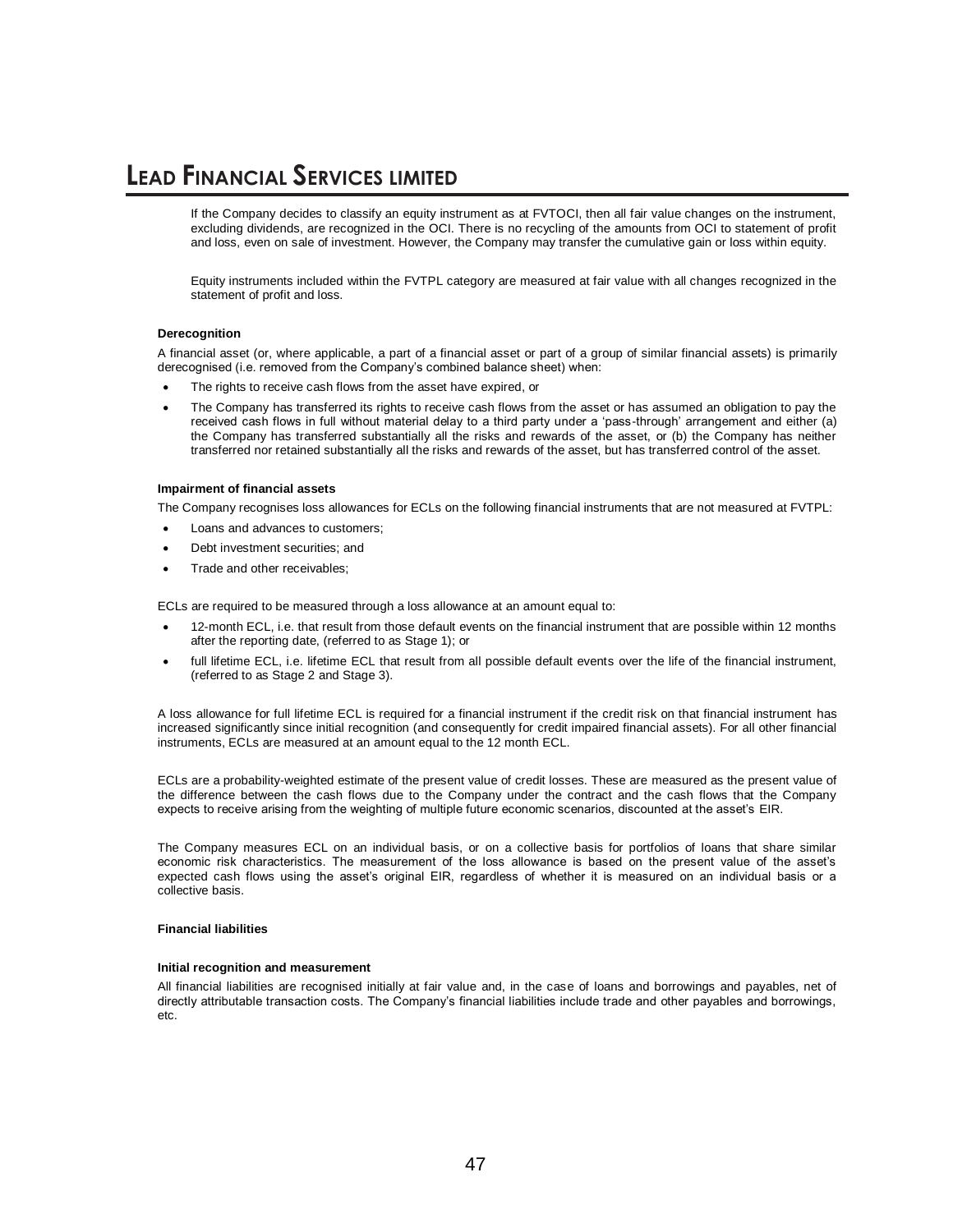If the Company decides to classify an equity instrument as at FVTOCI, then all fair value changes on the instrument, excluding dividends, are recognized in the OCI. There is no recycling of the amounts from OCI to statement of profit and loss, even on sale of investment. However, the Company may transfer the cumulative gain or loss within equity.

Equity instruments included within the FVTPL category are measured at fair value with all changes recognized in the statement of profit and loss.

**Derecognition**

A financial asset (or, where applicable, a part of a financial asset or part of a group of similar financial assets) is primarily derecognised (i.e. removed from the Company's combined balance sheet) when:

- The rights to receive cash flows from the asset have expired, or
- The Company has transferred its rights to receive cash flows from the asset or has assumed an obligation to pay the received cash flows in full without material delay to a third party under a 'pass-through' arrangement and either (a) the Company has transferred substantially all the risks and rewards of the asset, or (b) the Company has neither transferred nor retained substantially all the risks and rewards of the asset, but has transferred control of the asset.

**Impairment of financial assets**

The Company recognises loss allowances for ECLs on the following financial instruments that are not measured at FVTPL:

- Loans and advances to customers;
- Debt investment securities; and
- Trade and other receivables;

ECLs are required to be measured through a loss allowance at an amount equal to:

- 12-month ECL, i.e. that result from those default events on the financial instrument that are possible within 12 months after the reporting date, (referred to as Stage 1); or
- full lifetime ECL, i.e. lifetime ECL that result from all possible default events over the life of the financial instrument, (referred to as Stage 2 and Stage 3).

A loss allowance for full lifetime ECL is required for a financial instrument if the credit risk on that financial instrument has increased significantly since initial recognition (and consequently for credit impaired financial assets). For all other financial instruments, ECLs are measured at an amount equal to the 12 month ECL.

ECLs are a probability-weighted estimate of the present value of credit losses. These are measured as the present value of the difference between the cash flows due to the Company under the contract and the cash flows that the Company expects to receive arising from the weighting of multiple future economic scenarios, discounted at the asset's EIR.

The Company measures ECL on an individual basis, or on a collective basis for portfolios of loans that share similar economic risk characteristics. The measurement of the loss allowance is based on the present value of the asset's expected cash flows using the asset's original EIR, regardless of whether it is measured on an individual basis or a collective basis.

**Financial liabilities**

**Initial recognition and measurement**

All financial liabilities are recognised initially at fair value and, in the case of loans and borrowings and payables, net of directly attributable transaction costs. The Company's financial liabilities include trade and other payables and borrowings, etc.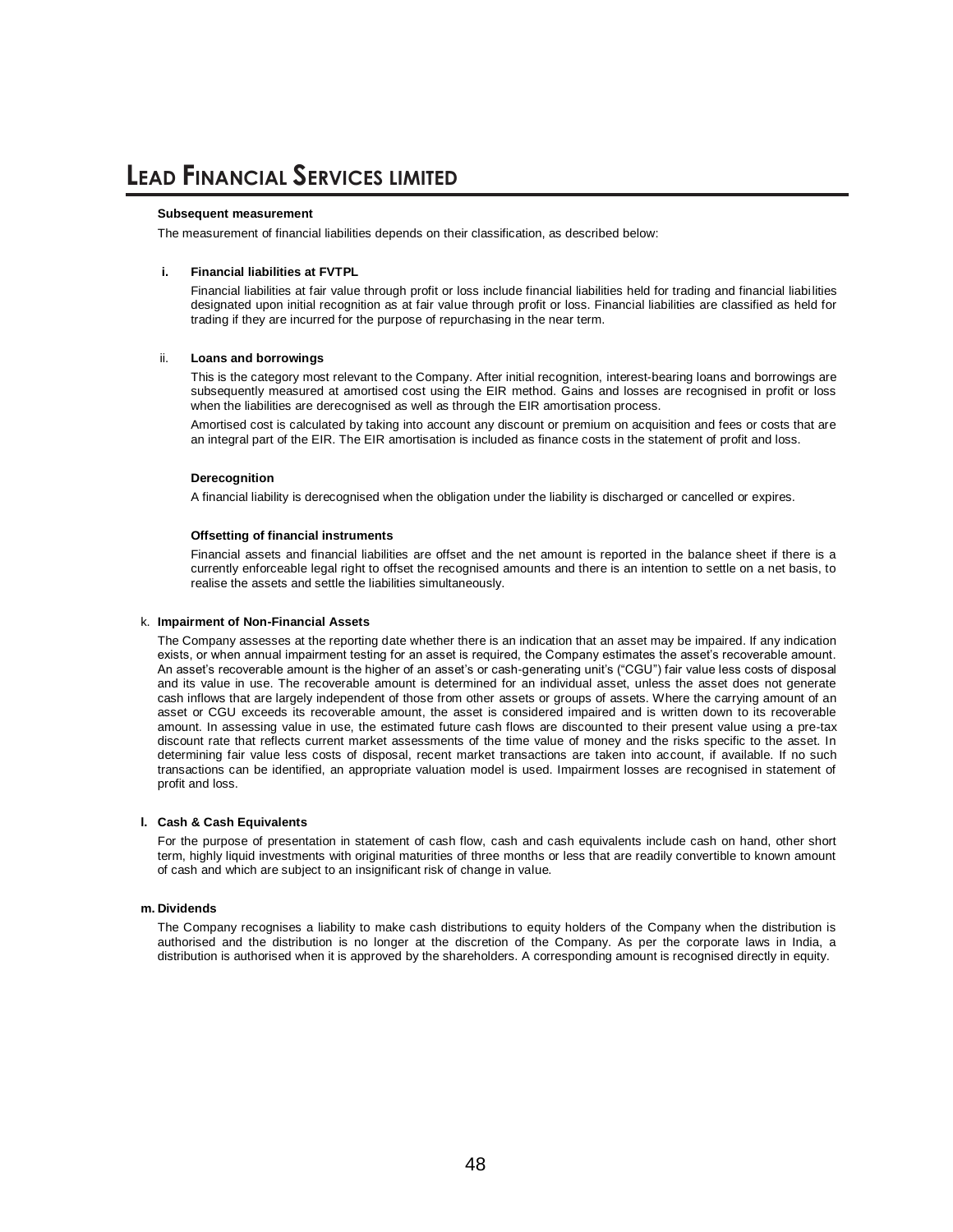**Subsequent measurement**

The measurement of financial liabilities depends on their classification, as described below:

**i. Financial liabilities at FVTPL**

Financial liabilities at fair value through profit or loss include financial liabilities held for trading and financial liabilities designated upon initial recognition as at fair value through profit or loss. Financial liabilities are classified as held for trading if they are incurred for the purpose of repurchasing in the near term.

ii. **Loans and borrowings**

This is the category most relevant to the Company. After initial recognition, interest-bearing loans and borrowings are subsequently measured at amortised cost using the EIR method. Gains and losses are recognised in profit or loss when the liabilities are derecognised as well as through the EIR amortisation process.

Amortised cost is calculated by taking into account any discount or premium on acquisition and fees or costs that are an integral part of the EIR. The EIR amortisation is included as finance costs in the statement of profit and loss.

**Derecognition**

A financial liability is derecognised when the obligation under the liability is discharged or cancelled or expires.

**Offsetting of financial instruments**

Financial assets and financial liabilities are offset and the net amount is reported in the balance sheet if there is a currently enforceable legal right to offset the recognised amounts and there is an intention to settle on a net basis, to realise the assets and settle the liabilities simultaneously.

k. **Impairment of Non-Financial Assets**

The Company assesses at the reporting date whether there is an indication that an asset may be impaired. If any indication exists, or when annual impairment testing for an asset is required, the Company estimates the asset's recoverable amount. An asset's recoverable amount is the higher of an asset's or cash-generating unit's ("CGU") fair value less costs of disposal and its value in use. The recoverable amount is determined for an individual asset, unless the asset does not generate cash inflows that are largely independent of those from other assets or groups of assets. Where the carrying amount of an asset or CGU exceeds its recoverable amount, the asset is considered impaired and is written down to its recoverable amount. In assessing value in use, the estimated future cash flows are discounted to their present value using a pre-tax discount rate that reflects current market assessments of the time value of money and the risks specific to the asset. In determining fair value less costs of disposal, recent market transactions are taken into account, if available. If no such transactions can be identified, an appropriate valuation model is used. Impairment losses are recognised in statement of profit and loss.

**l. Cash & Cash Equivalents**

For the purpose of presentation in statement of cash flow, cash and cash equivalents include cash on hand, other short term, highly liquid investments with original maturities of three months or less that are readily convertible to known amount of cash and which are subject to an insignificant risk of change in value.

**m. Dividends**

The Company recognises a liability to make cash distributions to equity holders of the Company when the distribution is authorised and the distribution is no longer at the discretion of the Company. As per the corporate laws in India, a distribution is authorised when it is approved by the shareholders. A corresponding amount is recognised directly in equity.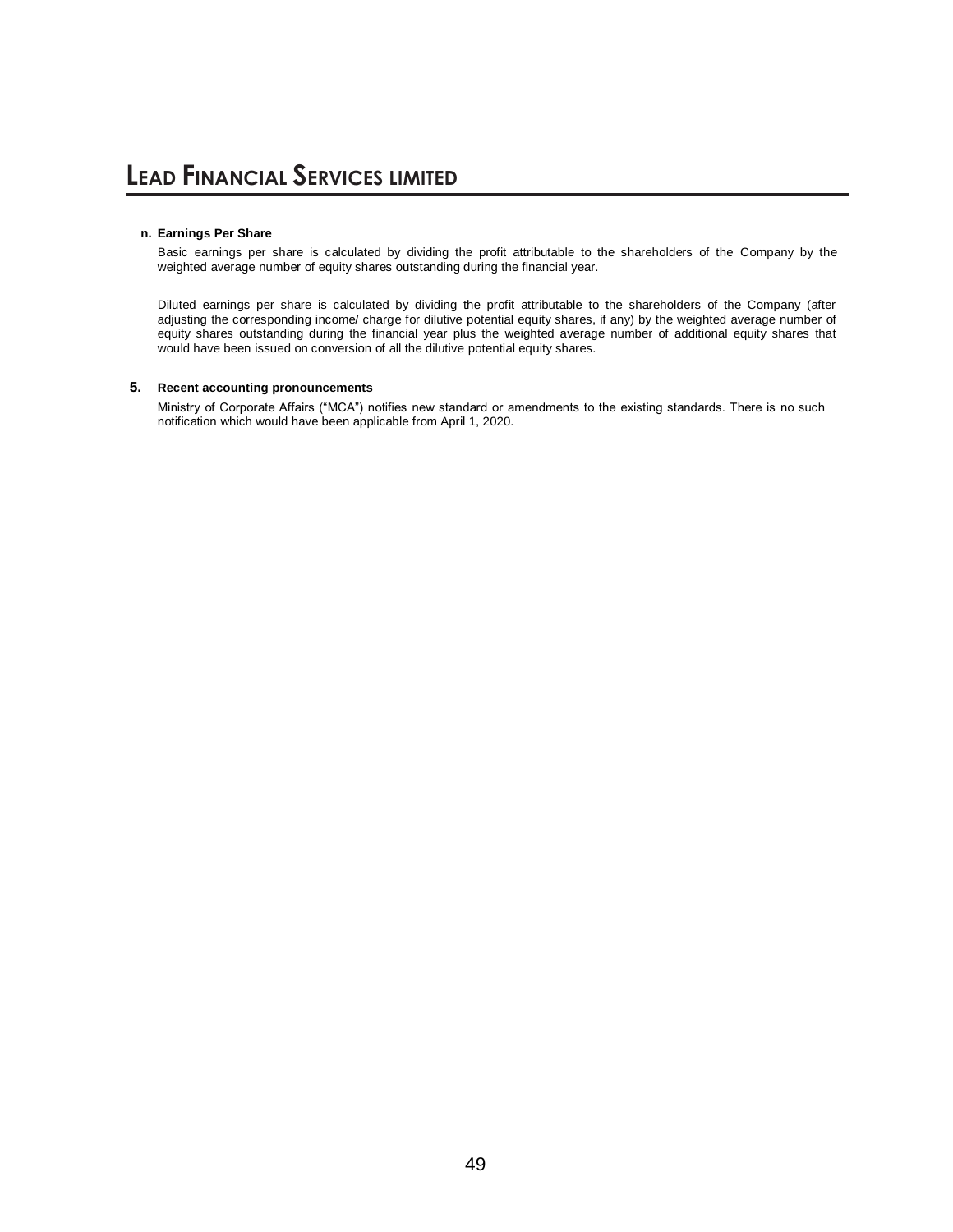**n. Earnings Per Share**

Basic earnings per share is calculated by dividing the profit attributable to the shareholders of the Company by the weighted average number of equity shares outstanding during the financial year.

Diluted earnings per share is calculated by dividing the profit attributable to the shareholders of the Company (after adjusting the corresponding income/ charge for dilutive potential equity shares, if any) by the weighted average number of equity shares outstanding during the financial year plus the weighted average number of additional equity shares that would have been issued on conversion of all the dilutive potential equity shares.

**5. Recent accounting pronouncements**

Ministry of Corporate Affairs ("MCA") notifies new standard or amendments to the existing standards. There is no such notification which would have been applicable from April 1, 2020.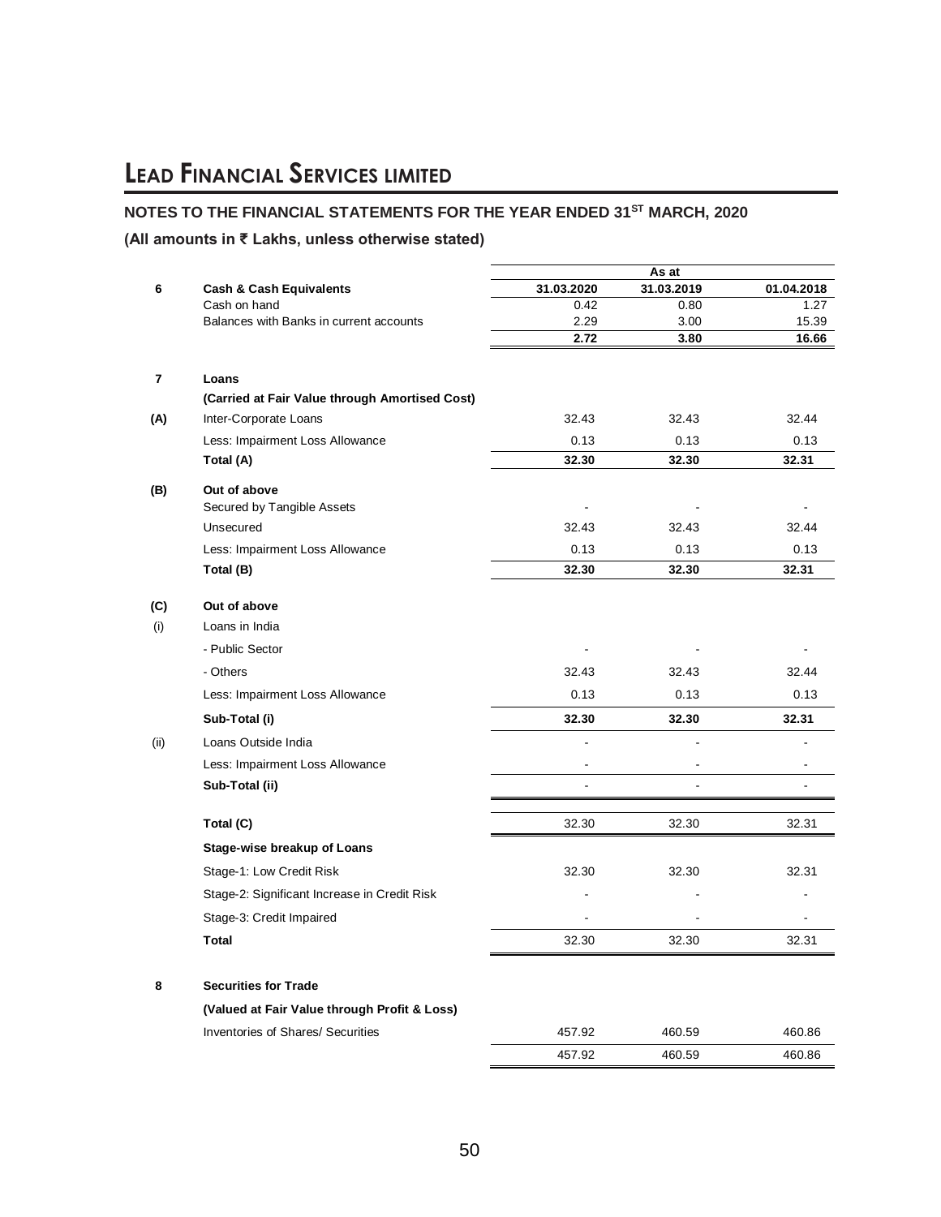# LEAD FINANCIAL SERVICES LIMITED

## NOTES TO THE FINANCIAL STATEMENTS FOR THE YEAR ENDED 31ST MARCH, 2020

**(All amounts in ₹ Lakhs, unless otherwise stated)**

| | | As at | | |
|---|---|---|---|---|
| **6** | **Cash & Cash Equivalents** | **31.03.2020** | **31.03.2019** | **01.04.2018** |
| | Cash on hand | 0.42 | 0.80 | 1.27 |
| | Balances with Banks in current accounts | 2.29 | 3.00 | 15.39 |
| | | **2.72** | **3.80** | **16.66** |
| **7** | **Loans** | | | |
| | **(Carried at Fair Value through Amortised Cost)** | | | |
| **(A)** | Inter-Corporate Loans | 32.43 | 32.43 | 32.44 |
| | Less: Impairment Loss Allowance | 0.13 | 0.13 | 0.13 |
| | **Total (A)** | **32.30** | **32.30** | **32.31** |
| **(B)** | **Out of above** | | | |
| | Secured by Tangible Assets | - | - | - |
| | Unsecured | 32.43 | 32.43 | 32.44 |
| | Less: Impairment Loss Allowance | 0.13 | 0.13 | 0.13 |
| | **Total (B)** | **32.30** | **32.30** | **32.31** |
| **(C)** | **Out of above** | | | |
| (i) | Loans in India | | | |
| | - Public Sector | - | - | - |
| | - Others | 32.43 | 32.43 | 32.44 |
| | Less: Impairment Loss Allowance | 0.13 | 0.13 | 0.13 |
| | **Sub-Total (i)** | **32.30** | **32.30** | **32.31** |
| (ii) | Loans Outside India | - | - | - |
| | Less: Impairment Loss Allowance | - | - | - |
| | **Sub-Total (ii)** | - | - | - |
| | **Total (C)** | 32.30 | 32.30 | 32.31 |
| | **Stage-wise breakup of Loans** | | | |
| | Stage-1: Low Credit Risk | 32.30 | 32.30 | 32.31 |
| | Stage-2: Significant Increase in Credit Risk | - | - | - |
| | Stage-3: Credit Impaired | - | - | - |
| | **Total** | 32.30 | 32.30 | 32.31 |
| **8** | **Securities for Trade** | | | |
| | **(Valued at Fair Value through Profit & Loss)** | | | |
| | Inventories of Shares/ Securities | 457.92 | 460.59 | 460.86 |
| | | 457.92 | 460.59 | 460.86 |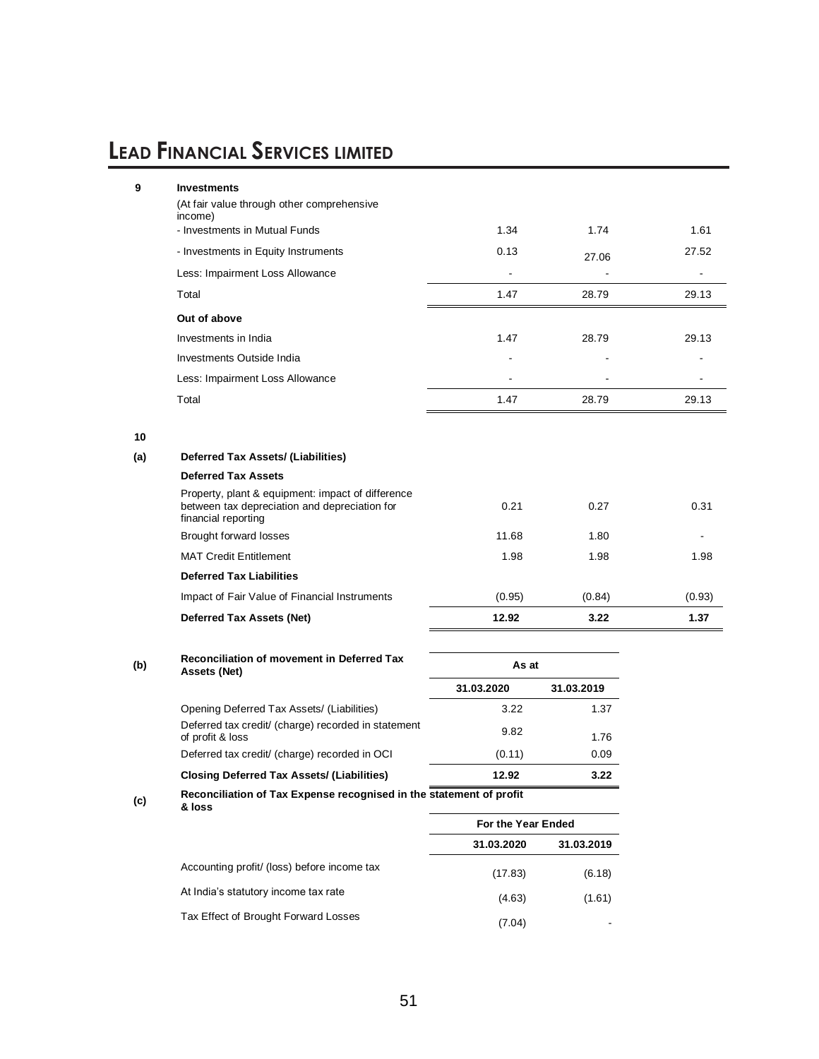## 9 Investments

| | | | |
|---|---|---|---|
| (At fair value through other comprehensive income) | | | |
| - Investments in Mutual Funds | 1.34 | 1.74 | 1.61 |
| - Investments in Equity Instruments | 0.13 | 27.06 | 27.52 |
| Less: Impairment Loss Allowance | - | - | - |
| Total | 1.47 | 28.79 | 29.13 |
| **Out of above** | | | |
| Investments in India | 1.47 | 28.79 | 29.13 |
| Investments Outside India | - | - | - |
| Less: Impairment Loss Allowance | - | - | - |
| Total | 1.47 | 28.79 | 29.13 |

## 10

### (a) Deferred Tax Assets/ (Liabilities)

| | | | |
|---|---|---|---|
| **Deferred Tax Assets** | | | |
| Property, plant & equipment: impact of difference between tax depreciation and depreciation for financial reporting | 0.21 | 0.27 | 0.31 |
| Brought forward losses | 11.68 | 1.80 | - |
| MAT Credit Entitlement | 1.98 | 1.98 | 1.98 |
| **Deferred Tax Liabilities** | | | |
| Impact of Fair Value of Financial Instruments | (0.95) | (0.84) | (0.93) |
| **Deferred Tax Assets (Net)** | **12.92** | **3.22** | **1.37** |

### (b) Reconciliation of movement in Deferred Tax Assets (Net)

| | As at | |
|---|---|---|
| | **31.03.2020** | **31.03.2019** |
| Opening Deferred Tax Assets/ (Liabilities) | 3.22 | 1.37 |
| Deferred tax credit/ (charge) recorded in statement of profit & loss | 9.82 | 1.76 |
| Deferred tax credit/ (charge) recorded in OCI | (0.11) | 0.09 |
| **Closing Deferred Tax Assets/ (Liabilities)** | **12.92** | **3.22** |

### (c) Reconciliation of Tax Expense recognised in the statement of profit & loss

| | For the Year Ended | |
|---|---|---|
| | **31.03.2020** | **31.03.2019** |
| Accounting profit/ (loss) before income tax | (17.83) | (6.18) |
| At India's statutory income tax rate | (4.63) | (1.61) |
| Tax Effect of Brought Forward Losses | (7.04) | - |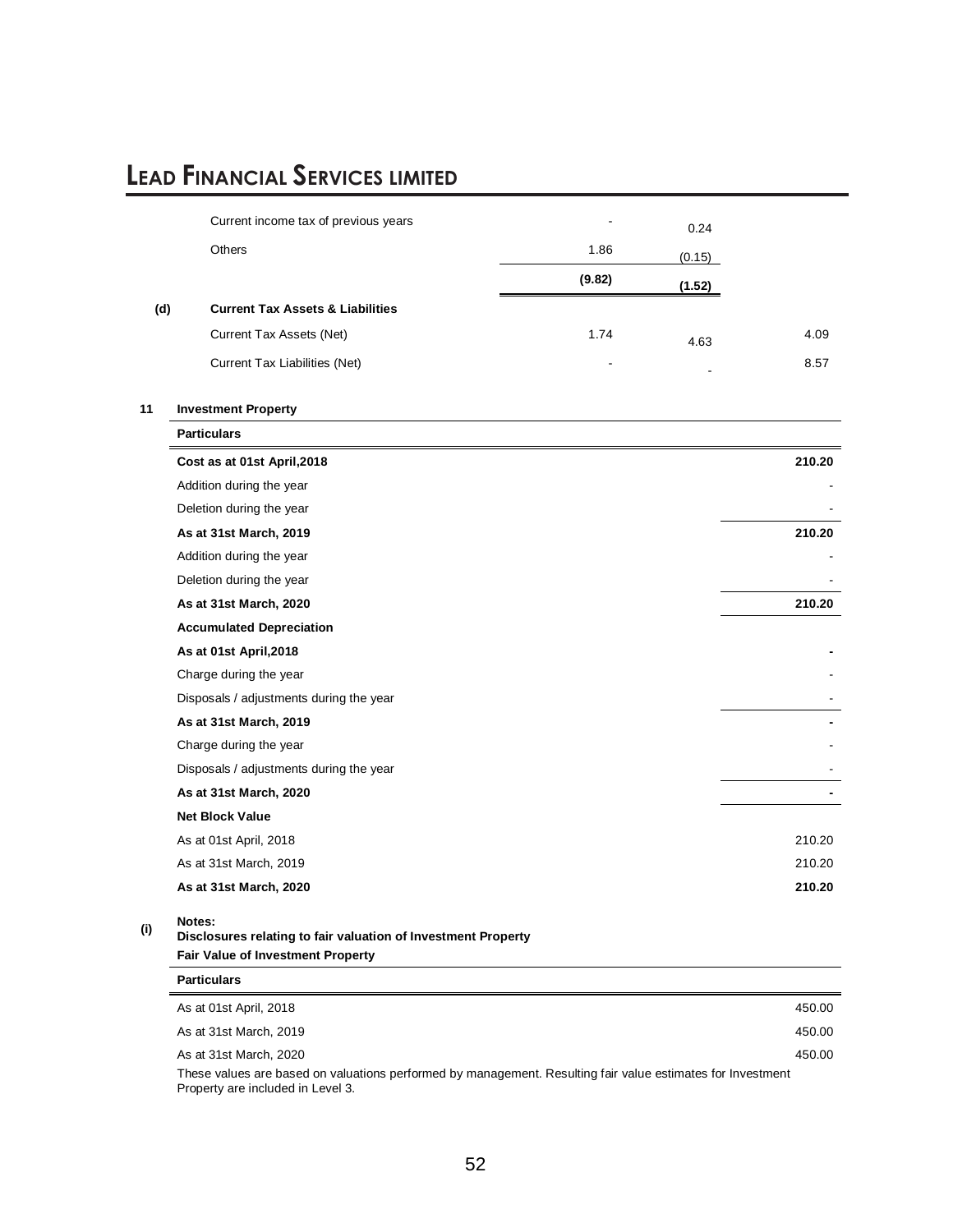| | | | | |
|---|---|---|---|---|
| | Current income tax of previous years | - | 0.24 | |
| | Others | 1.86 | (0.15) | |
| | | **(9.82)** | **(1.52)** | |
| **(d)** | **Current Tax Assets & Liabilities** | | | |
| | Current Tax Assets (Net) | 1.74 | 4.63 | 4.09 |
| | Current Tax Liabilities (Net) | - | - | 8.57 |

**11 Investment Property**

| Particulars | |
|---|---|
| **Cost as at 01st April,2018** | **210.20** |
| Addition during the year | - |
| Deletion during the year | - |
| **As at 31st March, 2019** | **210.20** |
| Addition during the year | - |
| Deletion during the year | - |
| **As at 31st March, 2020** | **210.20** |
| **Accumulated Depreciation** | |
| **As at 01st April,2018** | **-** |
| Charge during the year | - |
| Disposals / adjustments during the year | - |
| **As at 31st March, 2019** | **-** |
| Charge during the year | - |
| Disposals / adjustments during the year | - |
| **As at 31st March, 2020** | **-** |
| **Net Block Value** | |
| As at 01st April, 2018 | 210.20 |
| As at 31st March, 2019 | 210.20 |
| **As at 31st March, 2020** | **210.20** |

**Notes:**

**(i) Disclosures relating to fair valuation of Investment Property**

**Fair Value of Investment Property**

| Particulars | |
|---|---|
| As at 01st April, 2018 | 450.00 |
| As at 31st March, 2019 | 450.00 |
| As at 31st March, 2020 | 450.00 |

These values are based on valuations performed by management. Resulting fair value estimates for Investment Property are included in Level 3.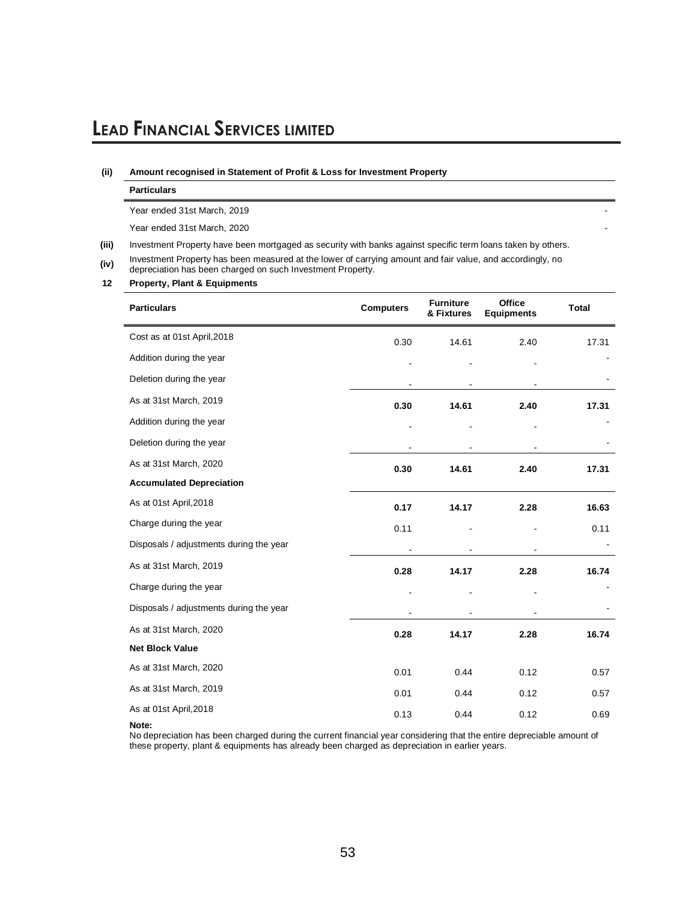**(ii) Amount recognised in Statement of Profit & Loss for Investment Property**

| Particulars | |
|---|---|
| Year ended 31st March, 2019 | - |
| Year ended 31st March, 2020 | - |

**(iii)** Investment Property have been mortgaged as security with banks against specific term loans taken by others.

**(iv)** Investment Property has been measured at the lower of carrying amount and fair value, and accordingly, no depreciation has been charged on such Investment Property.

**12 Property, Plant & Equipments**

| Particulars | Computers | Furniture & Fixtures | Office Equipments | Total |
|---|---|---|---|---|
| Cost as at 01st April,2018 | 0.30 | 14.61 | 2.40 | 17.31 |
| Addition during the year | - | - | - | - |
| Deletion during the year | - | - | - | - |
| As at 31st March, 2019 | **0.30** | **14.61** | **2.40** | **17.31** |
| Addition during the year | - | - | - | - |
| Deletion during the year | - | - | - | - |
| As at 31st March, 2020 | **0.30** | **14.61** | **2.40** | **17.31** |
| **Accumulated Depreciation** | | | | |
| As at 01st April,2018 | **0.17** | **14.17** | **2.28** | **16.63** |
| Charge during the year | 0.11 | - | - | 0.11 |
| Disposals / adjustments during the year | - | - | - | - |
| As at 31st March, 2019 | **0.28** | **14.17** | **2.28** | **16.74** |
| Charge during the year | - | - | - | - |
| Disposals / adjustments during the year | - | - | - | - |
| As at 31st March, 2020 | **0.28** | **14.17** | **2.28** | **16.74** |
| **Net Block Value** | | | | |
| As at 31st March, 2020 | 0.01 | 0.44 | 0.12 | 0.57 |
| As at 31st March, 2019 | 0.01 | 0.44 | 0.12 | 0.57 |
| As at 01st April,2018 | 0.13 | 0.44 | 0.12 | 0.69 |

**Note:**

No depreciation has been charged during the current financial year considering that the entire depreciable amount of these property, plant & equipments has already been charged as depreciation in earlier years.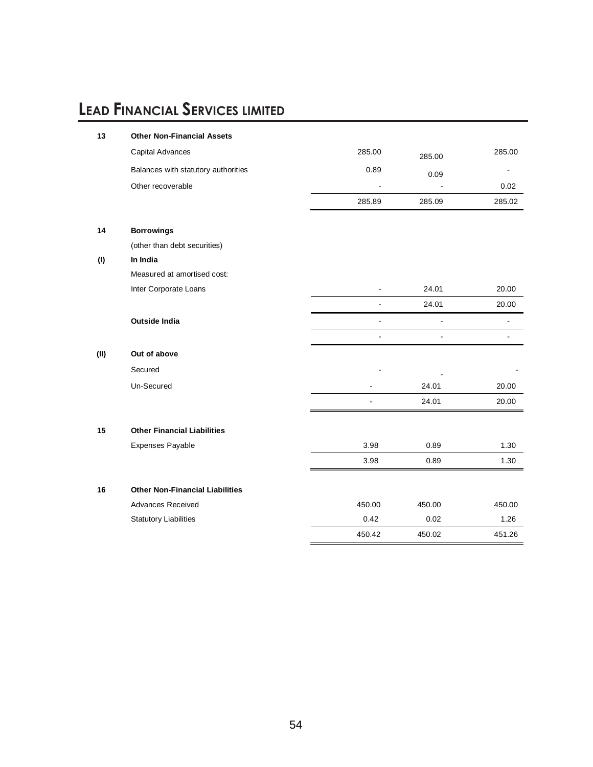# LEAD FINANCIAL SERVICES LIMITED

| | | | | |
|---|---|---|---|---|
| **13** | **Other Non-Financial Assets** | | | |
| | Capital Advances | 285.00 | 285.00 | 285.00 |
| | Balances with statutory authorities | 0.89 | 0.09 | - |
| | Other recoverable | - | - | 0.02 |
| | | 285.89 | 285.09 | 285.02 |
| **14** | **Borrowings** | | | |
| | (other than debt securities) | | | |
| **(I)** | **In India** | | | |
| | Measured at amortised cost: | | | |
| | Inter Corporate Loans | - | 24.01 | 20.00 |
| | | - | 24.01 | 20.00 |
| | **Outside India** | - | - | - |
| | | - | - | - |
| **(II)** | **Out of above** | | | |
| | Secured | - | - | - |
| | Un-Secured | - | 24.01 | 20.00 |
| | | - | 24.01 | 20.00 |
| **15** | **Other Financial Liabilities** | | | |
| | Expenses Payable | 3.98 | 0.89 | 1.30 |
| | | 3.98 | 0.89 | 1.30 |
| **16** | **Other Non-Financial Liabilities** | | | |
| | Advances Received | 450.00 | 450.00 | 450.00 |
| | Statutory Liabilities | 0.42 | 0.02 | 1.26 |
| | | 450.42 | 450.02 | 451.26 |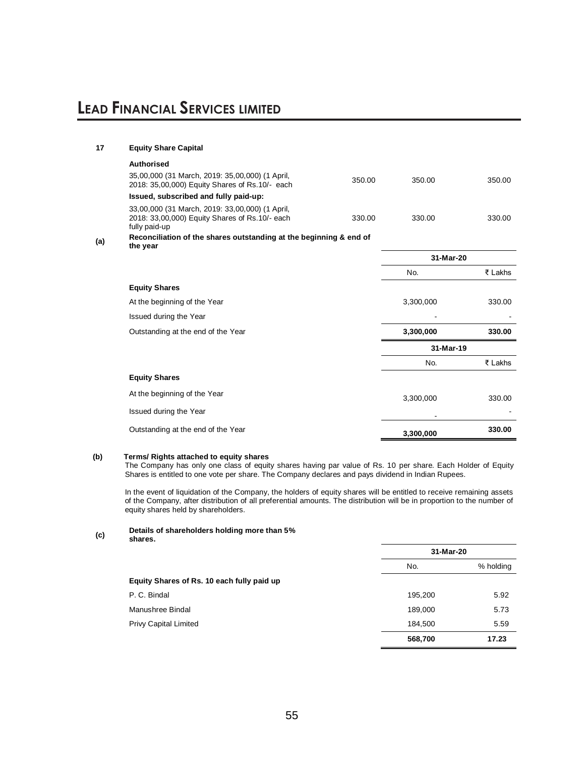**17 Equity Share Capital**

| | | | |
|---|---|---|---|
| **Authorised** | | | |
| 35,00,000 (31 March, 2019: 35,00,000) (1 April, 2018: 35,00,000) Equity Shares of Rs.10/- each | 350.00 | 350.00 | 350.00 |
| **Issued, subscribed and fully paid-up:** | | | |
| 33,00,000 (31 March, 2019: 33,00,000) (1 April, 2018: 33,00,000) Equity Shares of Rs.10/- each fully paid-up | 330.00 | 330.00 | 330.00 |

**(a) Reconciliation of the shares outstanding at the beginning & end of the year**

| | 31-Mar-20 | |
|---|---|---|
| | No. | ₹ Lakhs |
| **Equity Shares** | | |
| At the beginning of the Year | 3,300,000 | 330.00 |
| Issued during the Year | - | - |
| Outstanding at the end of the Year | **3,300,000** | **330.00** |

| | 31-Mar-19 | |
|---|---|---|
| | No. | ₹ Lakhs |
| **Equity Shares** | | |
| At the beginning of the Year | 3,300,000 | 330.00 |
| Issued during the Year | - | - |
| Outstanding at the end of the Year | **3,300,000** | **330.00** |

**(b) Terms/ Rights attached to equity shares**

The Company has only one class of equity shares having par value of Rs. 10 per share. Each Holder of Equity Shares is entitled to one vote per share. The Company declares and pays dividend in Indian Rupees.

In the event of liquidation of the Company, the holders of equity shares will be entitled to receive remaining assets of the Company, after distribution of all preferential amounts. The distribution will be in proportion to the number of equity shares held by shareholders.

**(c) Details of shareholders holding more than 5% shares.**

| | 31-Mar-20 | |
|---|---|---|
| | No. | % holding |
| **Equity Shares of Rs. 10 each fully paid up** | | |
| P. C. Bindal | 195,200 | 5.92 |
| Manushree Bindal | 189,000 | 5.73 |
| Privy Capital Limited | 184,500 | 5.59 |
| | **568,700** | **17.23** |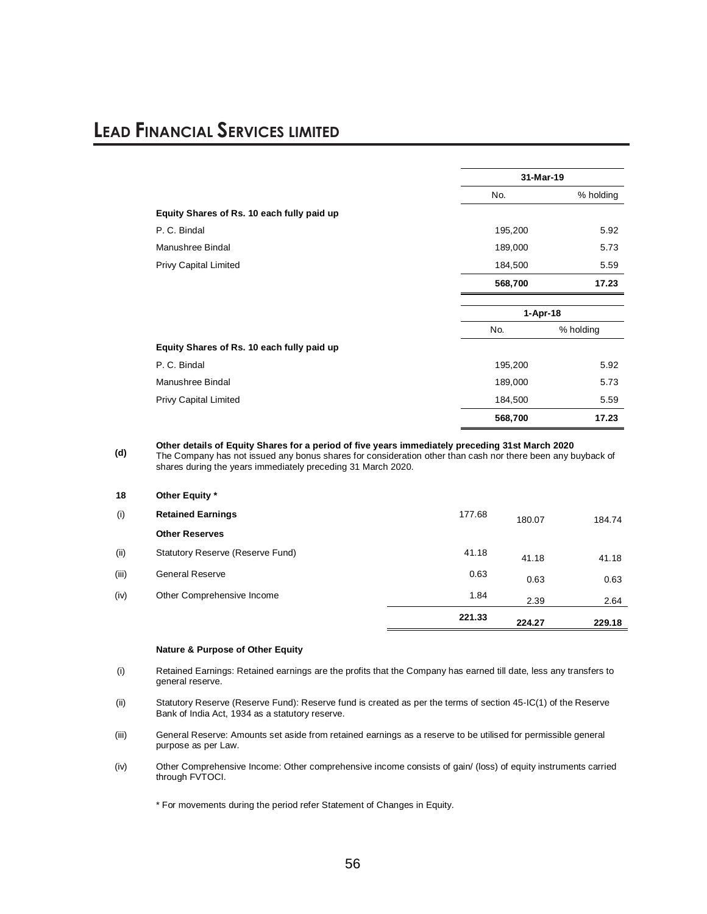|  | 31-Mar-19 |  |
|---|---|---|
|  | No. | % holding |
| **Equity Shares of Rs. 10 each fully paid up** |  |  |
| P. C. Bindal | 195,200 | 5.92 |
| Manushree Bindal | 189,000 | 5.73 |
| Privy Capital Limited | 184,500 | 5.59 |
|  | **568,700** | **17.23** |

|  | 1-Apr-18 |  |
|---|---|---|
|  | No. | % holding |
| **Equity Shares of Rs. 10 each fully paid up** |  |  |
| P. C. Bindal | 195,200 | 5.92 |
| Manushree Bindal | 189,000 | 5.73 |
| Privy Capital Limited | 184,500 | 5.59 |
|  | **568,700** | **17.23** |

**(d) Other details of Equity Shares for a period of five years immediately preceding 31st March 2020**

The Company has not issued any bonus shares for consideration other than cash nor there been any buyback of shares during the years immediately preceding 31 March 2020.

**18 Other Equity ***

|  |  |  |  |  |
|---|---|---|---|---|
| (i) | **Retained Earnings** | 177.68 | 180.07 | 184.74 |
|  | **Other Reserves** |  |  |  |
| (ii) | Statutory Reserve (Reserve Fund) | 41.18 | 41.18 | 41.18 |
| (iii) | General Reserve | 0.63 | 0.63 | 0.63 |
| (iv) | Other Comprehensive Income | 1.84 | 2.39 | 2.64 |
|  |  | **221.33** | **224.27** | **229.18** |

**Nature & Purpose of Other Equity**

(i) Retained Earnings: Retained earnings are the profits that the Company has earned till date, less any transfers to general reserve.

(ii) Statutory Reserve (Reserve Fund): Reserve fund is created as per the terms of section 45-IC(1) of the Reserve Bank of India Act, 1934 as a statutory reserve.

(iii) General Reserve: Amounts set aside from retained earnings as a reserve to be utilised for permissible general purpose as per Law.

(iv) Other Comprehensive Income: Other comprehensive income consists of gain/ (loss) of equity instruments carried through FVTOCI.

* For movements during the period refer Statement of Changes in Equity.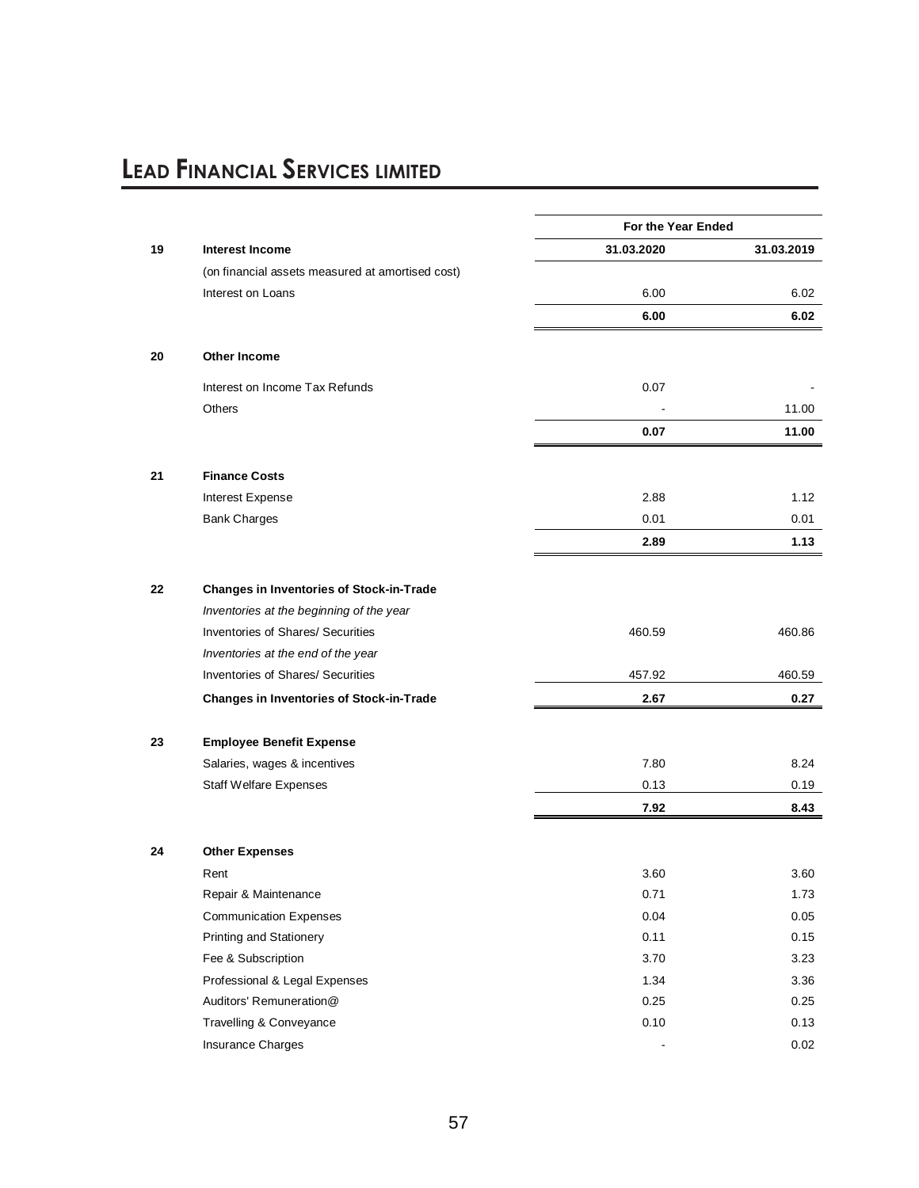# Lead Financial Services limited

| | | For the Year Ended | |
|---|---|---|---|
| | | 31.03.2020 | 31.03.2019 |
| **19** | **Interest Income** | | |
| | (on financial assets measured at amortised cost) | | |
| | Interest on Loans | 6.00 | 6.02 |
| | | **6.00** | **6.02** |
| **20** | **Other Income** | | |
| | Interest on Income Tax Refunds | 0.07 | - |
| | Others | - | 11.00 |
| | | **0.07** | **11.00** |
| **21** | **Finance Costs** | | |
| | Interest Expense | 2.88 | 1.12 |
| | Bank Charges | 0.01 | 0.01 |
| | | **2.89** | **1.13** |
| **22** | **Changes in Inventories of Stock-in-Trade** | | |
| | *Inventories at the beginning of the year* | | |
| | Inventories of Shares/ Securities | 460.59 | 460.86 |
| | *Inventories at the end of the year* | | |
| | Inventories of Shares/ Securities | 457.92 | 460.59 |
| | **Changes in Inventories of Stock-in-Trade** | **2.67** | **0.27** |
| **23** | **Employee Benefit Expense** | | |
| | Salaries, wages & incentives | 7.80 | 8.24 |
| | Staff Welfare Expenses | 0.13 | 0.19 |
| | | **7.92** | **8.43** |
| **24** | **Other Expenses** | | |
| | Rent | 3.60 | 3.60 |
| | Repair & Maintenance | 0.71 | 1.73 |
| | Communication Expenses | 0.04 | 0.05 |
| | Printing and Stationery | 0.11 | 0.15 |
| | Fee & Subscription | 3.70 | 3.23 |
| | Professional & Legal Expenses | 1.34 | 3.36 |
| | Auditors' Remuneration@ | 0.25 | 0.25 |
| | Travelling & Conveyance | 0.10 | 0.13 |
| | Insurance Charges | - | 0.02 |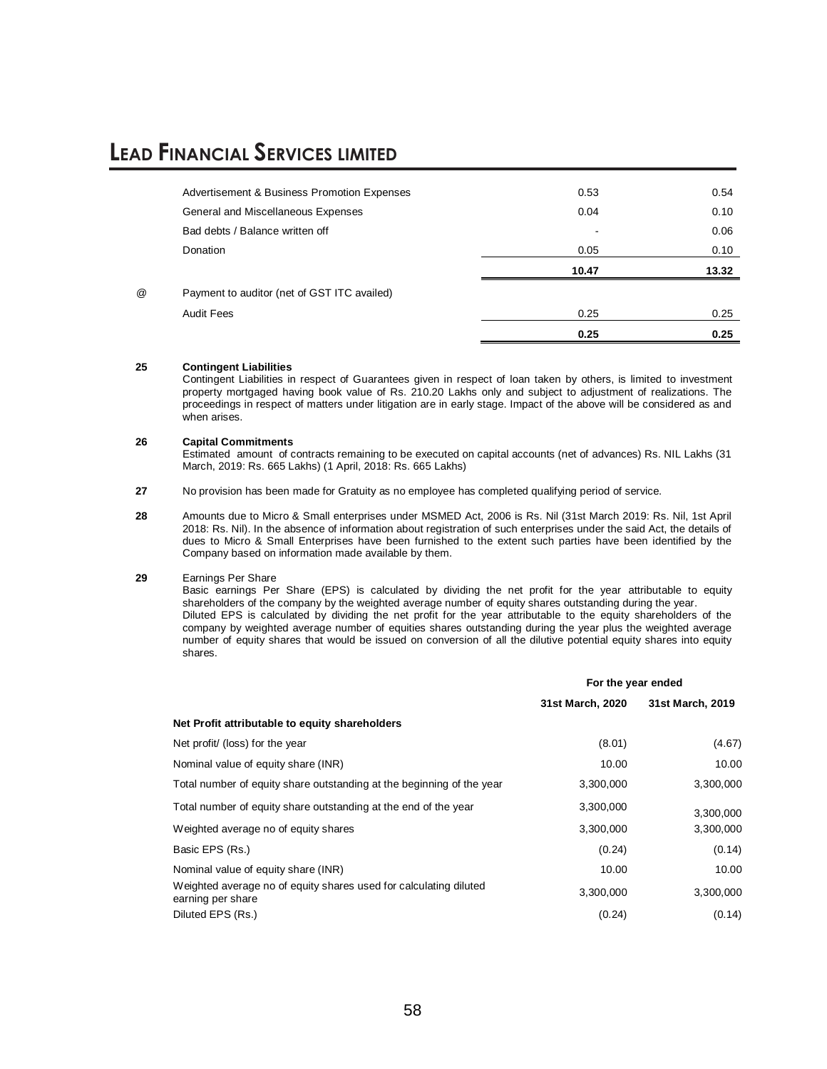| | | |
|---|---|---|
| Advertisement & Business Promotion Expenses | 0.53 | 0.54 |
| General and Miscellaneous Expenses | 0.04 | 0.10 |
| Bad debts / Balance written off | - | 0.06 |
| Donation | 0.05 | 0.10 |
| | **10.47** | **13.32** |

| | | | |
|---|---|---|---|
| @ | Payment to auditor (net of GST ITC availed) | | |
| | Audit Fees | 0.25 | 0.25 |
| | | **0.25** | **0.25** |

**25 Contingent Liabilities**

Contingent Liabilities in respect of Guarantees given in respect of loan taken by others, is limited to investment property mortgaged having book value of Rs. 210.20 Lakhs only and subject to adjustment of realizations. The proceedings in respect of matters under litigation are in early stage. Impact of the above will be considered as and when arises.

**26 Capital Commitments**

Estimated amount of contracts remaining to be executed on capital accounts (net of advances) Rs. NIL Lakhs (31 March, 2019: Rs. 665 Lakhs) (1 April, 2018: Rs. 665 Lakhs)

**27** No provision has been made for Gratuity as no employee has completed qualifying period of service.

**28** Amounts due to Micro & Small enterprises under MSMED Act, 2006 is Rs. Nil (31st March 2019: Rs. Nil, 1st April 2018: Rs. Nil). In the absence of information about registration of such enterprises under the said Act, the details of dues to Micro & Small Enterprises have been furnished to the extent such parties have been identified by the Company based on information made available by them.

**29** Earnings Per Share

Basic earnings Per Share (EPS) is calculated by dividing the net profit for the year attributable to equity shareholders of the company by the weighted average number of equity shares outstanding during the year.

Diluted EPS is calculated by dividing the net profit for the year attributable to the equity shareholders of the company by weighted average number of equities shares outstanding during the year plus the weighted average number of equity shares that would be issued on conversion of all the dilutive potential equity shares into equity shares.

| | For the year ended | |
|---|---|---|
| | **31st March, 2020** | **31st March, 2019** |
| **Net Profit attributable to equity shareholders** | | |
| Net profit/ (loss) for the year | (8.01) | (4.67) |
| Nominal value of equity share (INR) | 10.00 | 10.00 |
| Total number of equity share outstanding at the beginning of the year | 3,300,000 | 3,300,000 |
| Total number of equity share outstanding at the end of the year | 3,300,000 | 3,300,000 |
| Weighted average no of equity shares | 3,300,000 | 3,300,000 |
| Basic EPS (Rs.) | (0.24) | (0.14) |
| Nominal value of equity share (INR) | 10.00 | 10.00 |
| Weighted average no of equity shares used for calculating diluted earning per share | 3,300,000 | 3,300,000 |
| Diluted EPS (Rs.) | (0.24) | (0.14) |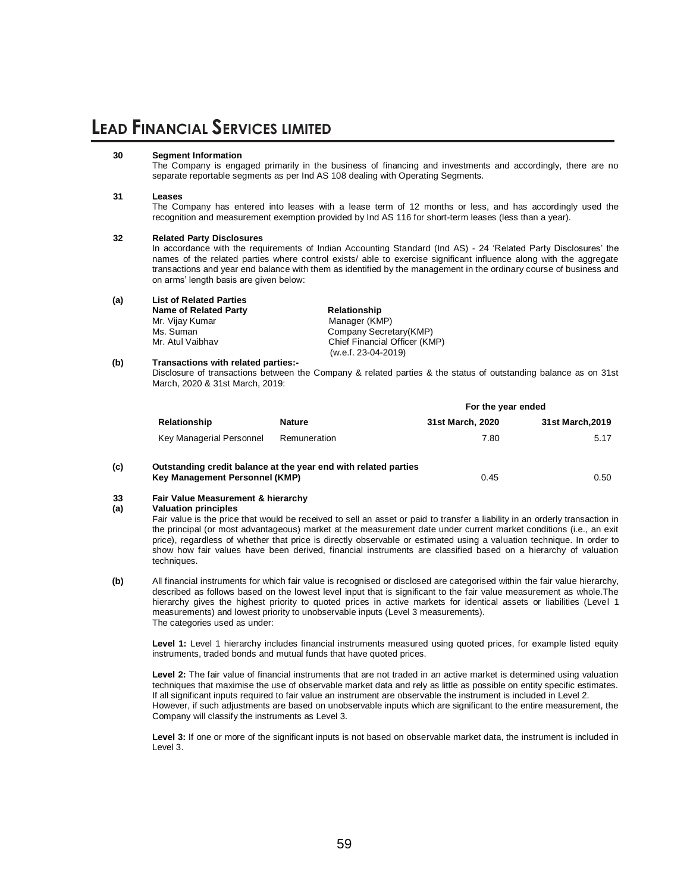**30 Segment Information**

The Company is engaged primarily in the business of financing and investments and accordingly, there are no separate reportable segments as per Ind AS 108 dealing with Operating Segments.

**31 Leases**

The Company has entered into leases with a lease term of 12 months or less, and has accordingly used the recognition and measurement exemption provided by Ind AS 116 for short-term leases (less than a year).

**32 Related Party Disclosures**

In accordance with the requirements of Indian Accounting Standard (Ind AS) - 24 'Related Party Disclosures' the names of the related parties where control exists/ able to exercise significant influence along with the aggregate transactions and year end balance with them as identified by the management in the ordinary course of business and on arms' length basis are given below:

**(a) List of Related Parties**

| Name of Related Party | Relationship |
|---|---|
| Mr. Vijay Kumar | Manager (KMP) |
| Ms. Suman | Company Secretary(KMP) |
| Mr. Atul Vaibhav | Chief Financial Officer (KMP) (w.e.f. 23-04-2019) |

**(b) Transactions with related parties:-**

Disclosure of transactions between the Company & related parties & the status of outstanding balance as on 31st March, 2020 & 31st March, 2019:

| | | For the year ended | |
|---|---|---|---|
| **Relationship** | **Nature** | **31st March, 2020** | **31st March,2019** |
| Key Managerial Personnel | Remuneration | 7.80 | 5.17 |

**(c) Outstanding credit balance at the year end with related parties**

| | | |
|---|---|---|
| **Key Management Personnel (KMP)** | 0.45 | 0.50 |

**33 Fair Value Measurement & hierarchy**

**(a) Valuation principles**

Fair value is the price that would be received to sell an asset or paid to transfer a liability in an orderly transaction in the principal (or most advantageous) market at the measurement date under current market conditions (i.e., an exit price), regardless of whether that price is directly observable or estimated using a valuation technique. In order to show how fair values have been derived, financial instruments are classified based on a hierarchy of valuation techniques.

**(b)** All financial instruments for which fair value is recognised or disclosed are categorised within the fair value hierarchy, described as follows based on the lowest level input that is significant to the fair value measurement as whole.The hierarchy gives the highest priority to quoted prices in active markets for identical assets or liabilities (Level 1 measurements) and lowest priority to unobservable inputs (Level 3 measurements).
The categories used as under:

**Level 1:** Level 1 hierarchy includes financial instruments measured using quoted prices, for example listed equity instruments, traded bonds and mutual funds that have quoted prices.

**Level 2:** The fair value of financial instruments that are not traded in an active market is determined using valuation techniques that maximise the use of observable market data and rely as little as possible on entity specific estimates. If all significant inputs required to fair value an instrument are observable the instrument is included in Level 2.
However, if such adjustments are based on unobservable inputs which are significant to the entire measurement, the Company will classify the instruments as Level 3.

**Level 3:** If one or more of the significant inputs is not based on observable market data, the instrument is included in Level 3.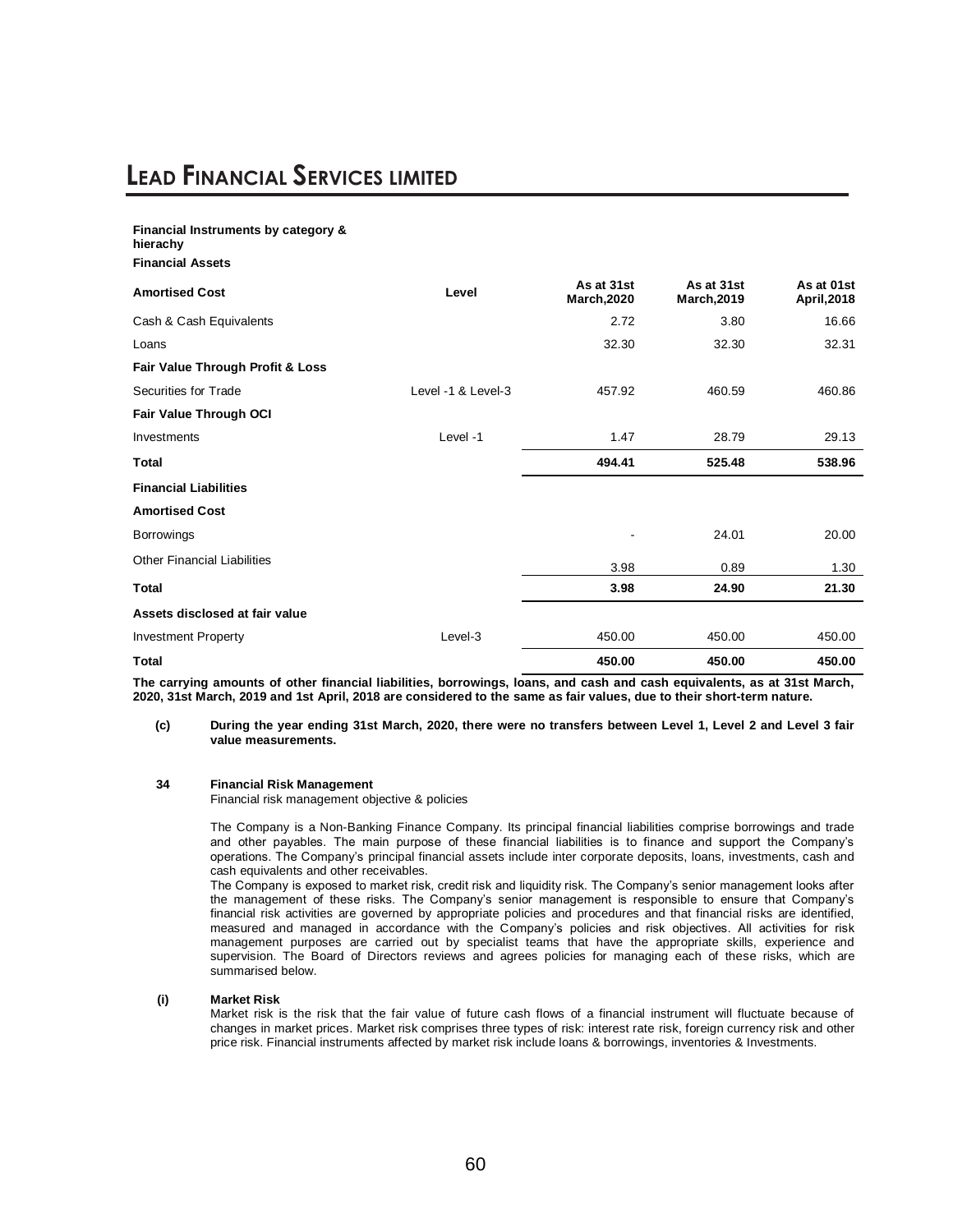**Financial Instruments by category & hierachy**

**Financial Assets**

| **Amortised Cost** | **Level** | **As at 31st March,2020** | **As at 31st March,2019** | **As at 01st April,2018** |
|---|---|---|---|---|
| Cash & Cash Equivalents | | 2.72 | 3.80 | 16.66 |
| Loans | | 32.30 | 32.30 | 32.31 |
| **Fair Value Through Profit & Loss** | | | | |
| Securities for Trade | Level -1 & Level-3 | 457.92 | 460.59 | 460.86 |
| **Fair Value Through OCI** | | | | |
| Investments | Level -1 | 1.47 | 28.79 | 29.13 |
| **Total** | | **494.41** | **525.48** | **538.96** |
| **Financial Liabilities** | | | | |
| **Amortised Cost** | | | | |
| Borrowings | | - | 24.01 | 20.00 |
| Other Financial Liabilities | | 3.98 | 0.89 | 1.30 |
| **Total** | | **3.98** | **24.90** | **21.30** |
| **Assets disclosed at fair value** | | | | |
| Investment Property | Level-3 | 450.00 | 450.00 | 450.00 |
| **Total** | | **450.00** | **450.00** | **450.00** |

**The carrying amounts of other financial liabilities, borrowings, loans, and cash and cash equivalents, as at 31st March, 2020, 31st March, 2019 and 1st April, 2018 are considered to the same as fair values, due to their short-term nature.**

**(c) During the year ending 31st March, 2020, there were no transfers between Level 1, Level 2 and Level 3 fair value measurements.**

**34 Financial Risk Management**

Financial risk management objective & policies

The Company is a Non-Banking Finance Company. Its principal financial liabilities comprise borrowings and trade and other payables. The main purpose of these financial liabilities is to finance and support the Company's operations. The Company's principal financial assets include inter corporate deposits, loans, investments, cash and cash equivalents and other receivables.

The Company is exposed to market risk, credit risk and liquidity risk. The Company's senior management looks after the management of these risks. The Company's senior management is responsible to ensure that Company's financial risk activities are governed by appropriate policies and procedures and that financial risks are identified, measured and managed in accordance with the Company's policies and risk objectives. All activities for risk management purposes are carried out by specialist teams that have the appropriate skills, experience and supervision. The Board of Directors reviews and agrees policies for managing each of these risks, which are summarised below.

**(i) Market Risk**

Market risk is the risk that the fair value of future cash flows of a financial instrument will fluctuate because of changes in market prices. Market risk comprises three types of risk: interest rate risk, foreign currency risk and other price risk. Financial instruments affected by market risk include loans & borrowings, inventories & Investments.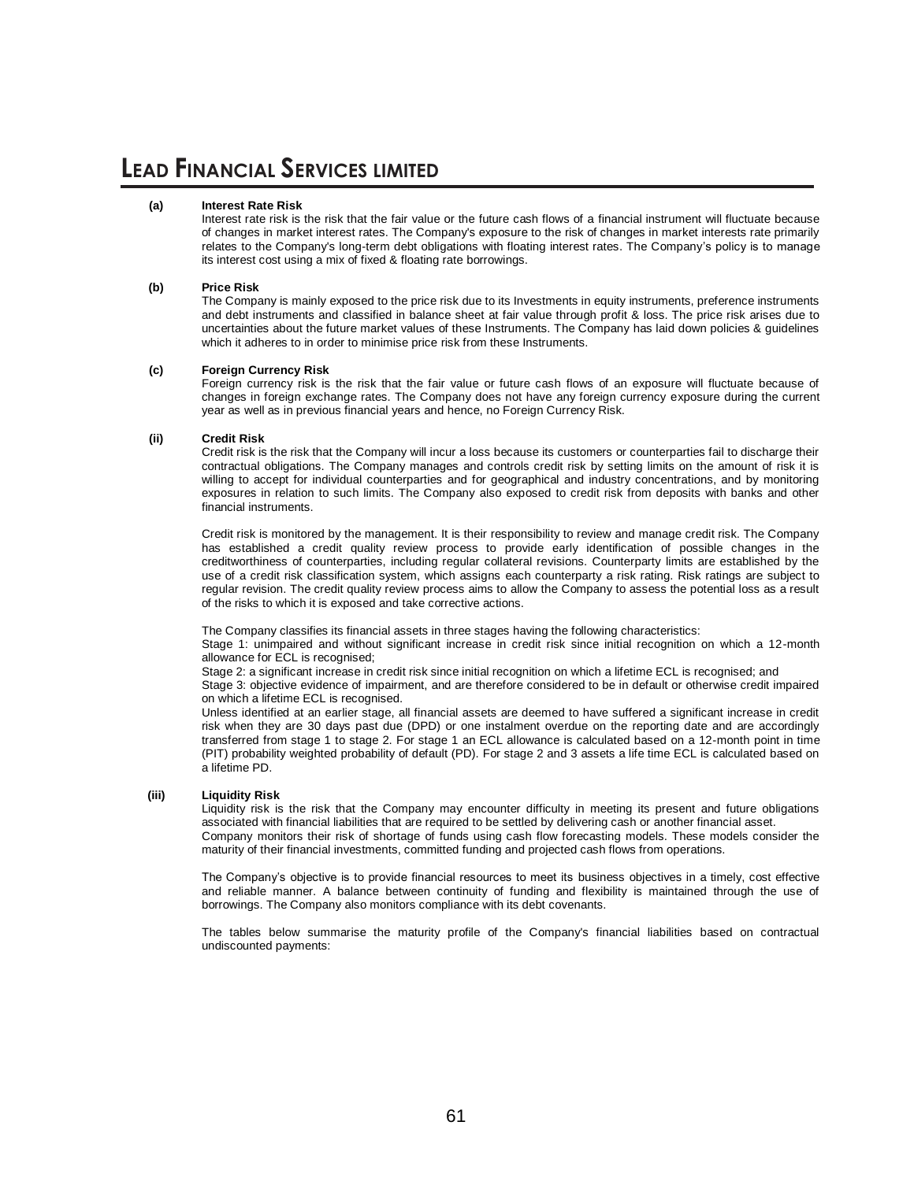**(a) Interest Rate Risk**

Interest rate risk is the risk that the fair value or the future cash flows of a financial instrument will fluctuate because of changes in market interest rates. The Company's exposure to the risk of changes in market interests rate primarily relates to the Company's long-term debt obligations with floating interest rates. The Company's policy is to manage its interest cost using a mix of fixed & floating rate borrowings.

**(b) Price Risk**

The Company is mainly exposed to the price risk due to its Investments in equity instruments, preference instruments and debt instruments and classified in balance sheet at fair value through profit & loss. The price risk arises due to uncertainties about the future market values of these Instruments. The Company has laid down policies & guidelines which it adheres to in order to minimise price risk from these Instruments.

**(c) Foreign Currency Risk**

Foreign currency risk is the risk that the fair value or future cash flows of an exposure will fluctuate because of changes in foreign exchange rates. The Company does not have any foreign currency exposure during the current year as well as in previous financial years and hence, no Foreign Currency Risk.

**(ii) Credit Risk**

Credit risk is the risk that the Company will incur a loss because its customers or counterparties fail to discharge their contractual obligations. The Company manages and controls credit risk by setting limits on the amount of risk it is willing to accept for individual counterparties and for geographical and industry concentrations, and by monitoring exposures in relation to such limits. The Company also exposed to credit risk from deposits with banks and other financial instruments.

Credit risk is monitored by the management. It is their responsibility to review and manage credit risk. The Company has established a credit quality review process to provide early identification of possible changes in the creditworthiness of counterparties, including regular collateral revisions. Counterparty limits are established by the use of a credit risk classification system, which assigns each counterparty a risk rating. Risk ratings are subject to regular revision. The credit quality review process aims to allow the Company to assess the potential loss as a result of the risks to which it is exposed and take corrective actions.

The Company classifies its financial assets in three stages having the following characteristics:

Stage 1: unimpaired and without significant increase in credit risk since initial recognition on which a 12-month allowance for ECL is recognised;

Stage 2: a significant increase in credit risk since initial recognition on which a lifetime ECL is recognised; and

Stage 3: objective evidence of impairment, and are therefore considered to be in default or otherwise credit impaired on which a lifetime ECL is recognised.

Unless identified at an earlier stage, all financial assets are deemed to have suffered a significant increase in credit risk when they are 30 days past due (DPD) or one instalment overdue on the reporting date and are accordingly transferred from stage 1 to stage 2. For stage 1 an ECL allowance is calculated based on a 12-month point in time (PIT) probability weighted probability of default (PD). For stage 2 and 3 assets a life time ECL is calculated based on a lifetime PD.

**(iii) Liquidity Risk**

Liquidity risk is the risk that the Company may encounter difficulty in meeting its present and future obligations associated with financial liabilities that are required to be settled by delivering cash or another financial asset.

Company monitors their risk of shortage of funds using cash flow forecasting models. These models consider the maturity of their financial investments, committed funding and projected cash flows from operations.

The Company's objective is to provide financial resources to meet its business objectives in a timely, cost effective and reliable manner. A balance between continuity of funding and flexibility is maintained through the use of borrowings. The Company also monitors compliance with its debt covenants.

The tables below summarise the maturity profile of the Company's financial liabilities based on contractual undiscounted payments: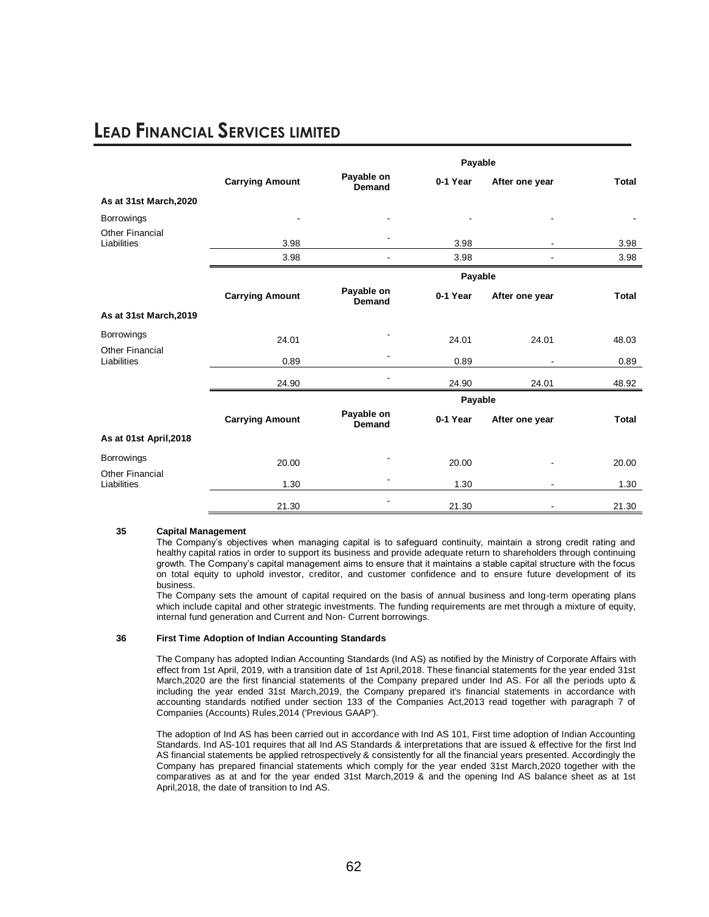|  | Carrying Amount | Payable on Demand | Payable | | Total |
|---|---|---|---|---|---|
|  |  |  | 0-1 Year | After one year |  |
| **As at 31st March,2020** |  |  |  |  |  |
| Borrowings | - | - | - | - | - |
| Other Financial Liabilities | 3.98 | - | 3.98 | - | 3.98 |
|  | 3.98 | - | 3.98 | - | 3.98 |

|  | Carrying Amount | Payable on Demand | Payable | | Total |
|---|---|---|---|---|---|
|  |  |  | 0-1 Year | After one year |  |
| **As at 31st March,2019** |  |  |  |  |  |
| Borrowings | 24.01 | - | 24.01 | 24.01 | 48.03 |
| Other Financial Liabilities | 0.89 | - | 0.89 | - | 0.89 |
|  | 24.90 | - | 24.90 | 24.01 | 48.92 |

|  | Carrying Amount | Payable on Demand | Payable | | Total |
|---|---|---|---|---|---|
|  |  |  | 0-1 Year | After one year |  |
| **As at 01st April,2018** |  |  |  |  |  |
| Borrowings | 20.00 | - | 20.00 | - | 20.00 |
| Other Financial Liabilities | 1.30 | - | 1.30 | - | 1.30 |
|  | 21.30 | - | 21.30 | - | 21.30 |

**35 Capital Management**

The Company's objectives when managing capital is to safeguard continuity, maintain a strong credit rating and healthy capital ratios in order to support its business and provide adequate return to shareholders through continuing growth. The Company's capital management aims to ensure that it maintains a stable capital structure with the focus on total equity to uphold investor, creditor, and customer confidence and to ensure future development of its business.

The Company sets the amount of capital required on the basis of annual business and long-term operating plans which include capital and other strategic investments. The funding requirements are met through a mixture of equity, internal fund generation and Current and Non- Current borrowings.

**36 First Time Adoption of Indian Accounting Standards**

The Company has adopted Indian Accounting Standards (Ind AS) as notified by the Ministry of Corporate Affairs with effect from 1st April, 2019, with a transition date of 1st April,2018. These financial statements for the year ended 31st March,2020 are the first financial statements of the Company prepared under Ind AS. For all the periods upto & including the year ended 31st March,2019, the Company prepared it's financial statements in accordance with accounting standards notified under section 133 of the Companies Act,2013 read together with paragraph 7 of Companies (Accounts) Rules,2014 ('Previous GAAP').

The adoption of Ind AS has been carried out in accordance with Ind AS 101, First time adoption of Indian Accounting Standards. Ind AS-101 requires that all Ind AS Standards & interpretations that are issued & effective for the first Ind AS financial statements be applied retrospectively & consistently for all the financial years presented. Accordingly the Company has prepared financial statements which comply for the year ended 31st March,2020 together with the comparatives as at and for the year ended 31st March,2019 & and the opening Ind AS balance sheet as at 1st April,2018, the date of transition to Ind AS.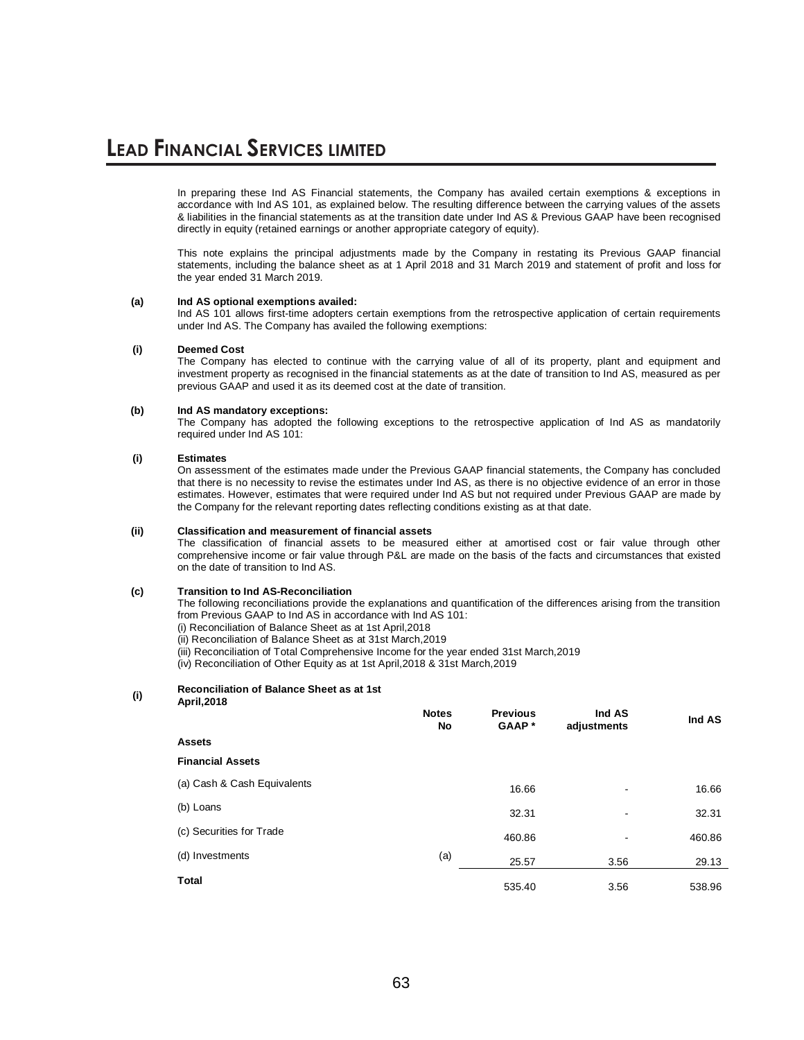In preparing these Ind AS Financial statements, the Company has availed certain exemptions & exceptions in accordance with Ind AS 101, as explained below. The resulting difference between the carrying values of the assets & liabilities in the financial statements as at the transition date under Ind AS & Previous GAAP have been recognised directly in equity (retained earnings or another appropriate category of equity).

This note explains the principal adjustments made by the Company in restating its Previous GAAP financial statements, including the balance sheet as at 1 April 2018 and 31 March 2019 and statement of profit and loss for the year ended 31 March 2019.

**(a) Ind AS optional exemptions availed:**

Ind AS 101 allows first-time adopters certain exemptions from the retrospective application of certain requirements under Ind AS. The Company has availed the following exemptions:

**(i) Deemed Cost**

The Company has elected to continue with the carrying value of all of its property, plant and equipment and investment property as recognised in the financial statements as at the date of transition to Ind AS, measured as per previous GAAP and used it as its deemed cost at the date of transition.

**(b) Ind AS mandatory exceptions:**

The Company has adopted the following exceptions to the retrospective application of Ind AS as mandatorily required under Ind AS 101:

**(i) Estimates**

On assessment of the estimates made under the Previous GAAP financial statements, the Company has concluded that there is no necessity to revise the estimates under Ind AS, as there is no objective evidence of an error in those estimates. However, estimates that were required under Ind AS but not required under Previous GAAP are made by the Company for the relevant reporting dates reflecting conditions existing as at that date.

**(ii) Classification and measurement of financial assets**

The classification of financial assets to be measured either at amortised cost or fair value through other comprehensive income or fair value through P&L are made on the basis of the facts and circumstances that existed on the date of transition to Ind AS.

**(c) Transition to Ind AS-Reconciliation**

The following reconciliations provide the explanations and quantification of the differences arising from the transition from Previous GAAP to Ind AS in accordance with Ind AS 101:

(i) Reconciliation of Balance Sheet as at 1st April,2018

(ii) Reconciliation of Balance Sheet as at 31st March,2019

(iii) Reconciliation of Total Comprehensive Income for the year ended 31st March,2019

(iv) Reconciliation of Other Equity as at 1st April,2018 & 31st March,2019

**(i) Reconciliation of Balance Sheet as at 1st April,2018**

| | Notes No | Previous GAAP * | Ind AS adjustments | Ind AS |
|---|---|---|---|---|
| **Assets** | | | | |
| **Financial Assets** | | | | |
| (a) Cash & Cash Equivalents | | 16.66 | - | 16.66 |
| (b) Loans | | 32.31 | - | 32.31 |
| (c) Securities for Trade | | 460.86 | - | 460.86 |
| (d) Investments | (a) | 25.57 | 3.56 | 29.13 |
| **Total** | | 535.40 | 3.56 | 538.96 |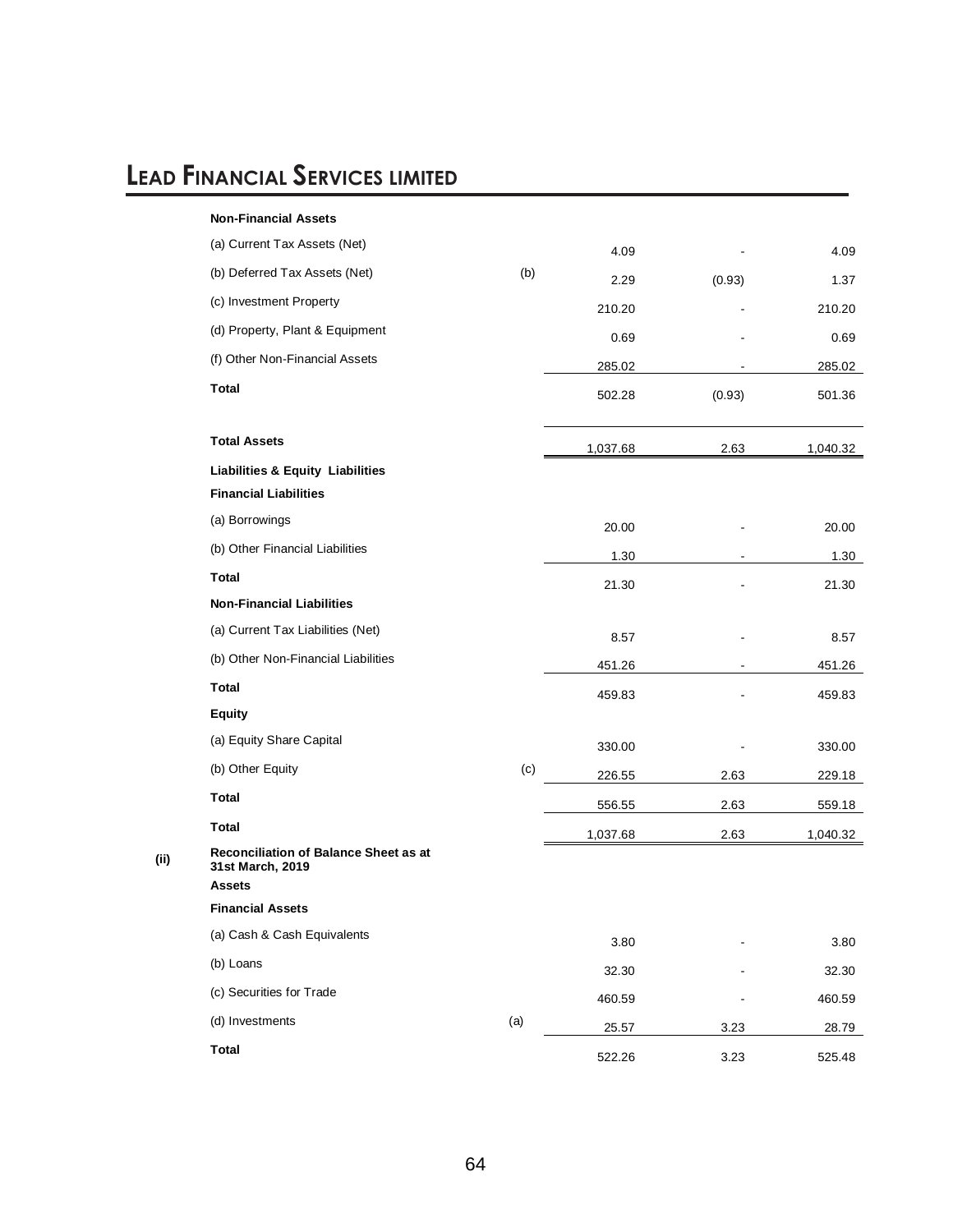| | | | | |
|---|---|---|---|---|
| **Non-Financial Assets** | | | | |
| (a) Current Tax Assets (Net) | | 4.09 | - | 4.09 |
| (b) Deferred Tax Assets (Net) | (b) | 2.29 | (0.93) | 1.37 |
| (c) Investment Property | | 210.20 | - | 210.20 |
| (d) Property, Plant & Equipment | | 0.69 | - | 0.69 |
| (f) Other Non-Financial Assets | | 285.02 | - | 285.02 |
| **Total** | | 502.28 | (0.93) | 501.36 |
| **Total Assets** | | 1,037.68 | 2.63 | 1,040.32 |
| **Liabilities & Equity Liabilities** | | | | |
| **Financial Liabilities** | | | | |
| (a) Borrowings | | 20.00 | - | 20.00 |
| (b) Other Financial Liabilities | | 1.30 | - | 1.30 |
| **Total** | | 21.30 | - | 21.30 |
| **Non-Financial Liabilities** | | | | |
| (a) Current Tax Liabilities (Net) | | 8.57 | - | 8.57 |
| (b) Other Non-Financial Liabilities | | 451.26 | - | 451.26 |
| **Total** | | 459.83 | - | 459.83 |
| **Equity** | | | | |
| (a) Equity Share Capital | | 330.00 | - | 330.00 |
| (b) Other Equity | (c) | 226.55 | 2.63 | 229.18 |
| **Total** | | 556.55 | 2.63 | 559.18 |
| **Total** | | 1,037.68 | 2.63 | 1,040.32 |

**(ii) Reconciliation of Balance Sheet as at 31st March, 2019**

| | | | | |
|---|---|---|---|---|
| **Assets** | | | | |
| **Financial Assets** | | | | |
| (a) Cash & Cash Equivalents | | 3.80 | - | 3.80 |
| (b) Loans | | 32.30 | - | 32.30 |
| (c) Securities for Trade | | 460.59 | - | 460.59 |
| (d) Investments | (a) | 25.57 | 3.23 | 28.79 |
| **Total** | | 522.26 | 3.23 | 525.48 |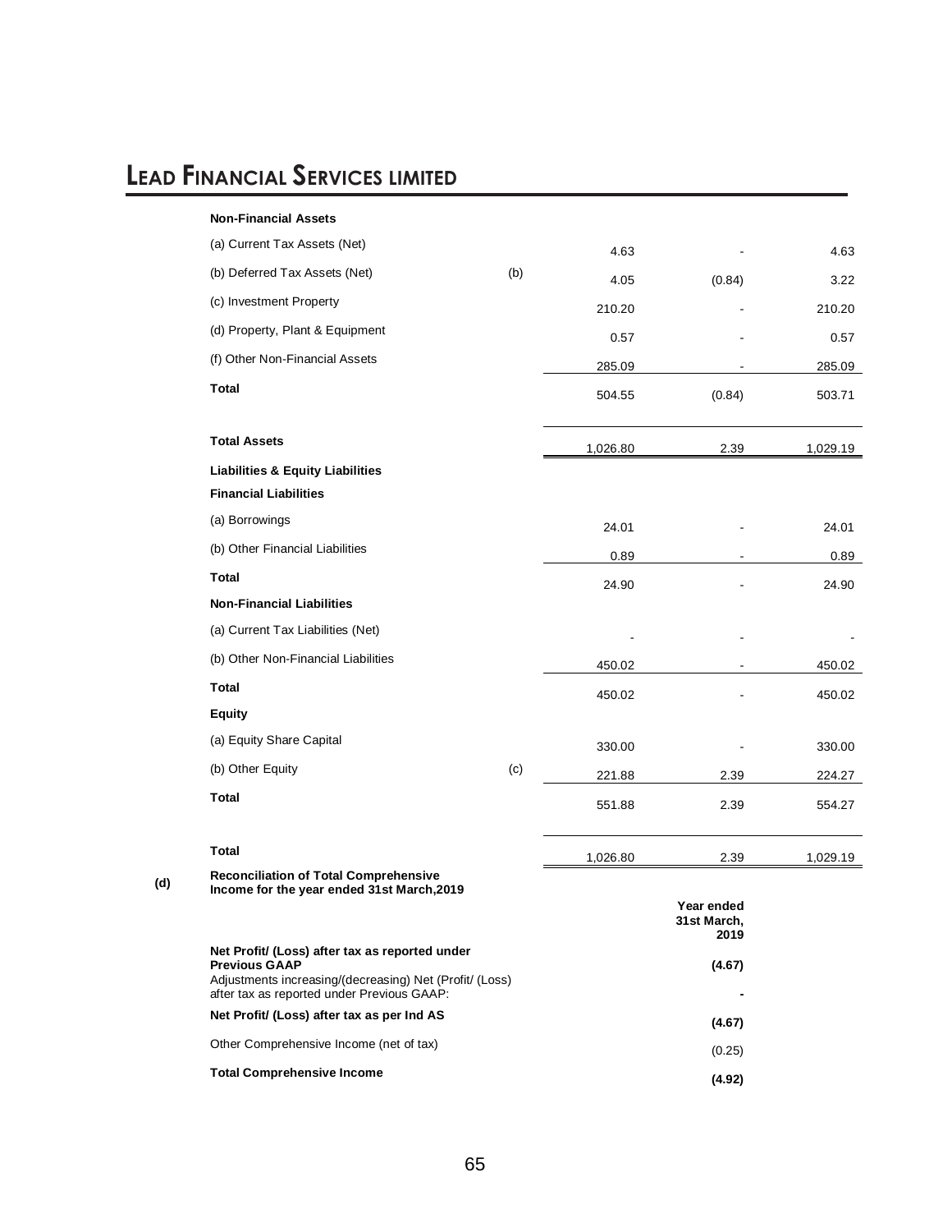| | | | | |
|---|---|---|---|---|
| **Non-Financial Assets** | | | | |
| (a) Current Tax Assets (Net) | | 4.63 | - | 4.63 |
| (b) Deferred Tax Assets (Net) | (b) | 4.05 | (0.84) | 3.22 |
| (c) Investment Property | | 210.20 | - | 210.20 |
| (d) Property, Plant & Equipment | | 0.57 | - | 0.57 |
| (f) Other Non-Financial Assets | | 285.09 | - | 285.09 |
| **Total** | | 504.55 | (0.84) | 503.71 |
| **Total Assets** | | 1,026.80 | 2.39 | 1,029.19 |
| **Liabilities & Equity Liabilities** | | | | |
| **Financial Liabilities** | | | | |
| (a) Borrowings | | 24.01 | - | 24.01 |
| (b) Other Financial Liabilities | | 0.89 | - | 0.89 |
| **Total** | | 24.90 | - | 24.90 |
| **Non-Financial Liabilities** | | | | |
| (a) Current Tax Liabilities (Net) | | - | - | - |
| (b) Other Non-Financial Liabilities | | 450.02 | - | 450.02 |
| **Total** | | 450.02 | - | 450.02 |
| **Equity** | | | | |
| (a) Equity Share Capital | | 330.00 | - | 330.00 |
| (b) Other Equity | (c) | 221.88 | 2.39 | 224.27 |
| **Total** | | 551.88 | 2.39 | 554.27 |
| **Total** | | 1,026.80 | 2.39 | 1,029.19 |

**(d) Reconciliation of Total Comprehensive Income for the year ended 31st March,2019**

| | Year ended 31st March, 2019 |
|---|---|
| **Net Profit/ (Loss) after tax as reported under Previous GAAP** | **(4.67)** |
| Adjustments increasing/(decreasing) Net (Profit/ (Loss) after tax as reported under Previous GAAP: | **-** |
| **Net Profit/ (Loss) after tax as per Ind AS** | **(4.67)** |
| Other Comprehensive Income (net of tax) | (0.25) |
| **Total Comprehensive Income** | **(4.92)** |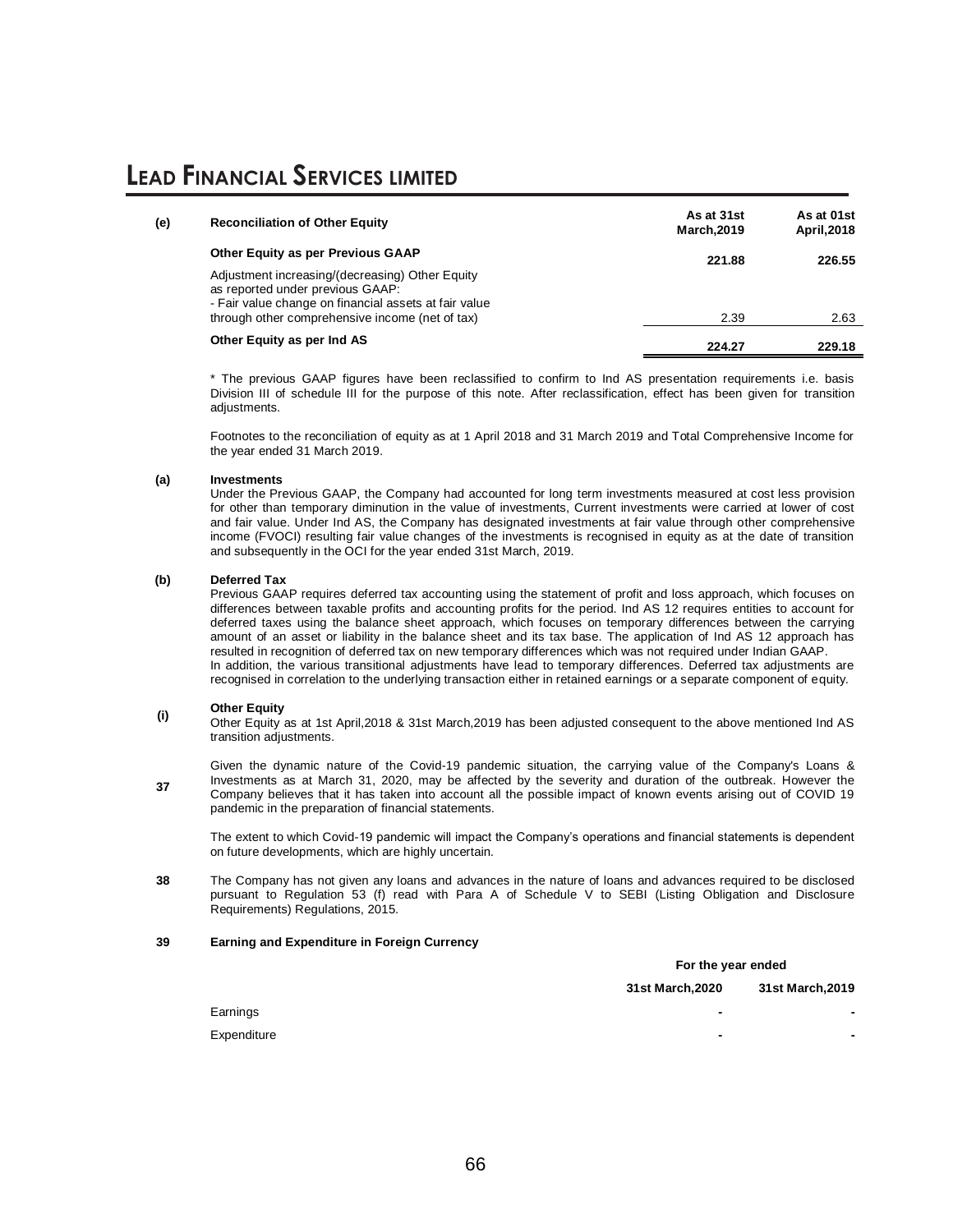| (e) | Reconciliation of Other Equity | As at 31st March,2019 | As at 01st April,2018 |
|---|---|---|---|
| | **Other Equity as per Previous GAAP** | **221.88** | **226.55** |
| | Adjustment increasing/(decreasing) Other Equity as reported under previous GAAP: | | |
| | - Fair value change on financial assets at fair value through other comprehensive income (net of tax) | 2.39 | 2.63 |
| | **Other Equity as per Ind AS** | **224.27** | **229.18** |

* The previous GAAP figures have been reclassified to confirm to Ind AS presentation requirements i.e. basis Division III of schedule III for the purpose of this note. After reclassification, effect has been given for transition adjustments.

Footnotes to the reconciliation of equity as at 1 April 2018 and 31 March 2019 and Total Comprehensive Income for the year ended 31 March 2019.

**(a) Investments**

Under the Previous GAAP, the Company had accounted for long term investments measured at cost less provision for other than temporary diminution in the value of investments, Current investments were carried at lower of cost and fair value. Under Ind AS, the Company has designated investments at fair value through other comprehensive income (FVOCI) resulting fair value changes of the investments is recognised in equity as at the date of transition and subsequently in the OCI for the year ended 31st March, 2019.

**(b) Deferred Tax**

Previous GAAP requires deferred tax accounting using the statement of profit and loss approach, which focuses on differences between taxable profits and accounting profits for the period. Ind AS 12 requires entities to account for deferred taxes using the balance sheet approach, which focuses on temporary differences between the carrying amount of an asset or liability in the balance sheet and its tax base. The application of Ind AS 12 approach has resulted in recognition of deferred tax on new temporary differences which was not required under Indian GAAP.

In addition, the various transitional adjustments have lead to temporary differences. Deferred tax adjustments are recognised in correlation to the underlying transaction either in retained earnings or a separate component of equity.

**(i) Other Equity**

Other Equity as at 1st April,2018 & 31st March,2019 has been adjusted consequent to the above mentioned Ind AS transition adjustments.

**37** Given the dynamic nature of the Covid-19 pandemic situation, the carrying value of the Company's Loans & Investments as at March 31, 2020, may be affected by the severity and duration of the outbreak. However the Company believes that it has taken into account all the possible impact of known events arising out of COVID 19 pandemic in the preparation of financial statements.

The extent to which Covid-19 pandemic will impact the Company's operations and financial statements is dependent on future developments, which are highly uncertain.

**38** The Company has not given any loans and advances in the nature of loans and advances required to be disclosed pursuant to Regulation 53 (f) read with Para A of Schedule V to SEBI (Listing Obligation and Disclosure Requirements) Regulations, 2015.

**39 Earning and Expenditure in Foreign Currency**

| | For the year ended | |
|---|---|---|
| | **31st March,2020** | **31st March,2019** |
| Earnings | - | - |
| Expenditure | - | - |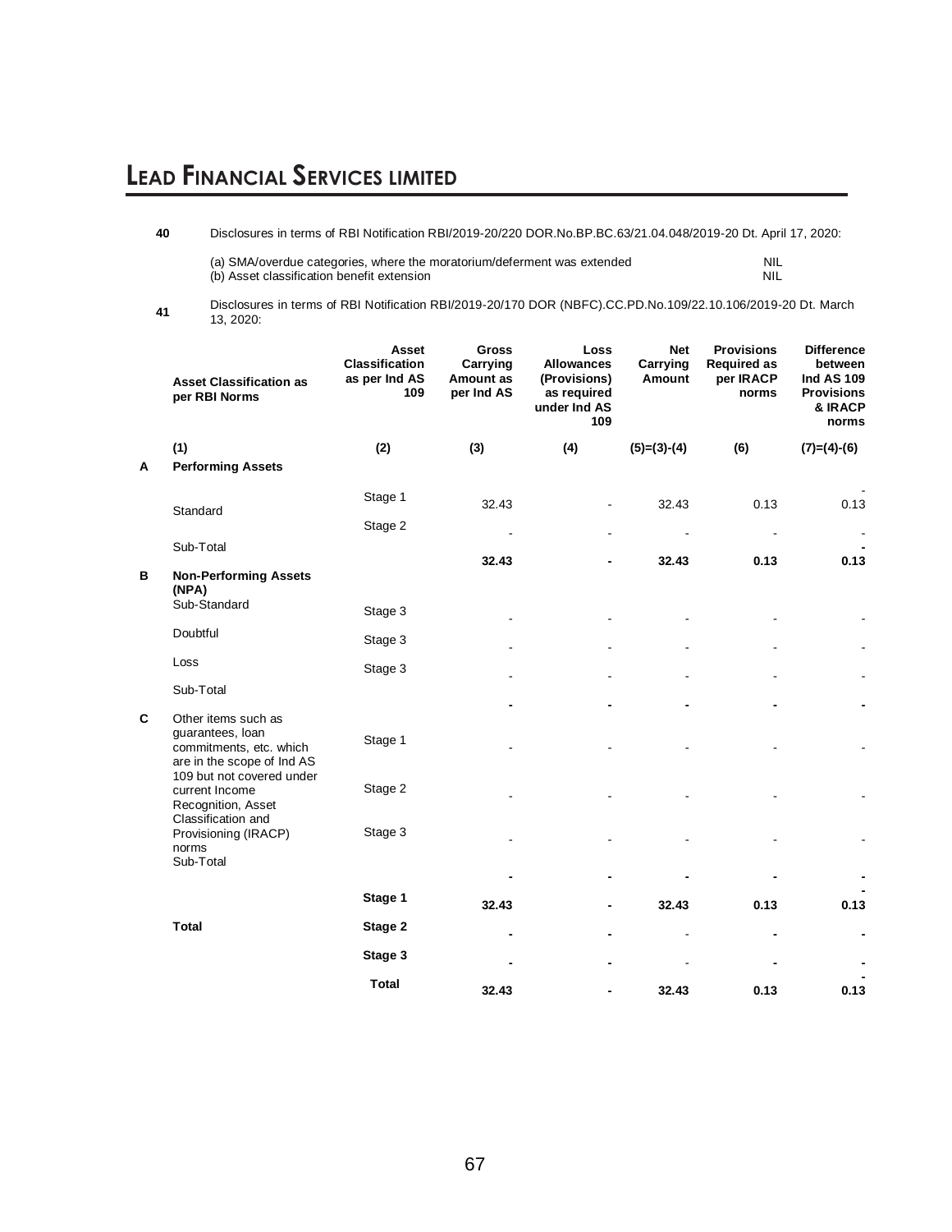**40** Disclosures in terms of RBI Notification RBI/2019-20/220 DOR.No.BP.BC.63/21.04.048/2019-20 Dt. April 17, 2020:

| | |
|---|---|
| (a) SMA/overdue categories, where the moratorium/deferment was extended | NIL |
| (b) Asset classification benefit extension | NIL |

**41** Disclosures in terms of RBI Notification RBI/2019-20/170 DOR (NBFC).CC.PD.No.109/22.10.106/2019-20 Dt. March 13, 2020:

| | Asset Classification as per RBI Norms | Asset Classification as per Ind AS 109 | Gross Carrying Amount as per Ind AS | Loss Allowances (Provisions) as required under Ind AS 109 | Net Carrying Amount | Provisions Required as per IRACP norms | Difference between Ind AS 109 Provisions & IRACP norms |
|---|---|---|---|---|---|---|---|
| | **(1)** | **(2)** | **(3)** | **(4)** | **(5)=(3)-(4)** | **(6)** | **(7)=(4)-(6)** |
| **A** | **Performing Assets** | | | | | | |
| | Standard | Stage 1 | 32.43 | - | 32.43 | 0.13 | - 0.13 |
| | | Stage 2 | - | - | - | - | - |
| | Sub-Total | | **32.43** | **-** | **32.43** | **0.13** | **- 0.13** |
| **B** | **Non-Performing Assets (NPA)** | | | | | | |
| | Sub-Standard | Stage 3 | - | - | - | - | - |
| | Doubtful | Stage 3 | - | - | - | - | - |
| | Loss | Stage 3 | - | - | - | - | - |
| | Sub-Total | | **-** | **-** | **-** | **-** | **-** |
| **C** | Other items such as guarantees, loan commitments, etc. which are in the scope of Ind AS 109 but not covered under current Income Recognition, Asset Classification and Provisioning (IRACP) norms | Stage 1 | - | - | - | - | - |
| | | Stage 2 | - | - | - | - | - |
| | | Stage 3 | - | - | - | - | - |
| | Sub-Total | | **-** | **-** | **-** | **-** | **-** |
| | **Total** | **Stage 1** | **32.43** | **-** | **32.43** | **0.13** | **- 0.13** |
| | | **Stage 2** | **-** | **-** | - | **-** | **-** |
| | | **Stage 3** | **-** | **-** | - | **-** | **-** |
| | | **Total** | **32.43** | **-** | **32.43** | **0.13** | **- 0.13** |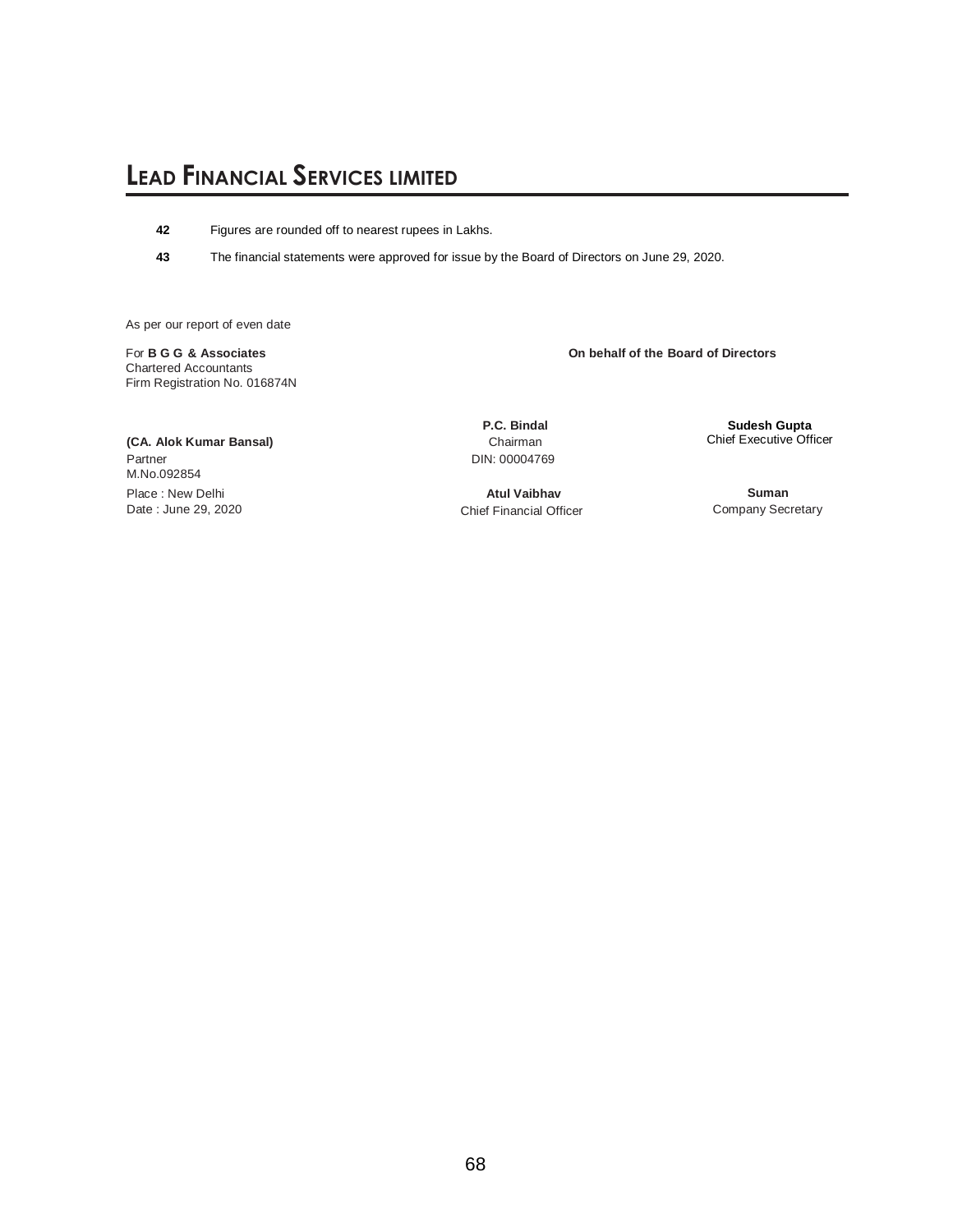42 Figures are rounded off to nearest rupees in Lakhs.

43 The financial statements were approved for issue by the Board of Directors on June 29, 2020.

As per our report of even date

For **B G G & Associates**
Chartered Accountants
Firm Registration No. 016874N

**On behalf of the Board of Directors**

**(CA. Alok Kumar Bansal)**
Partner
M.No.092854

Place : New Delhi
Date : June 29, 2020

**P.C. Bindal**
Chairman
DIN: 00004769

**Sudesh Gupta**
Chief Executive Officer

**Atul Vaibhav**
Chief Financial Officer

**Suman**
Company Secretary